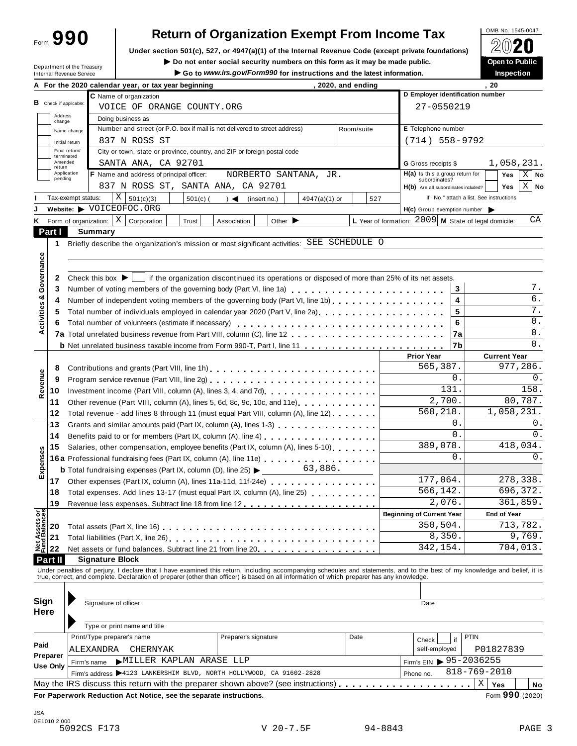Form **990**

# Return of Organization Exempt From Income Tax

**Under section 501(c), 527, or 4947(a)(1) of the Internal Revenue Code (except private foundations)**

▶ Do not enter social security numbers on this form as it may be made public.

▶ Go to *www.irs.gov/Form990* for instructions and the latest information.

OMB No. 1545-0047

**2020**

**Open to Public Inspection**

Department of the Treasury
Internal Revenue Service

**A** For the 2020 calendar year, or tax year beginning , 2020, and ending , 20

**B** Check if applicable: Address change / Name change / Initial return / Final return/terminated / Amended return / Application pending

**C** Name of organization: VOICE OF ORANGE COUNTY.ORG

Doing business as

Number and street (or P.O. box if mail is not delivered to street address): 837 N ROSS ST — Room/suite

City or town, state or province, country, and ZIP or foreign postal code: SANTA ANA, CA 92701

**D** Employer identification number: 27-0550219

**E** Telephone number: (714) 558-9792

**G** Gross receipts $ 1,058,231.

**F** Name and address of principal officer: NORBERTO SANTANA, JR.
837 N ROSS ST, SANTA ANA, CA 92701

**H(a)** Is this a group return for subordinates? Yes [ ] No [X]

**H(b)** Are all subordinates included? Yes [ ] No [X]
If "No," attach a list. See instructions

**H(c)** Group exemption number ▶

**I** Tax-exempt status: [X] 501(c)(3) [ ] 501(c) ( ) ◀ (insert no.) [ ] 4947(a)(1) or [ ] 527

**J** Website: ▶ VOICEOFOC.ORG

**K** Form of organization: [X] Corporation [ ] Trust [ ] Association [ ] Other ▶

**L** Year of formation: 2009 **M** State of legal domicile: CA

## Part I Summary

**Activities & Governance**

1 Briefly describe the organization's mission or most significant activities: SEE SCHEDULE O

2 Check this box ▶ [ ] if the organization discontinued its operations or disposed of more than 25% of its net assets.

| | | | |
|---|---|---|---|
| 3 | Number of voting members of the governing body (Part VI, line 1a) | 3 | 7. |
| 4 | Number of independent voting members of the governing body (Part VI, line 1b) | 4 | 6. |
| 5 | Total number of individuals employed in calendar year 2020 (Part V, line 2a) | 5 | 7. |
| 6 | Total number of volunteers (estimate if necessary) | 6 | 0. |
| 7a | Total unrelated business revenue from Part VIII, column (C), line 12 | 7a | 0. |
| b | Net unrelated business taxable income from Form 990-T, Part I, line 11 | 7b | 0. |

| | | | Prior Year | Current Year |
|---|---|---|---|---|
| **Revenue** | 8 | Contributions and grants (Part VIII, line 1h) | 565,387. | 977,286. |
| | 9 | Program service revenue (Part VIII, line 2g) | 0. | 0. |
| | 10 | Investment income (Part VIII, column (A), lines 3, 4, and 7d) | 131. | 158. |
| | 11 | Other revenue (Part VIII, column (A), lines 5, 6d, 8c, 9c, 10c, and 11e) | 2,700. | 80,787. |
| | 12 | Total revenue - add lines 8 through 11 (must equal Part VIII, column (A), line 12) | 568,218. | 1,058,231. |
| **Expenses** | 13 | Grants and similar amounts paid (Part IX, column (A), lines 1-3) | 0. | 0. |
| | 14 | Benefits paid to or for members (Part IX, column (A), line 4) | 0. | 0. |
| | 15 | Salaries, other compensation, employee benefits (Part IX, column (A), lines 5-10) | 389,078. | 418,034. |
| | 16a | Professional fundraising fees (Part IX, column (A), line 11e) | 0. | 0. |
| | b | Total fundraising expenses (Part IX, column (D), line 25) ▶ 63,886. | | |
| | 17 | Other expenses (Part IX, column (A), lines 11a-11d, 11f-24e) | 177,064. | 278,338. |
| | 18 | Total expenses. Add lines 13-17 (must equal Part IX, column (A), line 25) | 566,142. | 696,372. |
| | 19 | Revenue less expenses. Subtract line 18 from line 12 | 2,076. | 361,859. |

| | | | Beginning of Current Year | End of Year |
|---|---|---|---|---|
| **Net Assets or Fund Balances** | 20 | Total assets (Part X, line 16) | 350,504. | 713,782. |
| | 21 | Total liabilities (Part X, line 26) | 8,350. | 9,769. |
| | 22 | Net assets or fund balances. Subtract line 21 from line 20 | 342,154. | 704,013. |

## Part II Signature Block

Under penalties of perjury, I declare that I have examined this return, including accompanying schedules and statements, and to the best of my knowledge and belief, it is true, correct, and complete. Declaration of preparer (other than officer) is based on all information of which preparer has any knowledge.

**Sign Here**

Signature of officer — Date

Type or print name and title

**Paid Preparer Use Only**

| Print/Type preparer's name | Preparer's signature | Date | Check [ ] if self-employed | PTIN |
|---|---|---|---|---|
| ALEXANDRA CHERNYAK | | | | P01827839 |

Firm's name ▶ MILLER KAPLAN ARASE LLP — Firm's EIN ▶ 95-2036255

Firm's address ▶ 4123 LANKERSHIM BLVD, NORTH HOLLYWOOD, CA 91602-2828 — Phone no. 818-769-2010

May the IRS discuss this return with the preparer shown above? (see instructions) [X] Yes [ ] No

**For Paperwork Reduction Act Notice, see the separate instructions.** Form **990** (2020)

JSA
0E1010 2.000
5092CS F173 V 20-7.5F 94-8843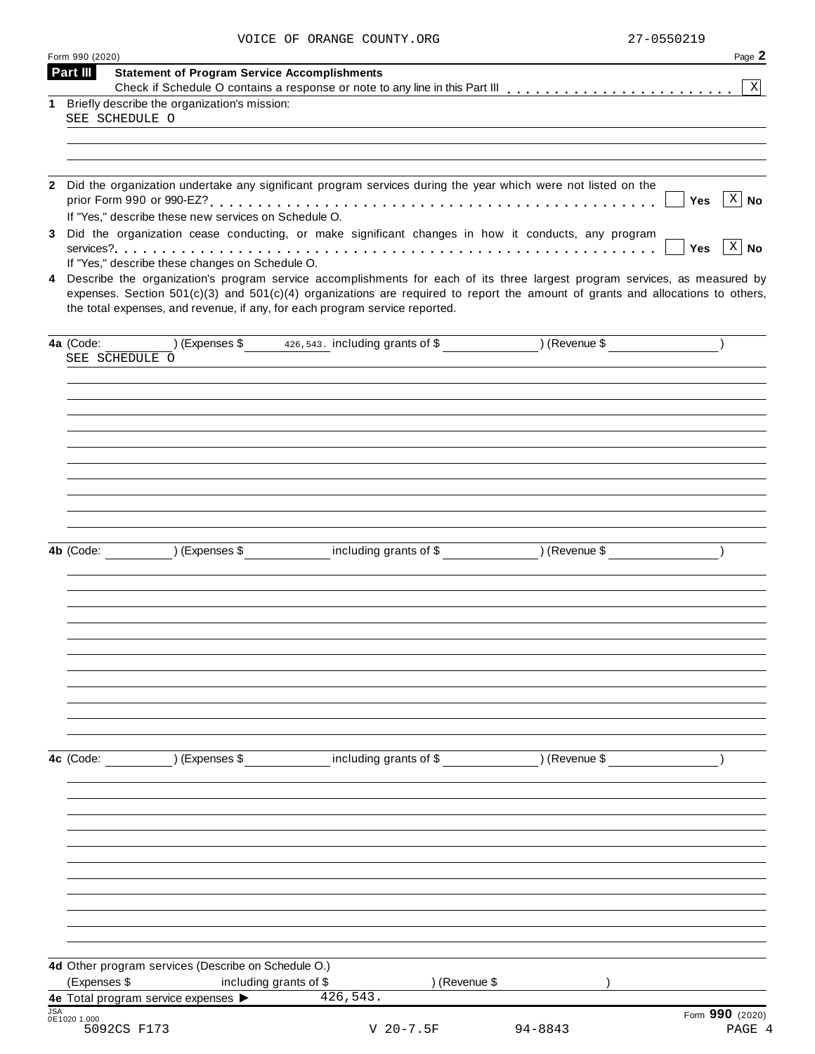VOICE OF ORANGE COUNTY.ORG 27-0550219

Form 990 (2020) Page 2

## Part III Statement of Program Service Accomplishments

Check if Schedule O contains a response or note to any line in this Part III . . . . . . . . . . . . . . . . . . . . . . . . [X]

**1** Briefly describe the organization's mission:

SEE SCHEDULE O

**2** Did the organization undertake any significant program services during the year which were not listed on the prior Form 990 or 990-EZ? . . . . . . . . . . . . . . . . . . . . . . . . . . . . . . . . . . . . . . . . . . . [ ] Yes [X] No

If "Yes," describe these new services on Schedule O.

**3** Did the organization cease conducting, or make significant changes in how it conducts, any program services? . . . . . . . . . . . . . . . . . . . . . . . . . . . . . . . . . . . . . . . . . . . . . . . . . . . . . . [ ] Yes [X] No

If "Yes," describe these changes on Schedule O.

**4** Describe the organization's program service accomplishments for each of its three largest program services, as measured by expenses. Section 501(c)(3) and 501(c)(4) organizations are required to report the amount of grants and allocations to others, the total expenses, and revenue, if any, for each program service reported.

**4a** (Code: ) (Expenses $ 426,543. including grants of $ ) (Revenue $ )

SEE SCHEDULE O

**4b** (Code: ) (Expenses $ including grants of $ ) (Revenue $ )

**4c** (Code: ) (Expenses $ including grants of $ ) (Revenue $ )

**4d** Other program services (Describe on Schedule O.)

(Expenses $ including grants of $ ) (Revenue $ )

**4e** Total program service expenses ▶ 426,543.

JSA 0E1020 1.000

Form **990** (2020)

5092CS F173 V 20-7.5F 94-8843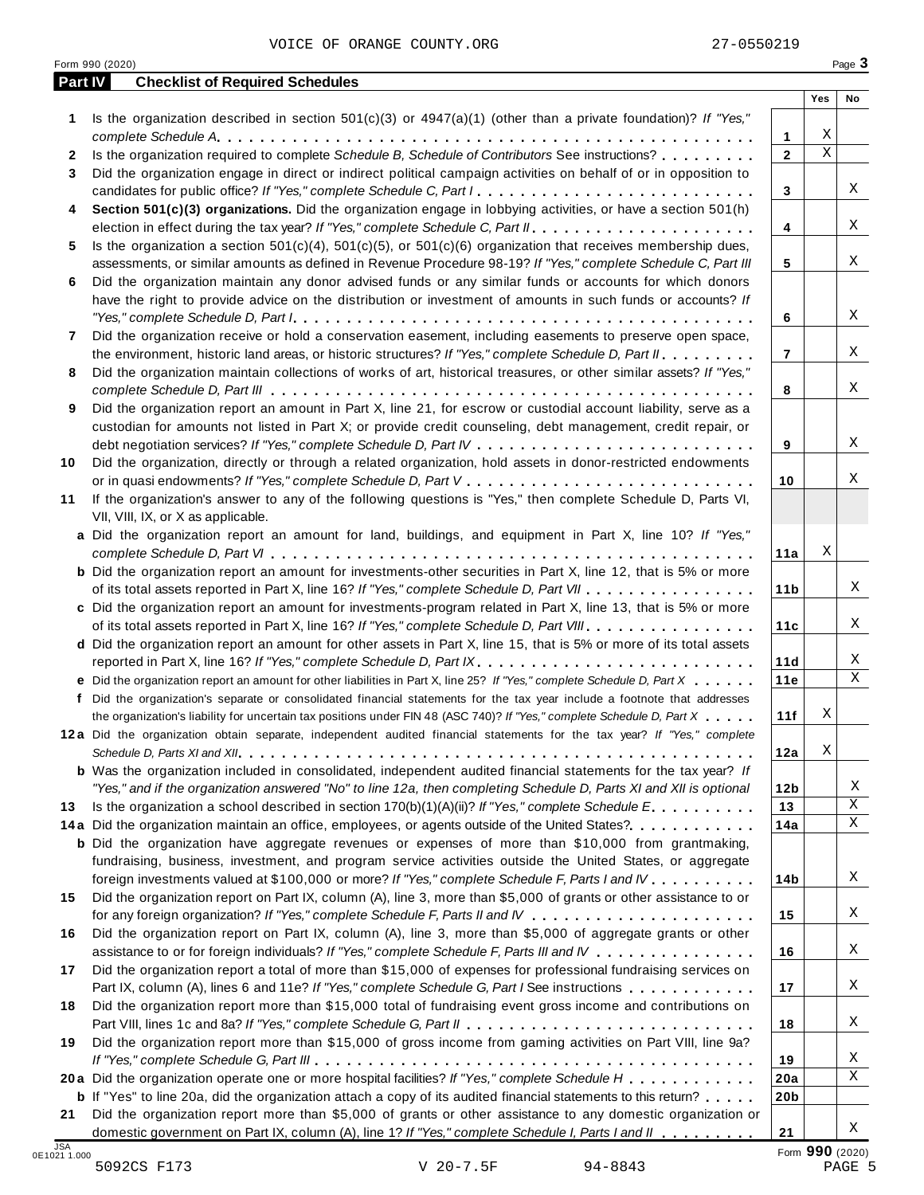VOICE OF ORANGE COUNTY.ORG 27-0550219

Form 990 (2020) Page **3**

## Part IV Checklist of Required Schedules

| | | | Yes | No |
|---|---|---|---|---|
| **1** | Is the organization described in section 501(c)(3) or 4947(a)(1) (other than a private foundation)? *If "Yes," complete Schedule A* | **1** | X | |
| **2** | Is the organization required to complete *Schedule B, Schedule of Contributors* See instructions? | **2** | X | |
| **3** | Did the organization engage in direct or indirect political campaign activities on behalf of or in opposition to candidates for public office? *If "Yes," complete Schedule C, Part I* | **3** | | X |
| **4** | **Section 501(c)(3) organizations.** Did the organization engage in lobbying activities, or have a section 501(h) election in effect during the tax year? *If "Yes," complete Schedule C, Part II* | **4** | | X |
| **5** | Is the organization a section 501(c)(4), 501(c)(5), or 501(c)(6) organization that receives membership dues, assessments, or similar amounts as defined in Revenue Procedure 98-19? *If "Yes," complete Schedule C, Part III* | **5** | | X |
| **6** | Did the organization maintain any donor advised funds or any similar funds or accounts for which donors have the right to provide advice on the distribution or investment of amounts in such funds or accounts? *If "Yes," complete Schedule D, Part I* | **6** | | X |
| **7** | Did the organization receive or hold a conservation easement, including easements to preserve open space, the environment, historic land areas, or historic structures? *If "Yes," complete Schedule D, Part II* | **7** | | X |
| **8** | Did the organization maintain collections of works of art, historical treasures, or other similar assets? *If "Yes," complete Schedule D, Part III* | **8** | | X |
| **9** | Did the organization report an amount in Part X, line 21, for escrow or custodial account liability, serve as a custodian for amounts not listed in Part X; or provide credit counseling, debt management, credit repair, or debt negotiation services? *If "Yes," complete Schedule D, Part IV* | **9** | | X |
| **10** | Did the organization, directly or through a related organization, hold assets in donor-restricted endowments or in quasi endowments? *If "Yes," complete Schedule D, Part V* | **10** | | X |
| **11** | If the organization's answer to any of the following questions is "Yes," then complete Schedule D, Parts VI, VII, VIII, IX, or X as applicable. | | | |
| **a** | Did the organization report an amount for land, buildings, and equipment in Part X, line 10? *If "Yes," complete Schedule D, Part VI* | **11a** | X | |
| **b** | Did the organization report an amount for investments-other securities in Part X, line 12, that is 5% or more of its total assets reported in Part X, line 16? *If "Yes," complete Schedule D, Part VII* | **11b** | | X |
| **c** | Did the organization report an amount for investments-program related in Part X, line 13, that is 5% or more of its total assets reported in Part X, line 16? *If "Yes," complete Schedule D, Part VIII* | **11c** | | X |
| **d** | Did the organization report an amount for other assets in Part X, line 15, that is 5% or more of its total assets reported in Part X, line 16? *If "Yes," complete Schedule D, Part IX* | **11d** | | X |
| **e** | Did the organization report an amount for other liabilities in Part X, line 25? *If "Yes," complete Schedule D, Part X* | **11e** | | X |
| **f** | Did the organization's separate or consolidated financial statements for the tax year include a footnote that addresses the organization's liability for uncertain tax positions under FIN 48 (ASC 740)? *If "Yes," complete Schedule D, Part X* | **11f** | X | |
| **12a** | Did the organization obtain separate, independent audited financial statements for the tax year? *If "Yes," complete Schedule D, Parts XI and XII* | **12a** | X | |
| **b** | Was the organization included in consolidated, independent audited financial statements for the tax year? *If "Yes," and if the organization answered "No" to line 12a, then completing Schedule D, Parts XI and XII is optional* | **12b** | | X |
| **13** | Is the organization a school described in section 170(b)(1)(A)(ii)? *If "Yes," complete Schedule E* | **13** | | X |
| **14a** | Did the organization maintain an office, employees, or agents outside of the United States? | **14a** | | X |
| **b** | Did the organization have aggregate revenues or expenses of more than $10,000 from grantmaking, fundraising, business, investment, and program service activities outside the United States, or aggregate foreign investments valued at $100,000 or more? *If "Yes," complete Schedule F, Parts I and IV* | **14b** | | X |
| **15** | Did the organization report on Part IX, column (A), line 3, more than $5,000 of grants or other assistance to or for any foreign organization? *If "Yes," complete Schedule F, Parts II and IV* | **15** | | X |
| **16** | Did the organization report on Part IX, column (A), line 3, more than $5,000 of aggregate grants or other assistance to or for foreign individuals? *If "Yes," complete Schedule F, Parts III and IV* | **16** | | X |
| **17** | Did the organization report a total of more than $15,000 of expenses for professional fundraising services on Part IX, column (A), lines 6 and 11e? *If "Yes," complete Schedule G, Part I* See instructions | **17** | | X |
| **18** | Did the organization report more than $15,000 total of fundraising event gross income and contributions on Part VIII, lines 1c and 8a? *If "Yes," complete Schedule G, Part II* | **18** | | X |
| **19** | Did the organization report more than $15,000 of gross income from gaming activities on Part VIII, line 9a? *If "Yes," complete Schedule G, Part III* | **19** | | X |
| **20a** | Did the organization operate one or more hospital facilities? *If "Yes," complete Schedule H* | **20a** | | X |
| **b** | If "Yes" to line 20a, did the organization attach a copy of its audited financial statements to this return? | **20b** | | |
| **21** | Did the organization report more than $5,000 of grants or other assistance to any domestic organization or domestic government on Part IX, column (A), line 1? *If "Yes," complete Schedule I, Parts I and II* | **21** | | X |

Form **990** (2020)

JSA 0E1021 1.000

5092CS F173 V 20-7.5F 94-8843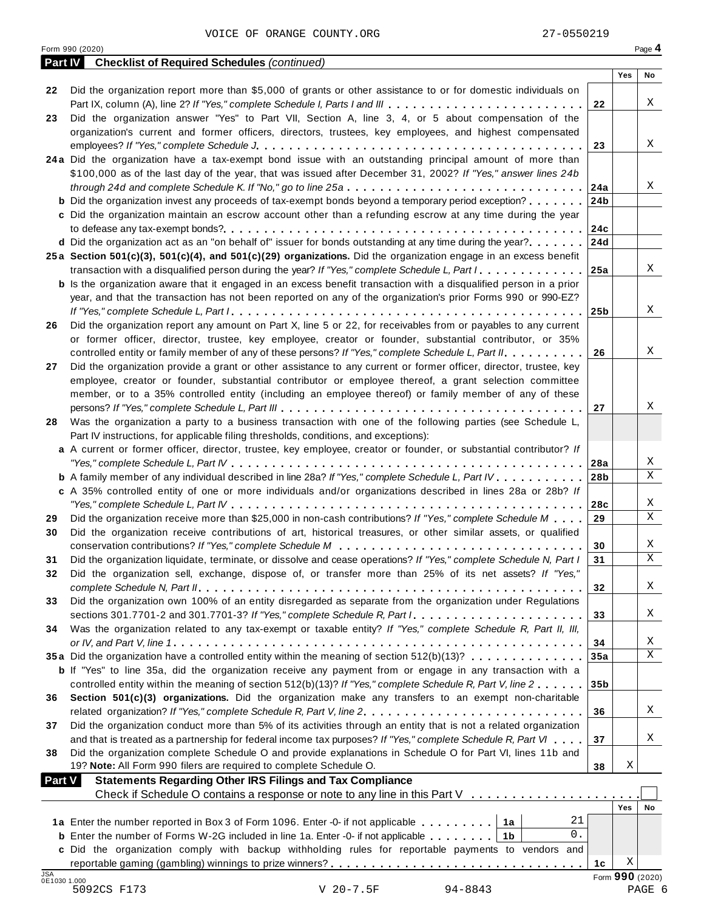VOICE OF ORANGE COUNTY.ORG 27-0550219

Form 990 (2020)

## Part IV Checklist of Required Schedules *(continued)*

| | | | Yes | No |
|---|---|---|---|---|
| 22 | Did the organization report more than $5,000 of grants or other assistance to or for domestic individuals on Part IX, column (A), line 2? *If "Yes," complete Schedule I, Parts I and III* | 22 | | X |
| 23 | Did the organization answer "Yes" to Part VII, Section A, line 3, 4, or 5 about compensation of the organization's current and former officers, directors, trustees, key employees, and highest compensated employees? *If "Yes," complete Schedule J* | 23 | | X |
| 24a | Did the organization have a tax-exempt bond issue with an outstanding principal amount of more than $100,000 as of the last day of the year, that was issued after December 31, 2002? *If "Yes," answer lines 24b through 24d and complete Schedule K. If "No," go to line 25a* | 24a | | X |
| b | Did the organization invest any proceeds of tax-exempt bonds beyond a temporary period exception? | 24b | | |
| c | Did the organization maintain an escrow account other than a refunding escrow at any time during the year to defease any tax-exempt bonds? | 24c | | |
| d | Did the organization act as an "on behalf of" issuer for bonds outstanding at any time during the year? | 24d | | |
| 25a | **Section 501(c)(3), 501(c)(4), and 501(c)(29) organizations.** Did the organization engage in an excess benefit transaction with a disqualified person during the year? *If "Yes," complete Schedule L, Part I* | 25a | | X |
| b | Is the organization aware that it engaged in an excess benefit transaction with a disqualified person in a prior year, and that the transaction has not been reported on any of the organization's prior Forms 990 or 990-EZ? *If "Yes," complete Schedule L, Part I* | 25b | | X |
| 26 | Did the organization report any amount on Part X, line 5 or 22, for receivables from or payables to any current or former officer, director, trustee, key employee, creator or founder, substantial contributor, or 35% controlled entity or family member of any of these persons? *If "Yes," complete Schedule L, Part II* | 26 | | X |
| 27 | Did the organization provide a grant or other assistance to any current or former officer, director, trustee, key employee, creator or founder, substantial contributor or employee thereof, a grant selection committee member, or to a 35% controlled entity (including an employee thereof) or family member of any of these persons? *If "Yes," complete Schedule L, Part III* | 27 | | X |
| 28 | Was the organization a party to a business transaction with one of the following parties (see Schedule L, Part IV instructions, for applicable filing thresholds, conditions, and exceptions): | | | |
| a | A current or former officer, director, trustee, key employee, creator or founder, or substantial contributor? *If "Yes," complete Schedule L, Part IV* | 28a | | X |
| b | A family member of any individual described in line 28a? *If "Yes," complete Schedule L, Part IV* | 28b | | X |
| c | A 35% controlled entity of one or more individuals and/or organizations described in lines 28a or 28b? *If "Yes," complete Schedule L, Part IV* | 28c | | X |
| 29 | Did the organization receive more than $25,000 in non-cash contributions? *If "Yes," complete Schedule M* | 29 | | X |
| 30 | Did the organization receive contributions of art, historical treasures, or other similar assets, or qualified conservation contributions? *If "Yes," complete Schedule M* | 30 | | X |
| 31 | Did the organization liquidate, terminate, or dissolve and cease operations? *If "Yes," complete Schedule N, Part I* | 31 | | X |
| 32 | Did the organization sell, exchange, dispose of, or transfer more than 25% of its net assets? *If "Yes," complete Schedule N, Part II* | 32 | | X |
| 33 | Did the organization own 100% of an entity disregarded as separate from the organization under Regulations sections 301.7701-2 and 301.7701-3? *If "Yes," complete Schedule R, Part I* | 33 | | X |
| 34 | Was the organization related to any tax-exempt or taxable entity? *If "Yes," complete Schedule R, Part II, III, or IV, and Part V, line 1* | 34 | | X |
| 35a | Did the organization have a controlled entity within the meaning of section 512(b)(13)? | 35a | | X |
| b | If "Yes" to line 35a, did the organization receive any payment from or engage in any transaction with a controlled entity within the meaning of section 512(b)(13)? *If "Yes," complete Schedule R, Part V, line 2* | 35b | | |
| 36 | **Section 501(c)(3) organizations.** Did the organization make any transfers to an exempt non-charitable related organization? *If "Yes," complete Schedule R, Part V, line 2* | 36 | | X |
| 37 | Did the organization conduct more than 5% of its activities through an entity that is not a related organization and that is treated as a partnership for federal income tax purposes? *If "Yes," complete Schedule R, Part VI* | 37 | | X |
| 38 | Did the organization complete Schedule O and provide explanations in Schedule O for Part VI, lines 11b and 19? **Note:** All Form 990 filers are required to complete Schedule O. | 38 | X | |

## Part V Statements Regarding Other IRS Filings and Tax Compliance

Check if Schedule O contains a response or note to any line in this Part V . . . . . ☐

| | | | | | Yes | No |
|---|---|---|---|---|---|---|
| 1a | Enter the number reported in Box 3 of Form 1096. Enter -0- if not applicable | 1a | 21 | | | |
| b | Enter the number of Forms W-2G included in line 1a. Enter -0- if not applicable | 1b | 0. | | | |
| c | Did the organization comply with backup withholding rules for reportable payments to vendors and reportable gaming (gambling) winnings to prize winners? | | | 1c | X | |

Form **990** (2020)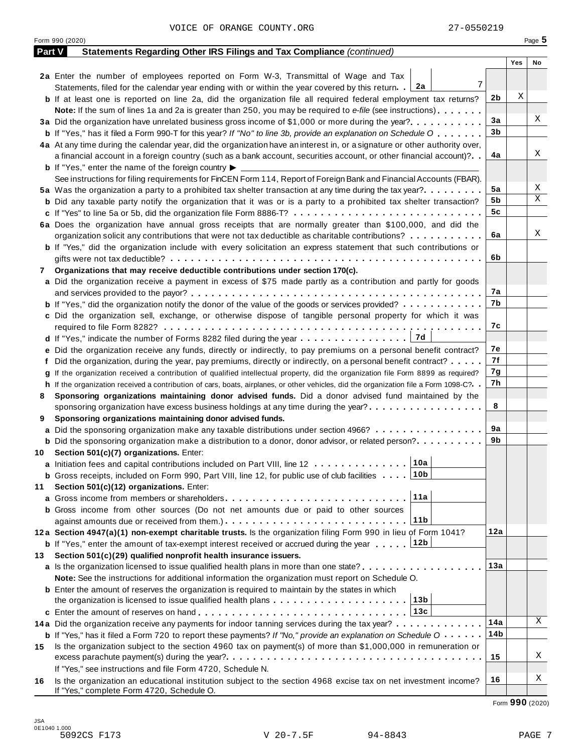VOICE OF ORANGE COUNTY.ORG 27-0550219

Form 990 (2020) Page **5**

## Part V Statements Regarding Other IRS Filings and Tax Compliance *(continued)*

| | | | Yes | No |
|---|---|---|---|---|
| **2a** | Enter the number of employees reported on Form W-3, Transmittal of Wage and Tax Statements, filed for the calendar year ending with or within the year covered by this return . . **2a** 7 | | | |
| **b** | If at least one is reported on line 2a, did the organization file all required federal employment tax returns? | **2b** | X | |
| | **Note:** If the sum of lines 1a and 2a is greater than 250, you may be required to *e-file* (see instructions) | | | |
| **3a** | Did the organization have unrelated business gross income of $1,000 or more during the year? | **3a** | | X |
| **b** | If "Yes," has it filed a Form 990-T for this year? *If "No" to line 3b, provide an explanation on Schedule O* | **3b** | | |
| **4a** | At any time during the calendar year, did the organization have an interest in, or a signature or other authority over, a financial account in a foreign country (such as a bank account, securities account, or other financial account)? | **4a** | | X |
| **b** | If "Yes," enter the name of the foreign country ▶ | | | |
| | See instructions for filing requirements for FinCEN Form 114, Report of Foreign Bank and Financial Accounts (FBAR). | | | |
| **5a** | Was the organization a party to a prohibited tax shelter transaction at any time during the tax year? | **5a** | | X |
| **b** | Did any taxable party notify the organization that it was or is a party to a prohibited tax shelter transaction? | **5b** | | X |
| **c** | If "Yes" to line 5a or 5b, did the organization file Form 8886-T? | **5c** | | |
| **6a** | Does the organization have annual gross receipts that are normally greater than $100,000, and did the organization solicit any contributions that were not tax deductible as charitable contributions? | **6a** | | X |
| **b** | If "Yes," did the organization include with every solicitation an express statement that such contributions or gifts were not tax deductible? | **6b** | | |
| **7** | **Organizations that may receive deductible contributions under section 170(c).** | | | |
| **a** | Did the organization receive a payment in excess of $75 made partly as a contribution and partly for goods and services provided to the payor? | **7a** | | |
| **b** | If "Yes," did the organization notify the donor of the value of the goods or services provided? | **7b** | | |
| **c** | Did the organization sell, exchange, or otherwise dispose of tangible personal property for which it was required to file Form 8282? | **7c** | | |
| **d** | If "Yes," indicate the number of Forms 8282 filed during the year . . . **7d** | | | |
| **e** | Did the organization receive any funds, directly or indirectly, to pay premiums on a personal benefit contract? | **7e** | | |
| **f** | Did the organization, during the year, pay premiums, directly or indirectly, on a personal benefit contract? | **7f** | | |
| **g** | If the organization received a contribution of qualified intellectual property, did the organization file Form 8899 as required? | **7g** | | |
| **h** | If the organization received a contribution of cars, boats, airplanes, or other vehicles, did the organization file a Form 1098-C? | **7h** | | |
| **8** | **Sponsoring organizations maintaining donor advised funds.** Did a donor advised fund maintained by the sponsoring organization have excess business holdings at any time during the year? | **8** | | |
| **9** | **Sponsoring organizations maintaining donor advised funds.** | | | |
| **a** | Did the sponsoring organization make any taxable distributions under section 4966? | **9a** | | |
| **b** | Did the sponsoring organization make a distribution to a donor, donor advisor, or related person? | **9b** | | |
| **10** | **Section 501(c)(7) organizations.** Enter: | | | |
| **a** | Initiation fees and capital contributions included on Part VIII, line 12 . . . **10a** | | | |
| **b** | Gross receipts, included on Form 990, Part VIII, line 12, for public use of club facilities . . . **10b** | | | |
| **11** | **Section 501(c)(12) organizations.** Enter: | | | |
| **a** | Gross income from members or shareholders . . . **11a** | | | |
| **b** | Gross income from other sources (Do not net amounts due or paid to other sources against amounts due or received from them.) . . . **11b** | | | |
| **12a** | **Section 4947(a)(1) non-exempt charitable trusts.** Is the organization filing Form 990 in lieu of Form 1041? | **12a** | | |
| **b** | If "Yes," enter the amount of tax-exempt interest received or accrued during the year . . . **12b** | | | |
| **13** | **Section 501(c)(29) qualified nonprofit health insurance issuers.** | | | |
| **a** | Is the organization licensed to issue qualified health plans in more than one state? | **13a** | | |
| | **Note:** See the instructions for additional information the organization must report on Schedule O. | | | |
| **b** | Enter the amount of reserves the organization is required to maintain by the states in which the organization is licensed to issue qualified health plans . . . **13b** | | | |
| **c** | Enter the amount of reserves on hand . . . **13c** | | | |
| **14a** | Did the organization receive any payments for indoor tanning services during the tax year? | **14a** | | X |
| **b** | If "Yes," has it filed a Form 720 to report these payments? *If "No," provide an explanation on Schedule O* | **14b** | | |
| **15** | Is the organization subject to the section 4960 tax on payment(s) of more than $1,000,000 in remuneration or excess parachute payment(s) during the year? | **15** | | X |
| | If "Yes," see instructions and file Form 4720, Schedule N. | | | |
| **16** | Is the organization an educational institution subject to the section 4968 excise tax on net investment income? If "Yes," complete Form 4720, Schedule O. | **16** | | X |

Form **990** (2020)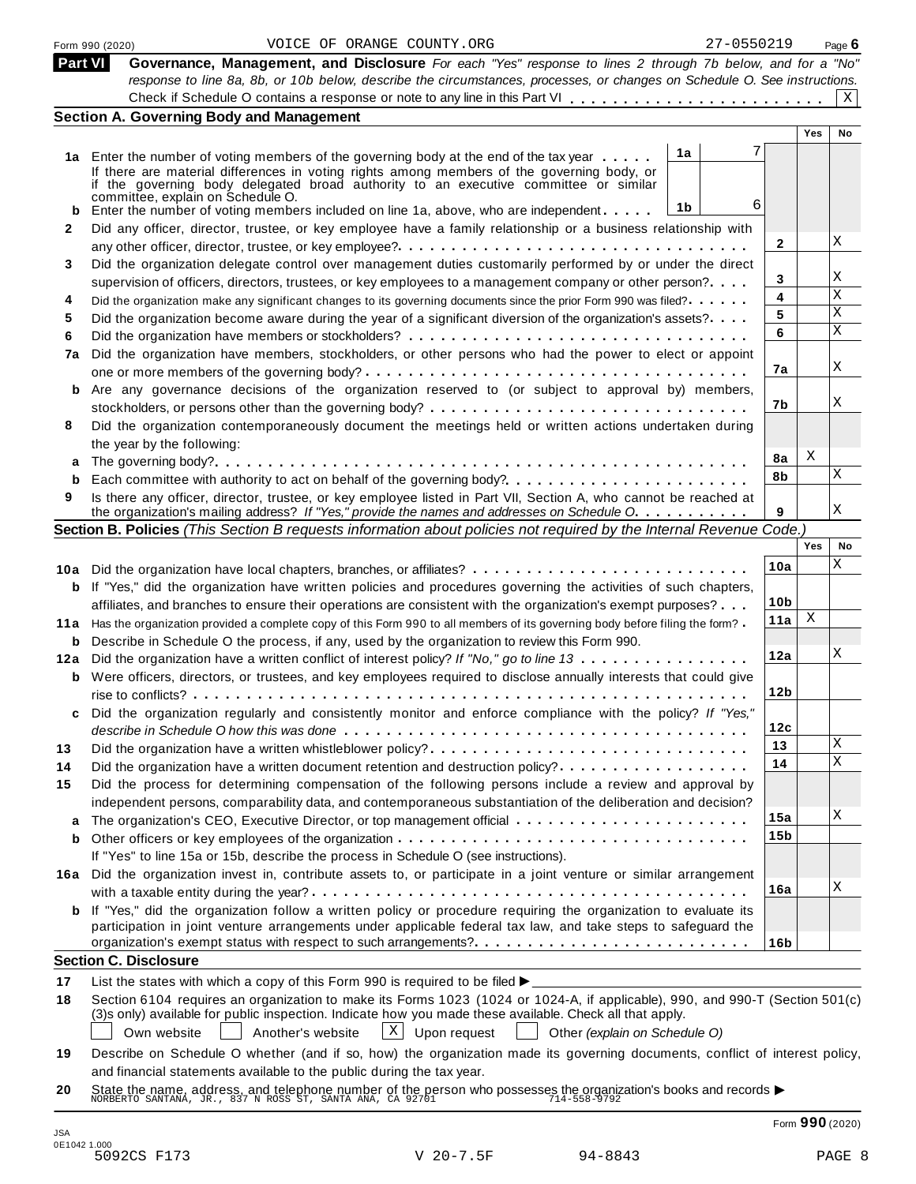Form 990 (2020) VOICE OF ORANGE COUNTY.ORG 27-0550219 Page **6**

## Part VI Governance, Management, and Disclosure

*For each "Yes" response to lines 2 through 7b below, and for a "No" response to line 8a, 8b, or 10b below, describe the circumstances, processes, or changes on Schedule O. See instructions.*

Check if Schedule O contains a response or note to any line in this Part VI . . . . . . . . . . . . . . . . . . . . . . . . [X]

### Section A. Governing Body and Management

| | | | Yes | No |
|---|---|---|---|---|
| **1a** | Enter the number of voting members of the governing body at the end of the tax year . . . . . **1a** 7<br>If there are material differences in voting rights among members of the governing body, or if the governing body delegated broad authority to an executive committee or similar committee, explain on Schedule O. | | | |
| **b** | Enter the number of voting members included on line 1a, above, who are independent . . . . . **1b** 6 | | | |
| **2** | Did any officer, director, trustee, or key employee have a family relationship or a business relationship with any other officer, director, trustee, or key employee? | **2** | | X |
| **3** | Did the organization delegate control over management duties customarily performed by or under the direct supervision of officers, directors, trustees, or key employees to a management company or other person? | **3** | | X |
| **4** | Did the organization make any significant changes to its governing documents since the prior Form 990 was filed? | **4** | | X |
| **5** | Did the organization become aware during the year of a significant diversion of the organization's assets? | **5** | | X |
| **6** | Did the organization have members or stockholders? | **6** | | X |
| **7a** | Did the organization have members, stockholders, or other persons who had the power to elect or appoint one or more members of the governing body? | **7a** | | X |
| **b** | Are any governance decisions of the organization reserved to (or subject to approval by) members, stockholders, or persons other than the governing body? | **7b** | | X |
| **8** | Did the organization contemporaneously document the meetings held or written actions undertaken during the year by the following: | | | |
| **a** | The governing body? | **8a** | X | |
| **b** | Each committee with authority to act on behalf of the governing body? | **8b** | | X |
| **9** | Is there any officer, director, trustee, or key employee listed in Part VII, Section A, who cannot be reached at the organization's mailing address? *If "Yes," provide the names and addresses on Schedule O.* | **9** | | X |

### Section B. Policies *(This Section B requests information about policies not required by the Internal Revenue Code.)*

| | | | Yes | No |
|---|---|---|---|---|
| **10a** | Did the organization have local chapters, branches, or affiliates? | **10a** | | X |
| **b** | If "Yes," did the organization have written policies and procedures governing the activities of such chapters, affiliates, and branches to ensure their operations are consistent with the organization's exempt purposes? | **10b** | | |
| **11a** | Has the organization provided a complete copy of this Form 990 to all members of its governing body before filing the form? | **11a** | X | |
| **b** | Describe in Schedule O the process, if any, used by the organization to review this Form 990. | | | |
| **12a** | Did the organization have a written conflict of interest policy? *If "No," go to line 13* | **12a** | | X |
| **b** | Were officers, directors, or trustees, and key employees required to disclose annually interests that could give rise to conflicts? | **12b** | | |
| **c** | Did the organization regularly and consistently monitor and enforce compliance with the policy? *If "Yes," describe in Schedule O how this was done* | **12c** | | |
| **13** | Did the organization have a written whistleblower policy? | **13** | | X |
| **14** | Did the organization have a written document retention and destruction policy? | **14** | | X |
| **15** | Did the process for determining compensation of the following persons include a review and approval by independent persons, comparability data, and contemporaneous substantiation of the deliberation and decision? | | | |
| **a** | The organization's CEO, Executive Director, or top management official | **15a** | | X |
| **b** | Other officers or key employees of the organization | **15b** | | |
| | If "Yes" to line 15a or 15b, describe the process in Schedule O (see instructions). | | | |
| **16a** | Did the organization invest in, contribute assets to, or participate in a joint venture or similar arrangement with a taxable entity during the year? | **16a** | | X |
| **b** | If "Yes," did the organization follow a written policy or procedure requiring the organization to evaluate its participation in joint venture arrangements under applicable federal tax law, and take steps to safeguard the organization's exempt status with respect to such arrangements? | **16b** | | |

### Section C. Disclosure

**17** List the states with which a copy of this Form 990 is required to be filed ▶

**18** Section 6104 requires an organization to make its Forms 1023 (1024 or 1024-A, if applicable), 990, and 990-T (Section 501(c)(3)s only) available for public inspection. Indicate how you made these available. Check all that apply.

[ ] Own website [ ] Another's website [X] Upon request [ ] Other *(explain on Schedule O)*

**19** Describe on Schedule O whether (and if so, how) the organization made its governing documents, conflict of interest policy, and financial statements available to the public during the tax year.

**20** State the name, address, and telephone number of the person who possesses the organization's books and records ▶
NORBERTO SANTANA, JR., 837 N ROSS ST, SANTA ANA, CA 92701 714-558-9792

Form **990** (2020)

JSA 0E1042 1.000
5092CS F173 V 20-7.5F 94-8843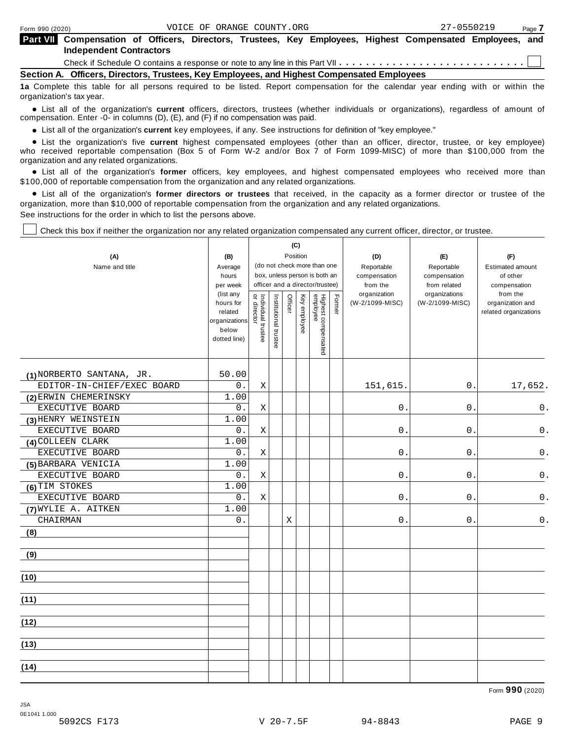Form 990 (2020) VOICE OF ORANGE COUNTY.ORG 27-0550219

**Part VII Compensation of Officers, Directors, Trustees, Key Employees, Highest Compensated Employees, and Independent Contractors**

Check if Schedule O contains a response or note to any line in this Part VII . . . . . . . . . . . . . . . . . . . . . . . . . . . . ☐

**Section A. Officers, Directors, Trustees, Key Employees, and Highest Compensated Employees**

**1a** Complete this table for all persons required to be listed. Report compensation for the calendar year ending with or within the organization's tax year.

- List all of the organization's **current** officers, directors, trustees (whether individuals or organizations), regardless of amount of compensation. Enter -0- in columns (D), (E), and (F) if no compensation was paid.
- List all of the organization's **current** key employees, if any. See instructions for definition of "key employee."
- List the organization's five **current** highest compensated employees (other than an officer, director, trustee, or key employee) who received reportable compensation (Box 5 of Form W-2 and/or Box 7 of Form 1099-MISC) of more than $100,000 from the organization and any related organizations.
- List all of the organization's **former** officers, key employees, and highest compensated employees who received more than $100,000 of reportable compensation from the organization and any related organizations.
- List all of the organization's **former directors or trustees** that received, in the capacity as a former director or trustee of the organization, more than $10,000 of reportable compensation from the organization and any related organizations.

See instructions for the order in which to list the persons above.

☐ Check this box if neither the organization nor any related organization compensated any current officer, director, or trustee.

| (A) Name and title | (B) Average hours per week (list any hours for related organizations below dotted line) | (C) Position: Individual trustee or director | Institutional trustee | Officer | Key employee | Highest compensated employee | Former | (D) Reportable compensation from the organization (W-2/1099-MISC) | (E) Reportable compensation from related organizations (W-2/1099-MISC) | (F) Estimated amount of other compensation from the organization and related organizations |
|---|---|---|---|---|---|---|---|---|---|---|
| (1) NORBERTO SANTANA, JR. | 50.00 | | | | | | | | | |
| EDITOR-IN-CHIEF/EXEC BOARD | 0. | X | | | | | | 151,615. | 0. | 17,652. |
| (2) ERWIN CHEMERINSKY | 1.00 | | | | | | | | | |
| EXECUTIVE BOARD | 0. | X | | | | | | 0. | 0. | 0. |
| (3) HENRY WEINSTEIN | 1.00 | | | | | | | | | |
| EXECUTIVE BOARD | 0. | X | | | | | | 0. | 0. | 0. |
| (4) COLLEEN CLARK | 1.00 | | | | | | | | | |
| EXECUTIVE BOARD | 0. | X | | | | | | 0. | 0. | 0. |
| (5) BARBARA VENICIA | 1.00 | | | | | | | | | |
| EXECUTIVE BOARD | 0. | X | | | | | | 0. | 0. | 0. |
| (6) TIM STOKES | 1.00 | | | | | | | | | |
| EXECUTIVE BOARD | 0. | X | | | | | | 0. | 0. | 0. |
| (7) WYLIE A. AITKEN | 1.00 | | | | | | | | | |
| CHAIRMAN | 0. | | | X | | | | 0. | 0. | 0. |
| (8) | | | | | | | | | | |
| (9) | | | | | | | | | | |
| (10) | | | | | | | | | | |
| (11) | | | | | | | | | | |
| (12) | | | | | | | | | | |
| (13) | | | | | | | | | | |
| (14) | | | | | | | | | | |

Form **990** (2020)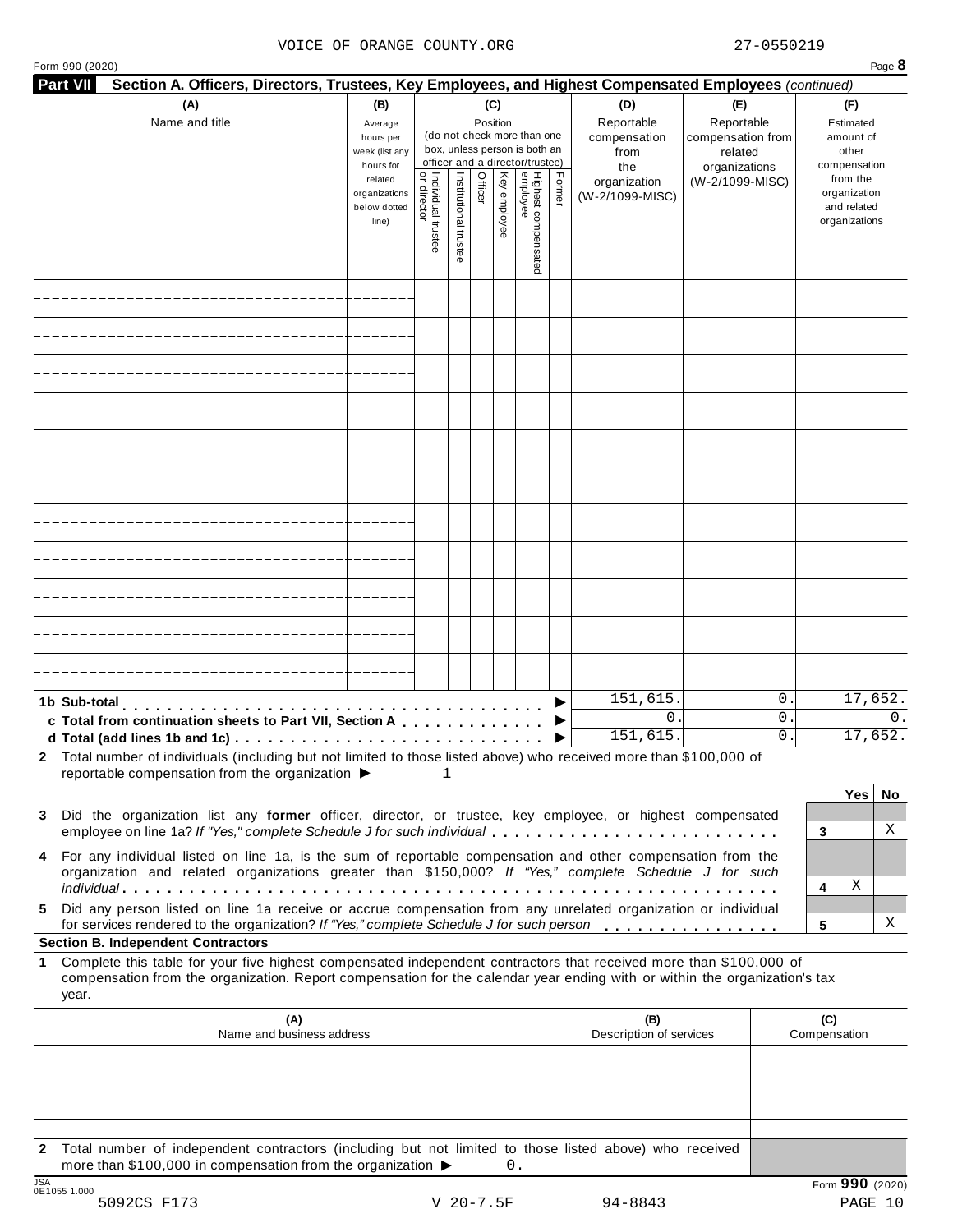VOICE OF ORANGE COUNTY.ORG 27-0550219

Form 990 (2020) Page **8**

**Part VII Section A. Officers, Directors, Trustees, Key Employees, and Highest Compensated Employees** *(continued)*

| (A) Name and title | (B) Average hours per week (list any hours for related organizations below dotted line) | (C) Position: Individual trustee or director | Institutional trustee | Officer | Key employee | Highest compensated employee | Former | (D) Reportable compensation from the organization (W-2/1099-MISC) | (E) Reportable compensation from related organizations (W-2/1099-MISC) | (F) Estimated amount of other compensation from the organization and related organizations |
|---|---|---|---|---|---|---|---|---|---|---|
| | | | | | | | | | | |
| | | | | | | | | | | |
| | | | | | | | | | | |
| | | | | | | | | | | |
| | | | | | | | | | | |
| | | | | | | | | | | |
| | | | | | | | | | | |
| | | | | | | | | | | |
| | | | | | | | | | | |
| | | | | | | | | | | |
| | | | | | | | | | | |
| **1b Sub-total** | | | | | | | | 151,615. | 0. | 17,652. |
| **c Total from continuation sheets to Part VII, Section A** | | | | | | | | 0. | 0. | 0. |
| **d Total (add lines 1b and 1c)** | | | | | | | | 151,615. | 0. | 17,652. |

**2** Total number of individuals (including but not limited to those listed above) who received more than $100,000 of reportable compensation from the organization ▶ 1

| | | Yes | No |
|---|---|---|---|
| **3** Did the organization list any **former** officer, director, or trustee, key employee, or highest compensated employee on line 1a? *If "Yes," complete Schedule J for such individual* | **3** | | X |
| **4** For any individual listed on line 1a, is the sum of reportable compensation and other compensation from the organization and related organizations greater than $150,000? *If "Yes," complete Schedule J for such individual* | **4** | X | |
| **5** Did any person listed on line 1a receive or accrue compensation from any unrelated organization or individual for services rendered to the organization? *If "Yes," complete Schedule J for such person* | **5** | | X |

**Section B. Independent Contractors**

**1** Complete this table for your five highest compensated independent contractors that received more than $100,000 of compensation from the organization. Report compensation for the calendar year ending with or within the organization's tax year.

| (A) Name and business address | (B) Description of services | (C) Compensation |
|---|---|---|
| | | |
| | | |
| | | |
| | | |
| | | |

**2** Total number of independent contractors (including but not limited to those listed above) who received more than $100,000 in compensation from the organization ▶ 0.

Form **990** (2020)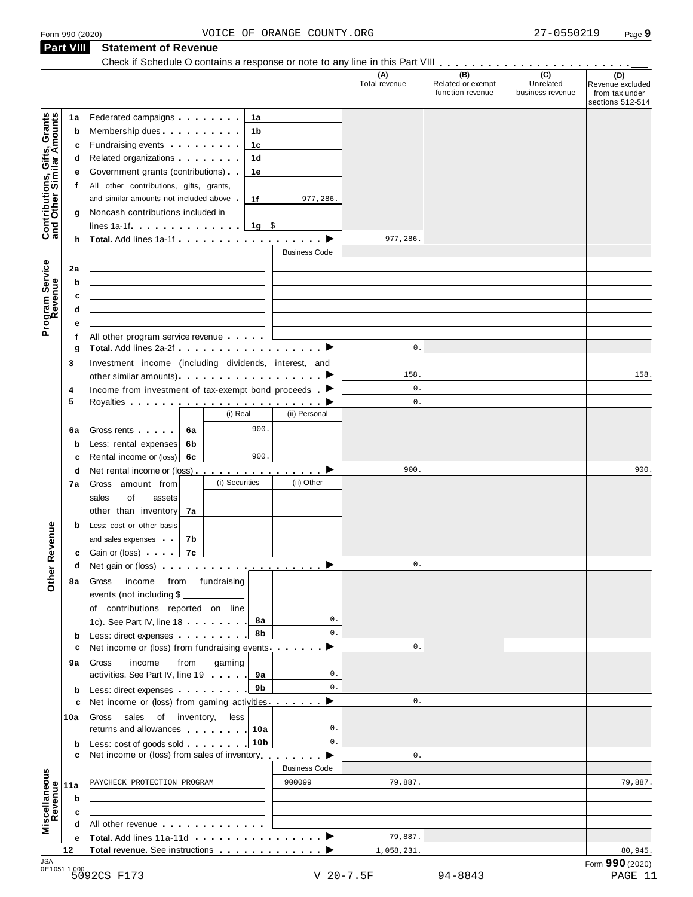Form 990 (2020) VOICE OF ORANGE COUNTY.ORG 27-0550219

## Part VIII Statement of Revenue

Check if Schedule O contains a response or note to any line in this Part VIII . . . . . . . . . . . . . . . . . . . . . . . ☐

| | | | | (A) Total revenue | (B) Related or exempt function revenue | (C) Unrelated business revenue | (D) Revenue excluded from tax under sections 512-514 |
|---|---|---|---|---|---|---|---|
| **Contributions, Gifts, Grants and Other Similar Amounts** | 1a Federated campaigns | 1a | | | | | |
| | b Membership dues | 1b | | | | | |
| | c Fundraising events | 1c | | | | | |
| | d Related organizations | 1d | | | | | |
| | e Government grants (contributions) | 1e | | | | | |
| | f All other contributions, gifts, grants, and similar amounts not included above | 1f | 977,286. | | | | |
| | g Noncash contributions included in lines 1a-1f | 1g | $ | | | | |
| | h **Total.** Add lines 1a-1f | | | 977,286. | | | |
| **Program Service Revenue** | | | Business Code | | | | |
| | 2a | | | | | | |
| | b | | | | | | |
| | c | | | | | | |
| | d | | | | | | |
| | e | | | | | | |
| | f All other program service revenue | | | | | | |
| | g **Total.** Add lines 2a-2f | | | 0. | | | |
| **Other Revenue** | 3 Investment income (including dividends, interest, and other similar amounts) | | | 158. | | | 158. |
| | 4 Income from investment of tax-exempt bond proceeds | | | 0. | | | |
| | 5 Royalties | | | 0. | | | |
| | | (i) Real | (ii) Personal | | | | |
| | 6a Gross rents | 6a 900. | | | | | |
| | b Less: rental expenses | 6b | | | | | |
| | c Rental income or (loss) | 6c 900. | | | | | |
| | d Net rental income or (loss) | | | 900. | | | 900. |
| | | (i) Securities | (ii) Other | | | | |
| | 7a Gross amount from sales of assets other than inventory | 7a | | | | | |
| | b Less: cost or other basis and sales expenses | 7b | | | | | |
| | c Gain or (loss) | 7c | | | | | |
| | d Net gain or (loss) | | | 0. | | | |
| | 8a Gross income from fundraising events (not including $ ____ of contributions reported on line 1c). See Part IV, line 18 | 8a | 0. | | | | |
| | b Less: direct expenses | 8b | 0. | | | | |
| | c Net income or (loss) from fundraising events | | | 0. | | | |
| | 9a Gross income from gaming activities. See Part IV, line 19 | 9a | 0. | | | | |
| | b Less: direct expenses | 9b | 0. | | | | |
| | c Net income or (loss) from gaming activities | | | 0. | | | |
| | 10a Gross sales of inventory, less returns and allowances | 10a | 0. | | | | |
| | b Less: cost of goods sold | 10b | 0. | | | | |
| | c Net income or (loss) from sales of inventory | | | 0. | | | |
| **Miscellaneous Revenue** | | | Business Code | | | | |
| | 11a PAYCHECK PROTECTION PROGRAM | | 900099 | 79,887. | | | 79,887. |
| | b | | | | | | |
| | c | | | | | | |
| | d All other revenue | | | | | | |
| | e **Total.** Add lines 11a-11d | | | 79,887. | | | |
| | 12 **Total revenue.** See instructions | | | 1,058,231. | | | 80,945. |

JSA 0E1051 1.000

Form **990** (2020)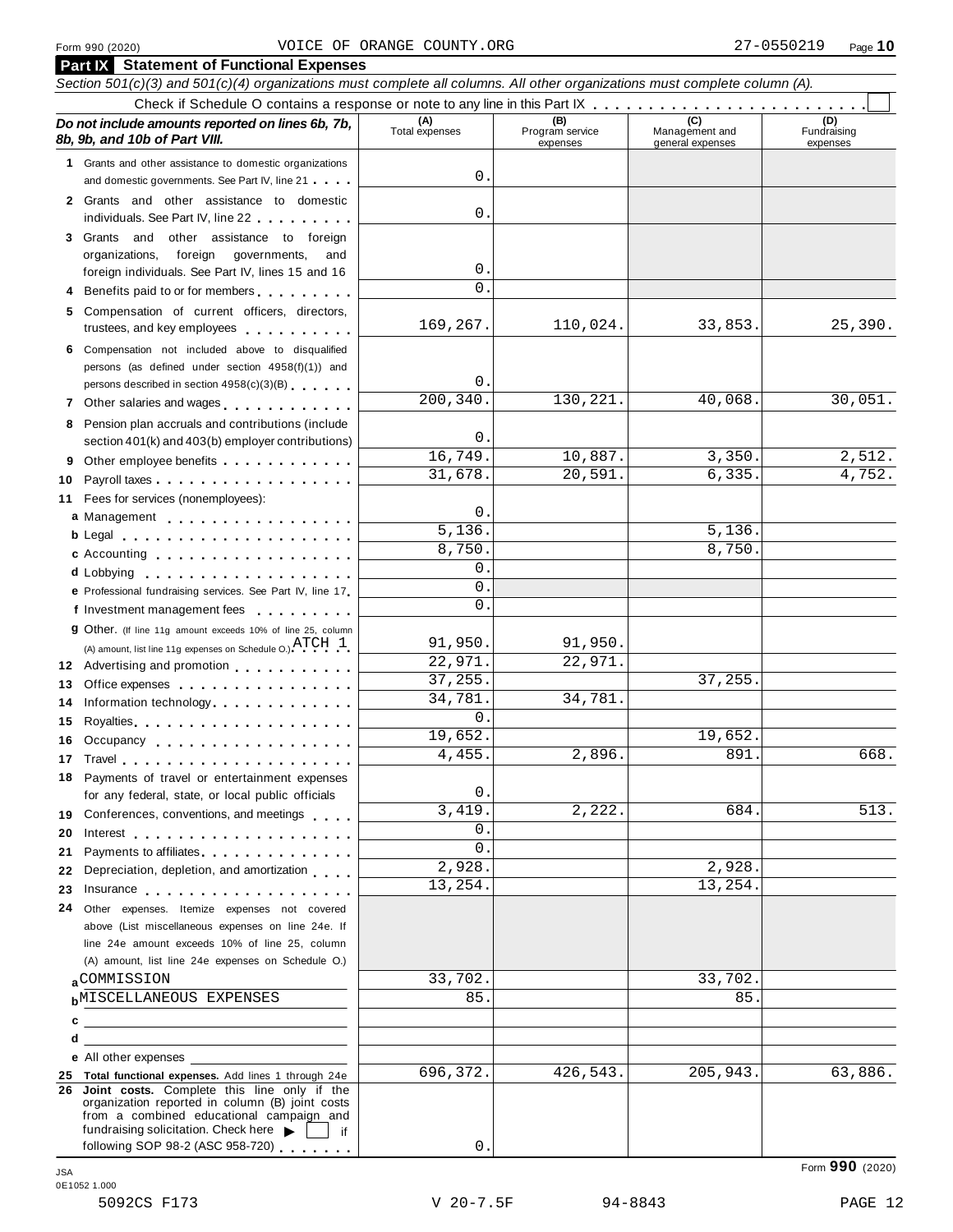Form 990 (2020) VOICE OF ORANGE COUNTY.ORG 27-0550219 Page 10

## Part IX Statement of Functional Expenses

*Section 501(c)(3) and 501(c)(4) organizations must complete all columns. All other organizations must complete column (A).*

Check if Schedule O contains a response or note to any line in this Part IX . . . . . . . . . . . . . . . . . . . . . . . . ☐

| *Do not include amounts reported on lines 6b, 7b, 8b, 9b, and 10b of Part VIII.* | (A) Total expenses | (B) Program service expenses | (C) Management and general expenses | (D) Fundraising expenses |
|---|---|---|---|---|
| **1** Grants and other assistance to domestic organizations and domestic governments. See Part IV, line 21 | 0. | | | |
| **2** Grants and other assistance to domestic individuals. See Part IV, line 22 | 0. | | | |
| **3** Grants and other assistance to foreign organizations, foreign governments, and foreign individuals. See Part IV, lines 15 and 16 | 0. | | | |
| **4** Benefits paid to or for members | 0. | | | |
| **5** Compensation of current officers, directors, trustees, and key employees | 169,267. | 110,024. | 33,853. | 25,390. |
| **6** Compensation not included above to disqualified persons (as defined under section 4958(f)(1)) and persons described in section 4958(c)(3)(B) | 0. | | | |
| **7** Other salaries and wages | 200,340. | 130,221. | 40,068. | 30,051. |
| **8** Pension plan accruals and contributions (include section 401(k) and 403(b) employer contributions) | 0. | | | |
| **9** Other employee benefits | 16,749. | 10,887. | 3,350. | 2,512. |
| **10** Payroll taxes | 31,678. | 20,591. | 6,335. | 4,752. |
| **11** Fees for services (nonemployees): | | | | |
| **a** Management | 0. | | | |
| **b** Legal | 5,136. | | 5,136. | |
| **c** Accounting | 8,750. | | 8,750. | |
| **d** Lobbying | 0. | | | |
| **e** Professional fundraising services. See Part IV, line 17 | 0. | | | |
| **f** Investment management fees | 0. | | | |
| **g** Other. (If line 11g amount exceeds 10% of line 25, column (A) amount, list line 11g expenses on Schedule O.) ATCH 1 | 91,950. | 91,950. | | |
| **12** Advertising and promotion | 22,971. | 22,971. | | |
| **13** Office expenses | 37,255. | | 37,255. | |
| **14** Information technology | 34,781. | 34,781. | | |
| **15** Royalties | 0. | | | |
| **16** Occupancy | 19,652. | | 19,652. | |
| **17** Travel | 4,455. | 2,896. | 891. | 668. |
| **18** Payments of travel or entertainment expenses for any federal, state, or local public officials | 0. | | | |
| **19** Conferences, conventions, and meetings | 3,419. | 2,222. | 684. | 513. |
| **20** Interest | 0. | | | |
| **21** Payments to affiliates | 0. | | | |
| **22** Depreciation, depletion, and amortization | 2,928. | | 2,928. | |
| **23** Insurance | 13,254. | | 13,254. | |
| **24** Other expenses. Itemize expenses not covered above (List miscellaneous expenses on line 24e. If line 24e amount exceeds 10% of line 25, column (A) amount, list line 24e expenses on Schedule O.) | | | | |
| **a** COMMISSION | 33,702. | | 33,702. | |
| **b** MISCELLANEOUS EXPENSES | 85. | | 85. | |
| **c** | | | | |
| **d** | | | | |
| **e** All other expenses | | | | |
| **25 Total functional expenses.** Add lines 1 through 24e | 696,372. | 426,543. | 205,943. | 63,886. |
| **26 Joint costs.** Complete this line only if the organization reported in column (B) joint costs from a combined educational campaign and fundraising solicitation. Check here ▶ ☐ if following SOP 98-2 (ASC 958-720) | 0. | | | |

Form **990** (2020)

JSA 0E1052 1.000

5092CS F173 V 20-7.5F 94-8843 PAGE 12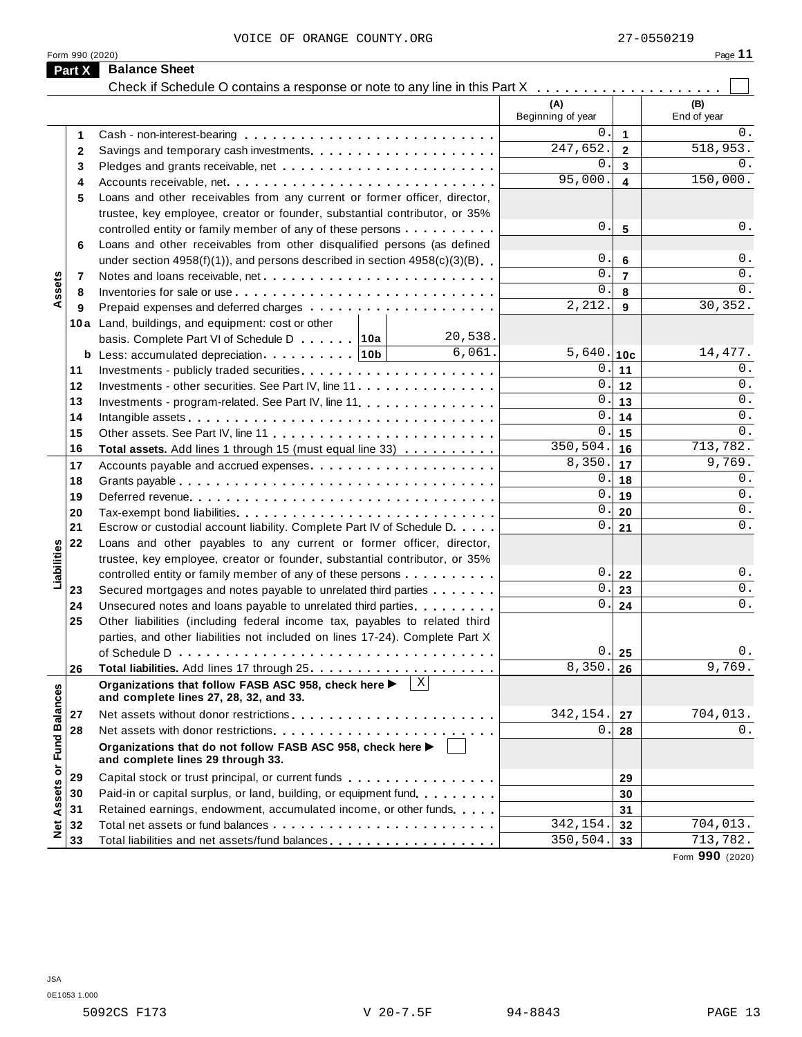VOICE OF ORANGE COUNTY.ORG 27-0550219

Form 990 (2020) Page **11**

## Part X Balance Sheet

Check if Schedule O contains a response or note to any line in this Part X . . . . . . . . . . . . . . . . . . . . ☐

| | | | (A) Beginning of year | | (B) End of year |
|---|---|---|---|---|---|
| **Assets** | 1 | Cash - non-interest-bearing | 0. | 1 | 0. |
| | 2 | Savings and temporary cash investments | 247,652. | 2 | 518,953. |
| | 3 | Pledges and grants receivable, net | 0. | 3 | 0. |
| | 4 | Accounts receivable, net | 95,000. | 4 | 150,000. |
| | 5 | Loans and other receivables from any current or former officer, director, trustee, key employee, creator or founder, substantial contributor, or 35% controlled entity or family member of any of these persons | 0. | 5 | 0. |
| | 6 | Loans and other receivables from other disqualified persons (as defined under section 4958(f)(1)), and persons described in section 4958(c)(3)(B) | 0. | 6 | 0. |
| | 7 | Notes and loans receivable, net | 0. | 7 | 0. |
| | 8 | Inventories for sale or use | 0. | 8 | 0. |
| | 9 | Prepaid expenses and deferred charges | 2,212. | 9 | 30,352. |
| | 10a | Land, buildings, and equipment: cost or other basis. Complete Part VI of Schedule D . . . . . . 10a 20,538. | | | |
| | b | Less: accumulated depreciation . . . . . . . . . 10b 6,061. | 5,640. | 10c | 14,477. |
| | 11 | Investments - publicly traded securities | 0. | 11 | 0. |
| | 12 | Investments - other securities. See Part IV, line 11 | 0. | 12 | 0. |
| | 13 | Investments - program-related. See Part IV, line 11 | 0. | 13 | 0. |
| | 14 | Intangible assets | 0. | 14 | 0. |
| | 15 | Other assets. See Part IV, line 11 | 0. | 15 | 0. |
| | 16 | **Total assets.** Add lines 1 through 15 (must equal line 33) | 350,504. | 16 | 713,782. |
| **Liabilities** | 17 | Accounts payable and accrued expenses | 8,350. | 17 | 9,769. |
| | 18 | Grants payable | 0. | 18 | 0. |
| | 19 | Deferred revenue | 0. | 19 | 0. |
| | 20 | Tax-exempt bond liabilities | 0. | 20 | 0. |
| | 21 | Escrow or custodial account liability. Complete Part IV of Schedule D | 0. | 21 | 0. |
| | 22 | Loans and other payables to any current or former officer, director, trustee, key employee, creator or founder, substantial contributor, or 35% controlled entity or family member of any of these persons | 0. | 22 | 0. |
| | 23 | Secured mortgages and notes payable to unrelated third parties | 0. | 23 | 0. |
| | 24 | Unsecured notes and loans payable to unrelated third parties | 0. | 24 | 0. |
| | 25 | Other liabilities (including federal income tax, payables to related third parties, and other liabilities not included on lines 17-24). Complete Part X of Schedule D | 0. | 25 | 0. |
| | 26 | **Total liabilities.** Add lines 17 through 25 | 8,350. | 26 | 9,769. |
| **Net Assets or Fund Balances** | | **Organizations that follow FASB ASC 958, check here ▶** [X] **and complete lines 27, 28, 32, and 33.** | | | |
| | 27 | Net assets without donor restrictions | 342,154. | 27 | 704,013. |
| | 28 | Net assets with donor restrictions | 0. | 28 | 0. |
| | | **Organizations that do not follow FASB ASC 958, check here ▶** [ ] **and complete lines 29 through 33.** | | | |
| | 29 | Capital stock or trust principal, or current funds | | 29 | |
| | 30 | Paid-in or capital surplus, or land, building, or equipment fund | | 30 | |
| | 31 | Retained earnings, endowment, accumulated income, or other funds | | 31 | |
| | 32 | Total net assets or fund balances | 342,154. | 32 | 704,013. |
| | 33 | Total liabilities and net assets/fund balances | 350,504. | 33 | 713,782. |

Form **990** (2020)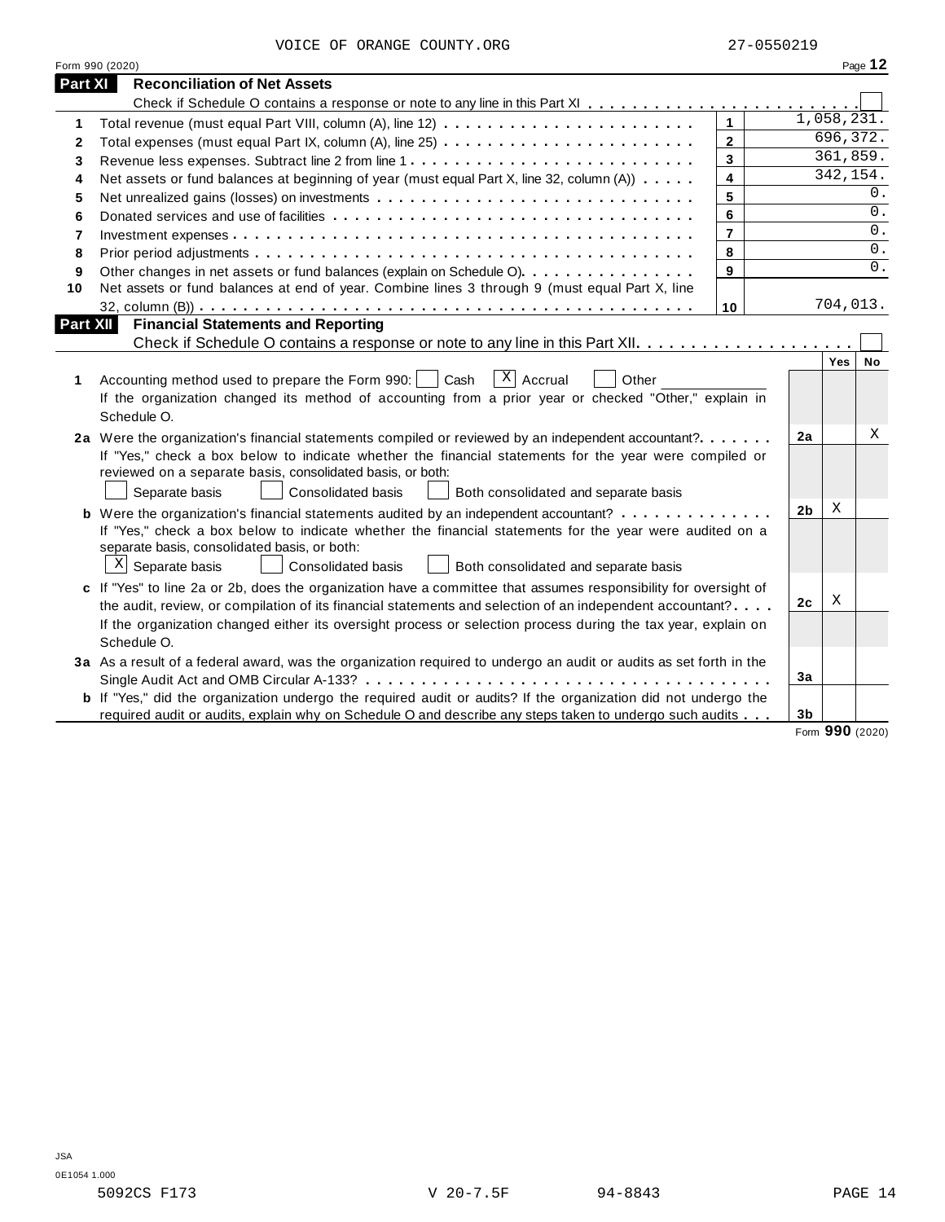VOICE OF ORANGE COUNTY.ORG 27-0550219

Form 990 (2020) Page **12**

## Part XI Reconciliation of Net Assets

Check if Schedule O contains a response or note to any line in this Part XI . . . . . . . . . . . . . . . . . . . . . . . . ☐

| | | | |
|---|---|---|---|
| **1** | Total revenue (must equal Part VIII, column (A), line 12) | **1** | 1,058,231. |
| **2** | Total expenses (must equal Part IX, column (A), line 25) | **2** | 696,372. |
| **3** | Revenue less expenses. Subtract line 2 from line 1 | **3** | 361,859. |
| **4** | Net assets or fund balances at beginning of year (must equal Part X, line 32, column (A)) | **4** | 342,154. |
| **5** | Net unrealized gains (losses) on investments | **5** | 0. |
| **6** | Donated services and use of facilities | **6** | 0. |
| **7** | Investment expenses | **7** | 0. |
| **8** | Prior period adjustments | **8** | 0. |
| **9** | Other changes in net assets or fund balances (explain on Schedule O) | **9** | 0. |
| **10** | Net assets or fund balances at end of year. Combine lines 3 through 9 (must equal Part X, line 32, column (B)) | **10** | 704,013. |

## Part XII Financial Statements and Reporting

Check if Schedule O contains a response or note to any line in this Part XII . . . . . . . . . . . . . . . . . . . . ☐

| | | | Yes | No |
|---|---|---|---|---|
| **1** | Accounting method used to prepare the Form 990: ☐ Cash ☒ Accrual ☐ Other ____________ If the organization changed its method of accounting from a prior year or checked "Other," explain in Schedule O. | | | |
| **2a** | Were the organization's financial statements compiled or reviewed by an independent accountant? | **2a** | | X |
| | If "Yes," check a box below to indicate whether the financial statements for the year were compiled or reviewed on a separate basis, consolidated basis, or both: ☐ Separate basis ☐ Consolidated basis ☐ Both consolidated and separate basis | | | |
| **b** | Were the organization's financial statements audited by an independent accountant? | **2b** | X | |
| | If "Yes," check a box below to indicate whether the financial statements for the year were audited on a separate basis, consolidated basis, or both: ☒ Separate basis ☐ Consolidated basis ☐ Both consolidated and separate basis | | | |
| **c** | If "Yes" to line 2a or 2b, does the organization have a committee that assumes responsibility for oversight of the audit, review, or compilation of its financial statements and selection of an independent accountant? | **2c** | X | |
| | If the organization changed either its oversight process or selection process during the tax year, explain on Schedule O. | | | |
| **3a** | As a result of a federal award, was the organization required to undergo an audit or audits as set forth in the Single Audit Act and OMB Circular A-133? | **3a** | | |
| **b** | If "Yes," did the organization undergo the required audit or audits? If the organization did not undergo the required audit or audits, explain why on Schedule O and describe any steps taken to undergo such audits | **3b** | | |

Form **990** (2020)

JSA
0E1054 1.000
5092CS F173 V 20-7.5F 94-8843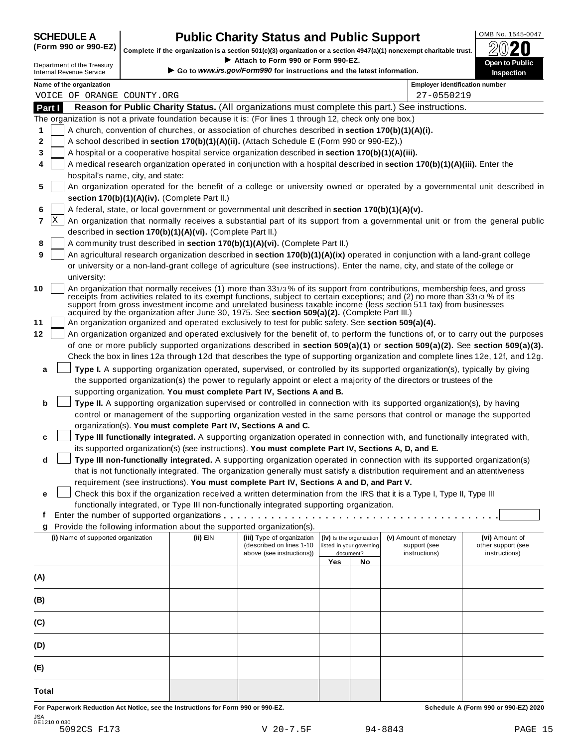**SCHEDULE A (Form 990 or 990-EZ)**

Department of the Treasury
Internal Revenue Service

# Public Charity Status and Public Support

**Complete if the organization is a section 501(c)(3) organization or a section 4947(a)(1) nonexempt charitable trust.**

► Attach to Form 990 or Form 990-EZ.

► Go to *www.irs.gov/Form990* for instructions and the latest information.

OMB No. 1545-0047

**2020**

**Open to Public Inspection**

| Name of the organization | Employer identification number |
|---|---|
| VOICE OF ORANGE COUNTY.ORG | 27-0550219 |

## Part I — Reason for Public Charity Status. (All organizations must complete this part.) See instructions.

The organization is not a private foundation because it is: (For lines 1 through 12, check only one box.)

1. [ ] A church, convention of churches, or association of churches described in **section 170(b)(1)(A)(i).**
2. [ ] A school described in **section 170(b)(1)(A)(ii).** (Attach Schedule E (Form 990 or 990-EZ).)
3. [ ] A hospital or a cooperative hospital service organization described in **section 170(b)(1)(A)(iii).**
4. [ ] A medical research organization operated in conjunction with a hospital described in **section 170(b)(1)(A)(iii).** Enter the hospital's name, city, and state:
5. [ ] An organization operated for the benefit of a college or university owned or operated by a governmental unit described in **section 170(b)(1)(A)(iv).** (Complete Part II.)
6. [ ] A federal, state, or local government or governmental unit described in **section 170(b)(1)(A)(v).**
7. [X] An organization that normally receives a substantial part of its support from a governmental unit or from the general public described in **section 170(b)(1)(A)(vi).** (Complete Part II.)
8. [ ] A community trust described in **section 170(b)(1)(A)(vi).** (Complete Part II.)
9. [ ] An agricultural research organization described in **section 170(b)(1)(A)(ix)** operated in conjunction with a land-grant college or university or a non-land-grant college of agriculture (see instructions). Enter the name, city, and state of the college or university:
10. [ ] An organization that normally receives (1) more than 33 1/3 % of its support from contributions, membership fees, and gross receipts from activities related to its exempt functions, subject to certain exceptions; and (2) no more than 33 1/3 % of its support from gross investment income and unrelated business taxable income (less section 511 tax) from businesses acquired by the organization after June 30, 1975. See **section 509(a)(2).** (Complete Part III.)
11. [ ] An organization organized and operated exclusively to test for public safety. See **section 509(a)(4).**
12. [ ] An organization organized and operated exclusively for the benefit of, to perform the functions of, or to carry out the purposes of one or more publicly supported organizations described in **section 509(a)(1)** or **section 509(a)(2).** See **section 509(a)(3).** Check the box in lines 12a through 12d that describes the type of supporting organization and complete lines 12e, 12f, and 12g.

   a. [ ] **Type I.** A supporting organization operated, supervised, or controlled by its supported organization(s), typically by giving the supported organization(s) the power to regularly appoint or elect a majority of the directors or trustees of the supporting organization. **You must complete Part IV, Sections A and B.**

   b. [ ] **Type II.** A supporting organization supervised or controlled in connection with its supported organization(s), by having control or management of the supporting organization vested in the same persons that control or manage the supported organization(s). **You must complete Part IV, Sections A and C.**

   c. [ ] **Type III functionally integrated.** A supporting organization operated in connection with, and functionally integrated with, its supported organization(s) (see instructions). **You must complete Part IV, Sections A, D, and E.**

   d. [ ] **Type III non-functionally integrated.** A supporting organization operated in connection with its supported organization(s) that is not functionally integrated. The organization generally must satisfy a distribution requirement and an attentiveness requirement (see instructions). **You must complete Part IV, Sections A and D, and Part V.**

   e. [ ] Check this box if the organization received a written determination from the IRS that it is a Type I, Type II, Type III functionally integrated, or Type III non-functionally integrated supporting organization.

   f. Enter the number of supported organizations . . . . . . . . . . . . . . . . . . . .

   g. Provide the following information about the supported organization(s).

| (i) Name of supported organization | (ii) EIN | (iii) Type of organization (described on lines 1-10 above (see instructions)) | (iv) Is the organization listed in your governing document? Yes | No | (v) Amount of monetary support (see instructions) | (vi) Amount of other support (see instructions) |
|---|---|---|---|---|---|---|
| (A) | | | | | | |
| (B) | | | | | | |
| (C) | | | | | | |
| (D) | | | | | | |
| (E) | | | | | | |
| **Total** | | | | | | |

**For Paperwork Reduction Act Notice, see the Instructions for Form 990 or 990-EZ.** **Schedule A (Form 990 or 990-EZ) 2020**

JSA 0E1210 0.030
5092CS F173 V 20-7.5F 94-8843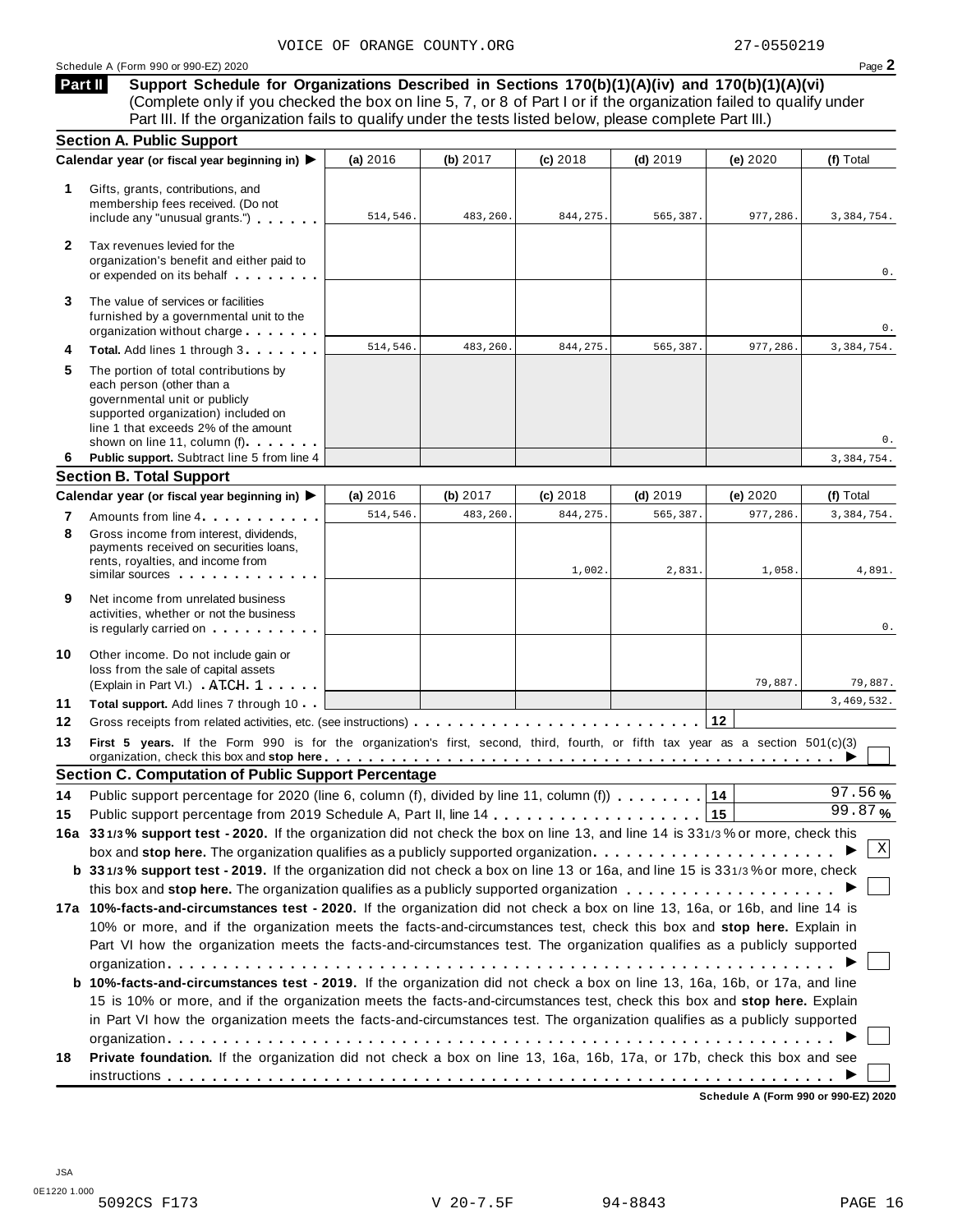VOICE OF ORANGE COUNTY.ORG 27-0550219

Schedule A (Form 990 or 990-EZ) 2020

## Part II Support Schedule for Organizations Described in Sections 170(b)(1)(A)(iv) and 170(b)(1)(A)(vi)

(Complete only if you checked the box on line 5, 7, or 8 of Part I or if the organization failed to qualify under Part III. If the organization fails to qualify under the tests listed below, please complete Part III.)

### Section A. Public Support

| Calendar year (or fiscal year beginning in) ▶ | (a) 2016 | (b) 2017 | (c) 2018 | (d) 2019 | (e) 2020 | (f) Total |
|---|---|---|---|---|---|---|
| **1** Gifts, grants, contributions, and membership fees received. (Do not include any "unusual grants.") | 514,546. | 483,260. | 844,275. | 565,387. | 977,286. | 3,384,754. |
| **2** Tax revenues levied for the organization's benefit and either paid to or expended on its behalf | | | | | | 0. |
| **3** The value of services or facilities furnished by a governmental unit to the organization without charge | | | | | | 0. |
| **4** **Total.** Add lines 1 through 3 | 514,546. | 483,260. | 844,275. | 565,387. | 977,286. | 3,384,754. |
| **5** The portion of total contributions by each person (other than a governmental unit or publicly supported organization) included on line 1 that exceeds 2% of the amount shown on line 11, column (f) | | | | | | 0. |
| **6** **Public support.** Subtract line 5 from line 4 | | | | | | 3,384,754. |

### Section B. Total Support

| Calendar year (or fiscal year beginning in) ▶ | (a) 2016 | (b) 2017 | (c) 2018 | (d) 2019 | (e) 2020 | (f) Total |
|---|---|---|---|---|---|---|
| **7** Amounts from line 4 | 514,546. | 483,260. | 844,275. | 565,387. | 977,286. | 3,384,754. |
| **8** Gross income from interest, dividends, payments received on securities loans, rents, royalties, and income from similar sources | | | 1,002. | 2,831. | 1,058. | 4,891. |
| **9** Net income from unrelated business activities, whether or not the business is regularly carried on | | | | | | 0. |
| **10** Other income. Do not include gain or loss from the sale of capital assets (Explain in Part VI.) ATCH 1 | | | | | 79,887. | 79,887. |
| **11** **Total support.** Add lines 7 through 10 | | | | | | 3,469,532. |

**12** Gross receipts from related activities, etc. (see instructions) . . . **12**

**13** **First 5 years.** If the Form 990 is for the organization's first, second, third, fourth, or fifth tax year as a section 501(c)(3) organization, check this box and **stop here** ▶ ☐

### Section C. Computation of Public Support Percentage

**14** Public support percentage for 2020 (line 6, column (f), divided by line 11, column (f)) . . . **14** 97.56 %

**15** Public support percentage from 2019 Schedule A, Part II, line 14 . . . **15** 99.87 %

**16a** **33 1/3 % support test - 2020.** If the organization did not check the box on line 13, and line 14 is 33 1/3 % or more, check this box and **stop here.** The organization qualifies as a publicly supported organization ▶ ☒

**b** **33 1/3 % support test - 2019.** If the organization did not check a box on line 13 or 16a, and line 15 is 33 1/3 % or more, check this box and **stop here.** The organization qualifies as a publicly supported organization ▶ ☐

**17a** **10%-facts-and-circumstances test - 2020.** If the organization did not check a box on line 13, 16a, or 16b, and line 14 is 10% or more, and if the organization meets the facts-and-circumstances test, check this box and **stop here.** Explain in Part VI how the organization meets the facts-and-circumstances test. The organization qualifies as a publicly supported organization ▶ ☐

**b** **10%-facts-and-circumstances test - 2019.** If the organization did not check a box on line 13, 16a, 16b, or 17a, and line 15 is 10% or more, and if the organization meets the facts-and-circumstances test, check this box and **stop here.** Explain in Part VI how the organization meets the facts-and-circumstances test. The organization qualifies as a publicly supported organization ▶ ☐

**18** **Private foundation.** If the organization did not check a box on line 13, 16a, 16b, 17a, or 17b, check this box and see instructions ▶ ☐

**Schedule A (Form 990 or 990-EZ) 2020**

JSA
0E1220 1.000
5092CS F173 V 20-7.5F 94-8843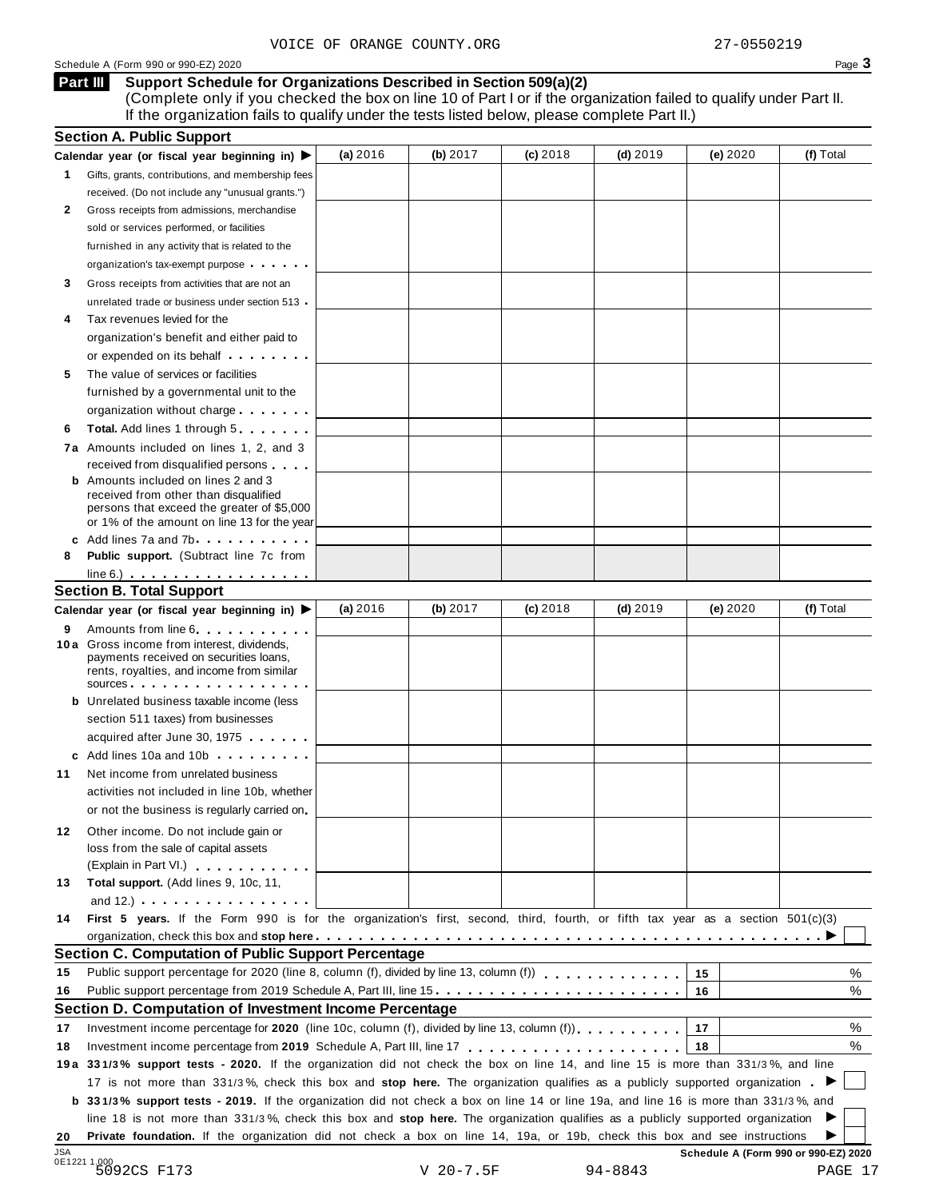VOICE OF ORANGE COUNTY.ORG 27-0550219

Schedule A (Form 990 or 990-EZ) 2020

## Part III Support Schedule for Organizations Described in Section 509(a)(2)

(Complete only if you checked the box on line 10 of Part I or if the organization failed to qualify under Part II. If the organization fails to qualify under the tests listed below, please complete Part II.)

### Section A. Public Support

| Calendar year (or fiscal year beginning in) ▶ | (a) 2016 | (b) 2017 | (c) 2018 | (d) 2019 | (e) 2020 | (f) Total |
|---|---|---|---|---|---|---|
| **1** Gifts, grants, contributions, and membership fees received. (Do not include any "unusual grants.") | | | | | | |
| **2** Gross receipts from admissions, merchandise sold or services performed, or facilities furnished in any activity that is related to the organization's tax-exempt purpose | | | | | | |
| **3** Gross receipts from activities that are not an unrelated trade or business under section 513 | | | | | | |
| **4** Tax revenues levied for the organization's benefit and either paid to or expended on its behalf | | | | | | |
| **5** The value of services or facilities furnished by a governmental unit to the organization without charge | | | | | | |
| **6** **Total.** Add lines 1 through 5 | | | | | | |
| **7a** Amounts included on lines 1, 2, and 3 received from disqualified persons | | | | | | |
| **b** Amounts included on lines 2 and 3 received from other than disqualified persons that exceed the greater of $5,000 or 1% of the amount on line 13 for the year | | | | | | |
| **c** Add lines 7a and 7b | | | | | | |
| **8** **Public support.** (Subtract line 7c from line 6.) | | | | | | |

### Section B. Total Support

| Calendar year (or fiscal year beginning in) ▶ | (a) 2016 | (b) 2017 | (c) 2018 | (d) 2019 | (e) 2020 | (f) Total |
|---|---|---|---|---|---|---|
| **9** Amounts from line 6 | | | | | | |
| **10a** Gross income from interest, dividends, payments received on securities loans, rents, royalties, and income from similar sources | | | | | | |
| **b** Unrelated business taxable income (less section 511 taxes) from businesses acquired after June 30, 1975 | | | | | | |
| **c** Add lines 10a and 10b | | | | | | |
| **11** Net income from unrelated business activities not included in line 10b, whether or not the business is regularly carried on | | | | | | |
| **12** Other income. Do not include gain or loss from the sale of capital assets (Explain in Part VI.) | | | | | | |
| **13** **Total support.** (Add lines 9, 10c, 11, and 12.) | | | | | | |

**14** **First 5 years.** If the Form 990 is for the organization's first, second, third, fourth, or fifth tax year as a section 501(c)(3) organization, check this box and **stop here** ▶ ☐

### Section C. Computation of Public Support Percentage

| | | | |
|---|---|---|---|
| **15** | Public support percentage for 2020 (line 8, column (f), divided by line 13, column (f)) | 15 | % |
| **16** | Public support percentage from 2019 Schedule A, Part III, line 15 | 16 | % |

### Section D. Computation of Investment Income Percentage

| | | | |
|---|---|---|---|
| **17** | Investment income percentage for **2020** (line 10c, column (f), divided by line 13, column (f)) | 17 | % |
| **18** | Investment income percentage from **2019** Schedule A, Part III, line 17 | 18 | % |

**19a** **33 1/3% support tests - 2020.** If the organization did not check the box on line 14, and line 15 is more than 33 1/3%, and line 17 is not more than 33 1/3%, check this box and **stop here.** The organization qualifies as a publicly supported organization ▶ ☐

**b** **33 1/3% support tests - 2019.** If the organization did not check a box on line 14 or line 19a, and line 16 is more than 33 1/3%, and line 18 is not more than 33 1/3%, check this box and **stop here.** The organization qualifies as a publicly supported organization ▶ ☐

**20** **Private foundation.** If the organization did not check a box on line 14, 19a, or 19b, check this box and see instructions ▶ ☐

Schedule A (Form 990 or 990-EZ) 2020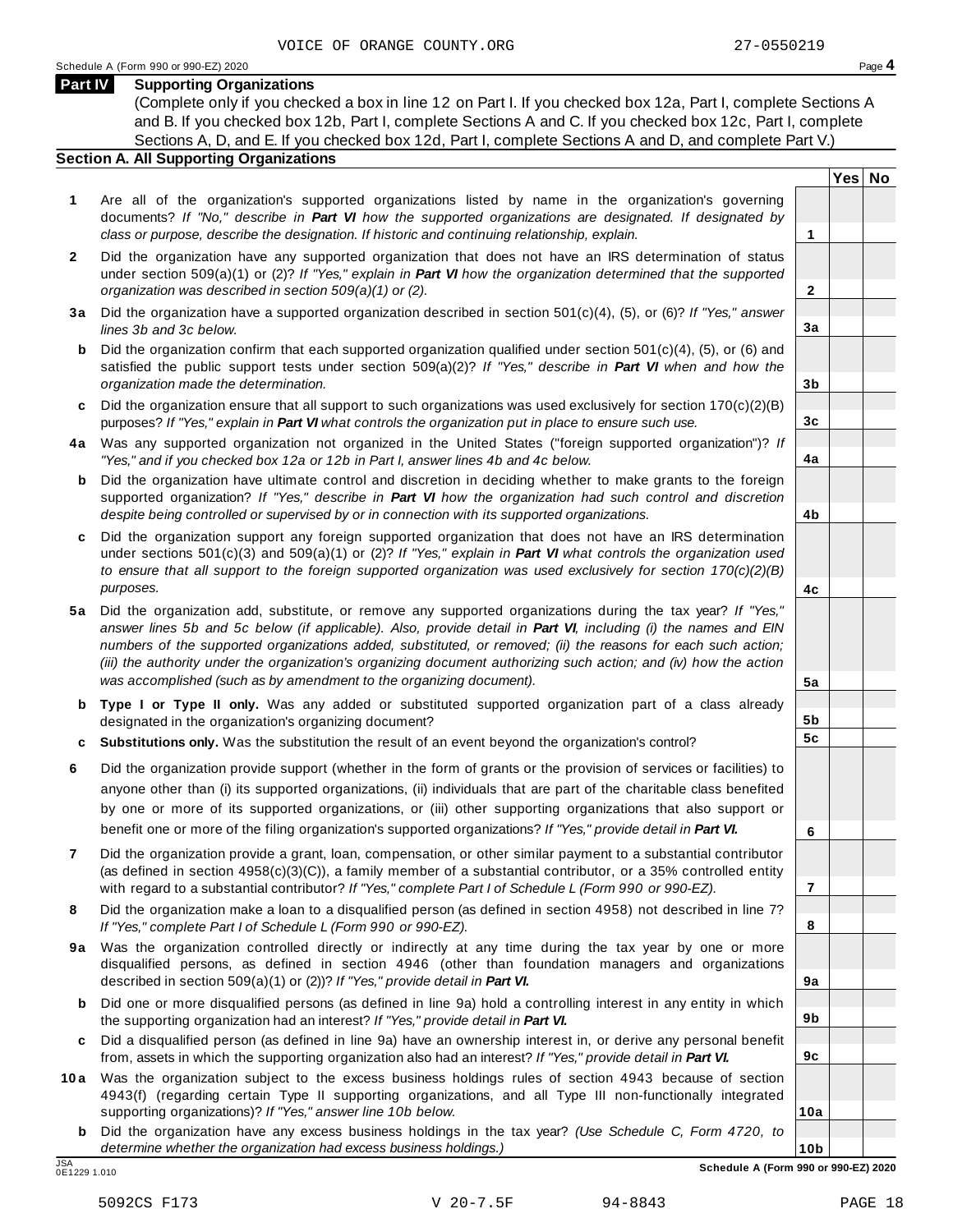VOICE OF ORANGE COUNTY.ORG 27-0550219

## Part IV Supporting Organizations

(Complete only if you checked a box in line 12 on Part I. If you checked box 12a, Part I, complete Sections A and B. If you checked box 12b, Part I, complete Sections A and C. If you checked box 12c, Part I, complete Sections A, D, and E. If you checked box 12d, Part I, complete Sections A and D, and complete Part V.)

### Section A. All Supporting Organizations

| | | | Yes | No |
|---|---|---|---|---|
| **1** | Are all of the organization's supported organizations listed by name in the organization's governing documents? *If "No," describe in **Part VI** how the supported organizations are designated. If designated by class or purpose, describe the designation. If historic and continuing relationship, explain.* | 1 | | |
| **2** | Did the organization have any supported organization that does not have an IRS determination of status under section 509(a)(1) or (2)? *If "Yes," explain in **Part VI** how the organization determined that the supported organization was described in section 509(a)(1) or (2).* | 2 | | |
| **3a** | Did the organization have a supported organization described in section 501(c)(4), (5), or (6)? *If "Yes," answer lines 3b and 3c below.* | 3a | | |
| **b** | Did the organization confirm that each supported organization qualified under section 501(c)(4), (5), or (6) and satisfied the public support tests under section 509(a)(2)? *If "Yes," describe in **Part VI** when and how the organization made the determination.* | 3b | | |
| **c** | Did the organization ensure that all support to such organizations was used exclusively for section 170(c)(2)(B) purposes? *If "Yes," explain in **Part VI** what controls the organization put in place to ensure such use.* | 3c | | |
| **4a** | Was any supported organization not organized in the United States ("foreign supported organization")? *If "Yes," and if you checked box 12a or 12b in Part I, answer lines 4b and 4c below.* | 4a | | |
| **b** | Did the organization have ultimate control and discretion in deciding whether to make grants to the foreign supported organization? *If "Yes," describe in **Part VI** how the organization had such control and discretion despite being controlled or supervised by or in connection with its supported organizations.* | 4b | | |
| **c** | Did the organization support any foreign supported organization that does not have an IRS determination under sections 501(c)(3) and 509(a)(1) or (2)? *If "Yes," explain in **Part VI** what controls the organization used to ensure that all support to the foreign supported organization was used exclusively for section 170(c)(2)(B) purposes.* | 4c | | |
| **5a** | Did the organization add, substitute, or remove any supported organizations during the tax year? *If "Yes," answer lines 5b and 5c below (if applicable). Also, provide detail in **Part VI**, including (i) the names and EIN numbers of the supported organizations added, substituted, or removed; (ii) the reasons for each such action; (iii) the authority under the organization's organizing document authorizing such action; and (iv) how the action was accomplished (such as by amendment to the organizing document).* | 5a | | |
| **b** | **Type I or Type II only.** Was any added or substituted supported organization part of a class already designated in the organization's organizing document? | 5b | | |
| **c** | **Substitutions only.** Was the substitution the result of an event beyond the organization's control? | 5c | | |
| **6** | Did the organization provide support (whether in the form of grants or the provision of services or facilities) to anyone other than (i) its supported organizations, (ii) individuals that are part of the charitable class benefited by one or more of its supported organizations, or (iii) other supporting organizations that also support or benefit one or more of the filing organization's supported organizations? *If "Yes," provide detail in **Part VI.*** | 6 | | |
| **7** | Did the organization provide a grant, loan, compensation, or other similar payment to a substantial contributor (as defined in section 4958(c)(3)(C)), a family member of a substantial contributor, or a 35% controlled entity with regard to a substantial contributor? *If "Yes," complete Part I of Schedule L (Form 990 or 990-EZ).* | 7 | | |
| **8** | Did the organization make a loan to a disqualified person (as defined in section 4958) not described in line 7? *If "Yes," complete Part I of Schedule L (Form 990 or 990-EZ).* | 8 | | |
| **9a** | Was the organization controlled directly or indirectly at any time during the tax year by one or more disqualified persons, as defined in section 4946 (other than foundation managers and organizations described in section 509(a)(1) or (2))? *If "Yes," provide detail in **Part VI.*** | 9a | | |
| **b** | Did one or more disqualified persons (as defined in line 9a) hold a controlling interest in any entity in which the supporting organization had an interest? *If "Yes," provide detail in **Part VI.*** | 9b | | |
| **c** | Did a disqualified person (as defined in line 9a) have an ownership interest in, or derive any personal benefit from, assets in which the supporting organization also had an interest? *If "Yes," provide detail in **Part VI.*** | 9c | | |
| **10a** | Was the organization subject to the excess business holdings rules of section 4943 because of section 4943(f) (regarding certain Type II supporting organizations, and all Type III non-functionally integrated supporting organizations)? *If "Yes," answer line 10b below.* | 10a | | |
| **b** | Did the organization have any excess business holdings in the tax year? *(Use Schedule C, Form 4720, to determine whether the organization had excess business holdings.)* | 10b | | |

Schedule A (Form 990 or 990-EZ) 2020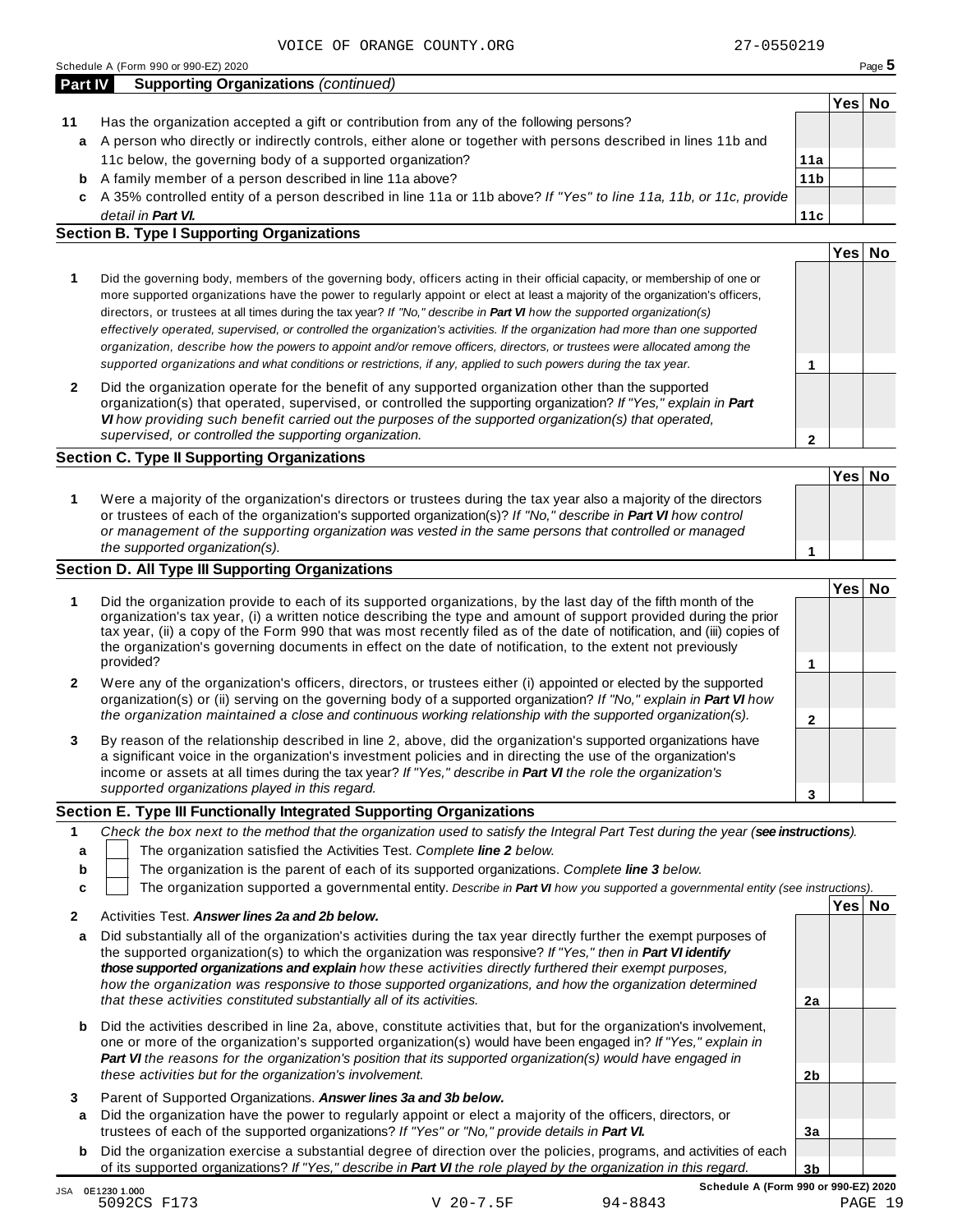VOICE OF ORANGE COUNTY.ORG 27-0550219

Schedule A (Form 990 or 990-EZ) 2020 Page **5**

## Part IV Supporting Organizations *(continued)*

| | | | Yes | No |
|---|---|---|---|---|
| **11** | Has the organization accepted a gift or contribution from any of the following persons? | | | |
| **a** | A person who directly or indirectly controls, either alone or together with persons described in lines 11b and 11c below, the governing body of a supported organization? | **11a** | | |
| **b** | A family member of a person described in line 11a above? | **11b** | | |
| **c** | A 35% controlled entity of a person described in line 11a or 11b above? *If "Yes" to line 11a, 11b, or 11c, provide detail in **Part VI.*** | **11c** | | |

### Section B. Type I Supporting Organizations

| | | | Yes | No |
|---|---|---|---|---|
| **1** | Did the governing body, members of the governing body, officers acting in their official capacity, or membership of one or more supported organizations have the power to regularly appoint or elect at least a majority of the organization's officers, directors, or trustees at all times during the tax year? *If "No," describe in **Part VI** how the supported organization(s) effectively operated, supervised, or controlled the organization's activities. If the organization had more than one supported organization, describe how the powers to appoint and/or remove officers, directors, or trustees were allocated among the supported organizations and what conditions or restrictions, if any, applied to such powers during the tax year.* | **1** | | |
| **2** | Did the organization operate for the benefit of any supported organization other than the supported organization(s) that operated, supervised, or controlled the supporting organization? *If "Yes," explain in **Part VI** how providing such benefit carried out the purposes of the supported organization(s) that operated, supervised, or controlled the supporting organization.* | **2** | | |

### Section C. Type II Supporting Organizations

| | | | Yes | No |
|---|---|---|---|---|
| **1** | Were a majority of the organization's directors or trustees during the tax year also a majority of the directors or trustees of each of the organization's supported organization(s)? *If "No," describe in **Part VI** how control or management of the supporting organization was vested in the same persons that controlled or managed the supported organization(s).* | **1** | | |

### Section D. All Type III Supporting Organizations

| | | | Yes | No |
|---|---|---|---|---|
| **1** | Did the organization provide to each of its supported organizations, by the last day of the fifth month of the organization's tax year, (i) a written notice describing the type and amount of support provided during the prior tax year, (ii) a copy of the Form 990 that was most recently filed as of the date of notification, and (iii) copies of the organization's governing documents in effect on the date of notification, to the extent not previously provided? | **1** | | |
| **2** | Were any of the organization's officers, directors, or trustees either (i) appointed or elected by the supported organization(s) or (ii) serving on the governing body of a supported organization? *If "No," explain in **Part VI** how the organization maintained a close and continuous working relationship with the supported organization(s).* | **2** | | |
| **3** | By reason of the relationship described in line 2, above, did the organization's supported organizations have a significant voice in the organization's investment policies and in directing the use of the organization's income or assets at all times during the tax year? *If "Yes," describe in **Part VI** the role the organization's supported organizations played in this regard.* | **3** | | |

### Section E. Type III Functionally Integrated Supporting Organizations

**1** *Check the box next to the method that the organization used to satisfy the Integral Part Test during the year (**see instructions**).*

- **a** ☐ The organization satisfied the Activities Test. *Complete **line 2** below.*
- **b** ☐ The organization is the parent of each of its supported organizations. *Complete **line 3** below.*
- **c** ☐ The organization supported a governmental entity. *Describe in **Part VI** how you supported a governmental entity (see instructions).*

| | | | Yes | No |
|---|---|---|---|---|
| **2** | Activities Test. ***Answer lines 2a and 2b below.*** | | | |
| **a** | Did substantially all of the organization's activities during the tax year directly further the exempt purposes of the supported organization(s) to which the organization was responsive? *If "Yes," then in **Part VI identify those supported organizations and explain** how these activities directly furthered their exempt purposes, how the organization was responsive to those supported organizations, and how the organization determined that these activities constituted substantially all of its activities.* | **2a** | | |
| **b** | Did the activities described in line 2a, above, constitute activities that, but for the organization's involvement, one or more of the organization's supported organization(s) would have been engaged in? *If "Yes," explain in **Part VI** the reasons for the organization's position that its supported organization(s) would have engaged in these activities but for the organization's involvement.* | **2b** | | |
| **3** | Parent of Supported Organizations. ***Answer lines 3a and 3b below.*** | | | |
| **a** | Did the organization have the power to regularly appoint or elect a majority of the officers, directors, or trustees of each of the supported organizations? *If "Yes" or "No," provide details in **Part VI.*** | **3a** | | |
| **b** | Did the organization exercise a substantial degree of direction over the policies, programs, and activities of each of its supported organizations? *If "Yes," describe in **Part VI** the role played by the organization in this regard.* | **3b** | | |

JSA 0E1230 1.000 **Schedule A (Form 990 or 990-EZ) 2020**

5092CS F173 V 20-7.5F 94-8843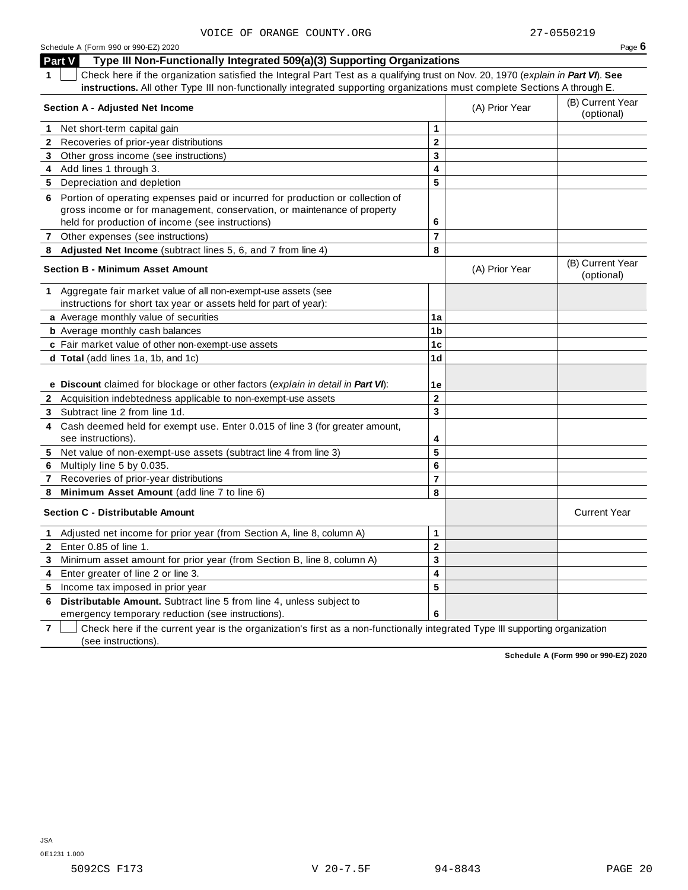VOICE OF ORANGE COUNTY.ORG 27-0550219

Schedule A (Form 990 or 990-EZ) 2020 Page **6**

## Part V Type III Non-Functionally Integrated 509(a)(3) Supporting Organizations

**1** ☐ Check here if the organization satisfied the Integral Part Test as a qualifying trust on Nov. 20, 1970 (*explain in* ***Part VI***). **See instructions.** All other Type III non-functionally integrated supporting organizations must complete Sections A through E.

| **Section A - Adjusted Net Income** | | (A) Prior Year | (B) Current Year (optional) |
|---|---|---|---|
| **1** Net short-term capital gain | **1** | | |
| **2** Recoveries of prior-year distributions | **2** | | |
| **3** Other gross income (see instructions) | **3** | | |
| **4** Add lines 1 through 3. | **4** | | |
| **5** Depreciation and depletion | **5** | | |
| **6** Portion of operating expenses paid or incurred for production or collection of gross income or for management, conservation, or maintenance of property held for production of income (see instructions) | **6** | | |
| **7** Other expenses (see instructions) | **7** | | |
| **8** **Adjusted Net Income** (subtract lines 5, 6, and 7 from line 4) | **8** | | |

| **Section B - Minimum Asset Amount** | | (A) Prior Year | (B) Current Year (optional) |
|---|---|---|---|
| **1** Aggregate fair market value of all non-exempt-use assets (see instructions for short tax year or assets held for part of year): | | | |
| **a** Average monthly value of securities | **1a** | | |
| **b** Average monthly cash balances | **1b** | | |
| **c** Fair market value of other non-exempt-use assets | **1c** | | |
| **d** **Total** (add lines 1a, 1b, and 1c) | **1d** | | |
| **e** **Discount** claimed for blockage or other factors (*explain in detail in* ***Part VI***): | **1e** | | |
| **2** Acquisition indebtedness applicable to non-exempt-use assets | **2** | | |
| **3** Subtract line 2 from line 1d. | **3** | | |
| **4** Cash deemed held for exempt use. Enter 0.015 of line 3 (for greater amount, see instructions). | **4** | | |
| **5** Net value of non-exempt-use assets (subtract line 4 from line 3) | **5** | | |
| **6** Multiply line 5 by 0.035. | **6** | | |
| **7** Recoveries of prior-year distributions | **7** | | |
| **8** **Minimum Asset Amount** (add line 7 to line 6) | **8** | | |

| **Section C - Distributable Amount** | | | Current Year |
|---|---|---|---|
| **1** Adjusted net income for prior year (from Section A, line 8, column A) | **1** | | |
| **2** Enter 0.85 of line 1. | **2** | | |
| **3** Minimum asset amount for prior year (from Section B, line 8, column A) | **3** | | |
| **4** Enter greater of line 2 or line 3. | **4** | | |
| **5** Income tax imposed in prior year | **5** | | |
| **6** **Distributable Amount.** Subtract line 5 from line 4, unless subject to emergency temporary reduction (see instructions). | **6** | | |

**7** ☐ Check here if the current year is the organization's first as a non-functionally integrated Type III supporting organization (see instructions).

**Schedule A (Form 990 or 990-EZ) 2020**

JSA
0E1231 1.000

5092CS F173 V 20-7.5F 94-8843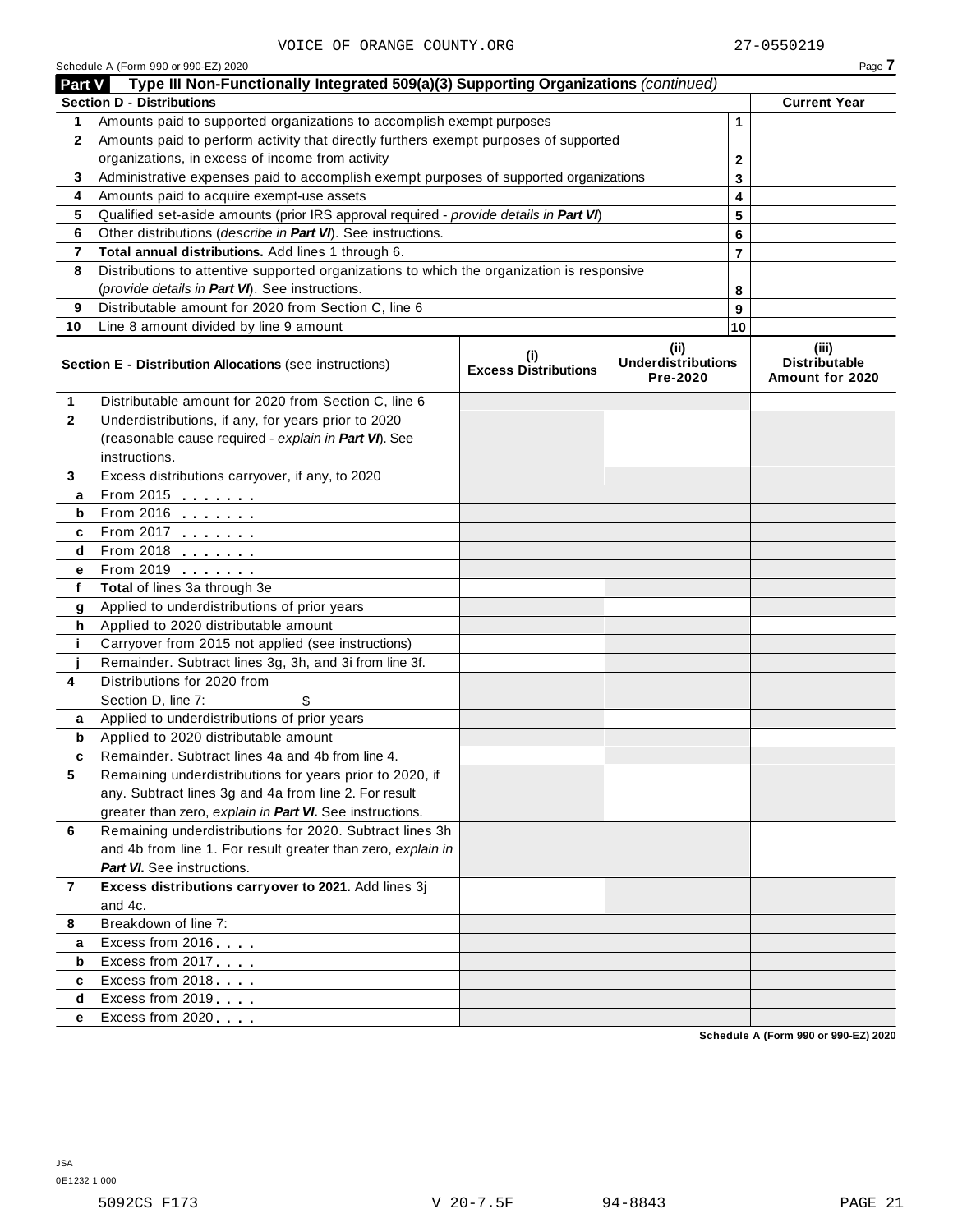VOICE OF ORANGE COUNTY.ORG 27-0550219

Schedule A (Form 990 or 990-EZ) 2020

## Part V Type III Non-Functionally Integrated 509(a)(3) Supporting Organizations *(continued)*

| Section D - Distributions | | | Current Year |
|---|---|---|---|
| 1 | Amounts paid to supported organizations to accomplish exempt purposes | 1 | |
| 2 | Amounts paid to perform activity that directly furthers exempt purposes of supported organizations, in excess of income from activity | 2 | |
| 3 | Administrative expenses paid to accomplish exempt purposes of supported organizations | 3 | |
| 4 | Amounts paid to acquire exempt-use assets | 4 | |
| 5 | Qualified set-aside amounts (prior IRS approval required - *provide details in **Part VI***) | 5 | |
| 6 | Other distributions (*describe in **Part VI***). See instructions. | 6 | |
| 7 | **Total annual distributions.** Add lines 1 through 6. | 7 | |
| 8 | Distributions to attentive supported organizations to which the organization is responsive (*provide details in **Part VI***). See instructions. | 8 | |
| 9 | Distributable amount for 2020 from Section C, line 6 | 9 | |
| 10 | Line 8 amount divided by line 9 amount | 10 | |

| | **Section E - Distribution Allocations** (see instructions) | (i) Excess Distributions | (ii) Underdistributions Pre-2020 | (iii) Distributable Amount for 2020 |
|---|---|---|---|---|
| 1 | Distributable amount for 2020 from Section C, line 6 | | | |
| 2 | Underdistributions, if any, for years prior to 2020 (reasonable cause required - *explain in **Part VI***). See instructions. | | | |
| 3 | Excess distributions carryover, if any, to 2020 | | | |
| a | From 2015 | | | |
| b | From 2016 | | | |
| c | From 2017 | | | |
| d | From 2018 | | | |
| e | From 2019 | | | |
| f | **Total** of lines 3a through 3e | | | |
| g | Applied to underdistributions of prior years | | | |
| h | Applied to 2020 distributable amount | | | |
| i | Carryover from 2015 not applied (see instructions) | | | |
| j | Remainder. Subtract lines 3g, 3h, and 3i from line 3f. | | | |
| 4 | Distributions for 2020 from Section D, line 7: $ | | | |
| a | Applied to underdistributions of prior years | | | |
| b | Applied to 2020 distributable amount | | | |
| c | Remainder. Subtract lines 4a and 4b from line 4. | | | |
| 5 | Remaining underdistributions for years prior to 2020, if any. Subtract lines 3g and 4a from line 2. For result greater than zero, *explain in **Part VI***. See instructions. | | | |
| 6 | Remaining underdistributions for 2020. Subtract lines 3h and 4b from line 1. For result greater than zero, *explain in **Part VI***. See instructions. | | | |
| 7 | **Excess distributions carryover to 2021.** Add lines 3j and 4c. | | | |
| 8 | Breakdown of line 7: | | | |
| a | Excess from 2016 | | | |
| b | Excess from 2017 | | | |
| c | Excess from 2018 | | | |
| d | Excess from 2019 | | | |
| e | Excess from 2020 | | | |

Schedule A (Form 990 or 990-EZ) 2020

JSA
0E1232 1.000

5092CS F173 V 20-7.5F 94-8843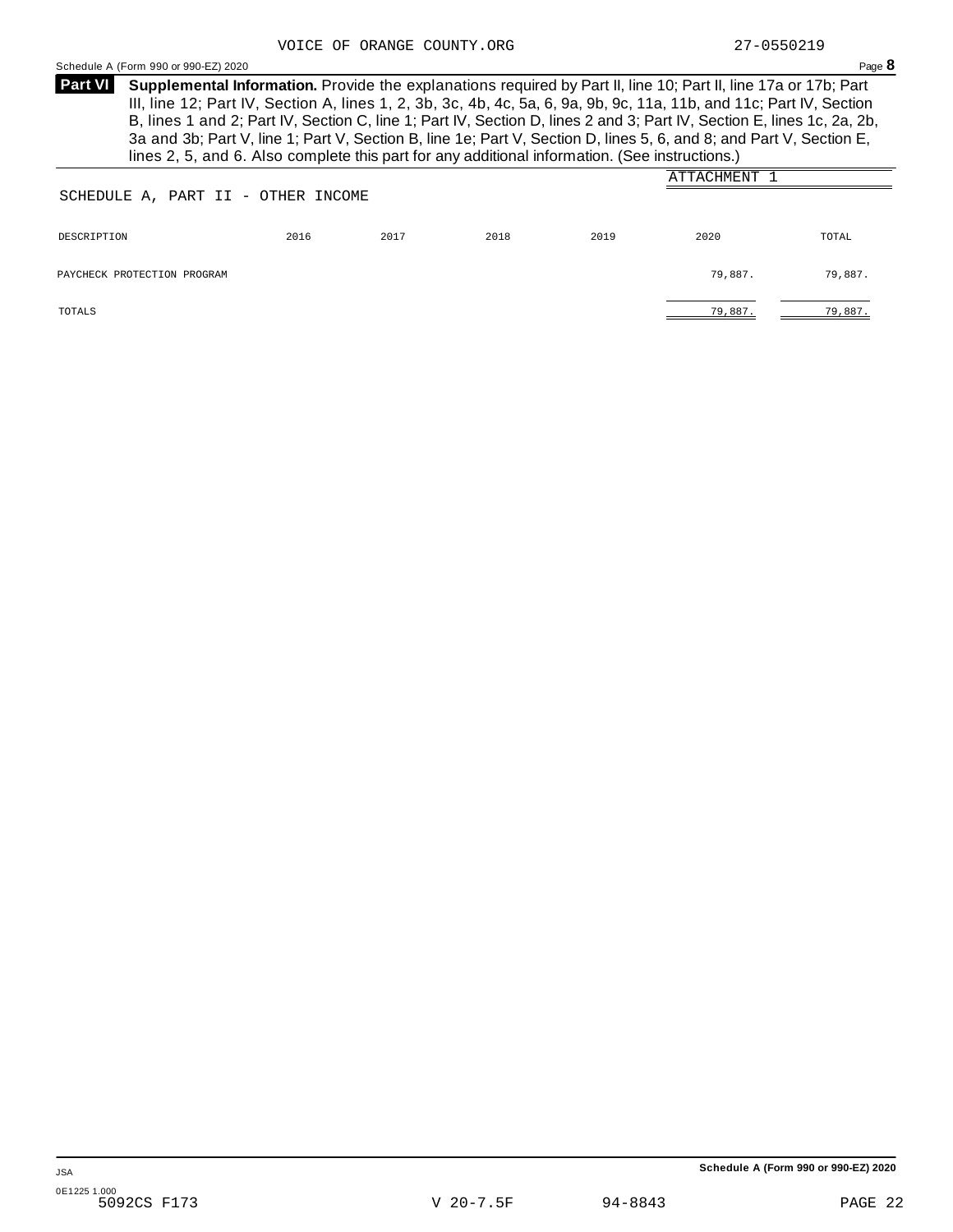VOICE OF ORANGE COUNTY.ORG 27-0550219

Schedule A (Form 990 or 990-EZ) 2020 Page **8**

**Part VI** **Supplemental Information.** Provide the explanations required by Part II, line 10; Part II, line 17a or 17b; Part III, line 12; Part IV, Section A, lines 1, 2, 3b, 3c, 4b, 4c, 5a, 6, 9a, 9b, 9c, 11a, 11b, and 11c; Part IV, Section B, lines 1 and 2; Part IV, Section C, line 1; Part IV, Section D, lines 2 and 3; Part IV, Section E, lines 1c, 2a, 2b, 3a and 3b; Part V, line 1; Part V, Section B, line 1e; Part V, Section D, lines 5, 6, and 8; and Part V, Section E, lines 2, 5, and 6. Also complete this part for any additional information. (See instructions.)

ATTACHMENT 1

SCHEDULE A, PART II - OTHER INCOME

| DESCRIPTION | 2016 | 2017 | 2018 | 2019 | 2020 | TOTAL |
|---|---|---|---|---|---|---|
| PAYCHECK PROTECTION PROGRAM | | | | | 79,887. | 79,887. |
| TOTALS | | | | | 79,887. | 79,887. |

JSA

Schedule A (Form 990 or 990-EZ) 2020

0E1225 1.000
5092CS F173 V 20-7.5F 94-8843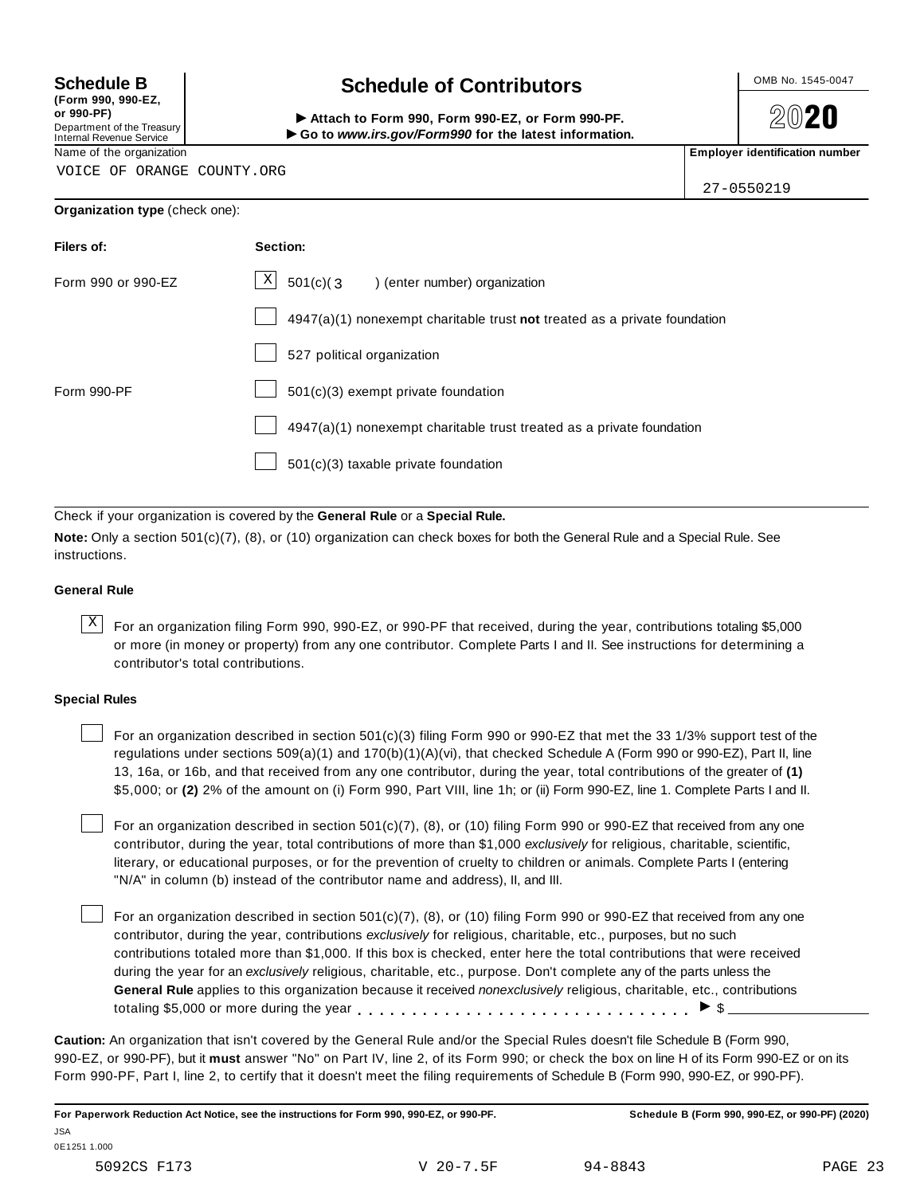**Schedule B**
**(Form 990, 990-EZ, or 990-PF)**
Department of the Treasury
Internal Revenue Service

# Schedule of Contributors

▶ **Attach to Form 990, Form 990-EZ, or Form 990-PF.**
▶ **Go to *www.irs.gov/Form990* for the latest information.**

OMB No. 1545-0047

**2020**

Name of the organization: VOICE OF ORANGE COUNTY.ORG

**Employer identification number:** 27-0550219

**Organization type** (check one):

| **Filers of:** | **Section:** |
|---|---|
| Form 990 or 990-EZ | [X] 501(c)( 3 ) (enter number) organization |
| | [ ] 4947(a)(1) nonexempt charitable trust **not** treated as a private foundation |
| | [ ] 527 political organization |
| Form 990-PF | [ ] 501(c)(3) exempt private foundation |
| | [ ] 4947(a)(1) nonexempt charitable trust treated as a private foundation |
| | [ ] 501(c)(3) taxable private foundation |

Check if your organization is covered by the **General Rule** or a **Special Rule.**

**Note:** Only a section 501(c)(7), (8), or (10) organization can check boxes for both the General Rule and a Special Rule. See instructions.

### General Rule

[X] For an organization filing Form 990, 990-EZ, or 990-PF that received, during the year, contributions totaling $5,000 or more (in money or property) from any one contributor. Complete Parts I and II. See instructions for determining a contributor's total contributions.

### Special Rules

[ ] For an organization described in section 501(c)(3) filing Form 990 or 990-EZ that met the 33 1/3% support test of the regulations under sections 509(a)(1) and 170(b)(1)(A)(vi), that checked Schedule A (Form 990 or 990-EZ), Part II, line 13, 16a, or 16b, and that received from any one contributor, during the year, total contributions of the greater of **(1)** $5,000; or **(2)** 2% of the amount on (i) Form 990, Part VIII, line 1h; or (ii) Form 990-EZ, line 1. Complete Parts I and II.

[ ] For an organization described in section 501(c)(7), (8), or (10) filing Form 990 or 990-EZ that received from any one contributor, during the year, total contributions of more than $1,000 *exclusively* for religious, charitable, scientific, literary, or educational purposes, or for the prevention of cruelty to children or animals. Complete Parts I (entering "N/A" in column (b) instead of the contributor name and address), II, and III.

[ ] For an organization described in section 501(c)(7), (8), or (10) filing Form 990 or 990-EZ that received from any one contributor, during the year, contributions *exclusively* for religious, charitable, etc., purposes, but no such contributions totaled more than $1,000. If this box is checked, enter here the total contributions that were received during the year for an *exclusively* religious, charitable, etc., purpose. Don't complete any of the parts unless the **General Rule** applies to this organization because it received *nonexclusively* religious, charitable, etc., contributions totaling $5,000 or more during the year . . . . . . . . . . . . . . . . . . . . . . . . . . . . . ▶ $ ________

**Caution:** An organization that isn't covered by the General Rule and/or the Special Rules doesn't file Schedule B (Form 990, 990-EZ, or 990-PF), but it **must** answer "No" on Part IV, line 2, of its Form 990; or check the box on line H of its Form 990-EZ or on its Form 990-PF, Part I, line 2, to certify that it doesn't meet the filing requirements of Schedule B (Form 990, 990-EZ, or 990-PF).

**For Paperwork Reduction Act Notice, see the instructions for Form 990, 990-EZ, or 990-PF.** **Schedule B (Form 990, 990-EZ, or 990-PF) (2020)**

JSA
0E1251 1.000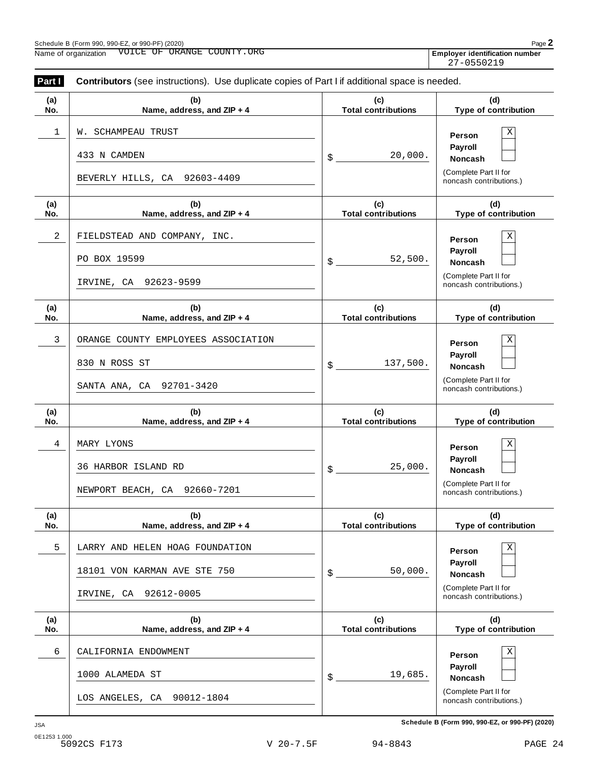Schedule B (Form 990, 990-EZ, or 990-PF) (2020)

Name of organization VOICE OF ORANGE COUNTY.ORG

**Employer identification number** 27-0550219

**Part I** **Contributors** (see instructions). Use duplicate copies of Part I if additional space is needed.

| (a) No. | (b) Name, address, and ZIP + 4 | (c) Total contributions | (d) Type of contribution |
|---|---|---|---|
| 1 | W. SCHAMPEAU TRUST<br>433 N CAMDEN<br>BEVERLY HILLS, CA 92603-4409 | $ 20,000. | Person [X]<br>Payroll [ ]<br>Noncash [ ]<br>(Complete Part II for noncash contributions.) |
| 2 | FIELDSTEAD AND COMPANY, INC.<br>PO BOX 19599<br>IRVINE, CA 92623-9599 | $ 52,500. | Person [X]<br>Payroll [ ]<br>Noncash [ ]<br>(Complete Part II for noncash contributions.) |
| 3 | ORANGE COUNTY EMPLOYEES ASSOCIATION<br>830 N ROSS ST<br>SANTA ANA, CA 92701-3420 | $ 137,500. | Person [X]<br>Payroll [ ]<br>Noncash [ ]<br>(Complete Part II for noncash contributions.) |
| 4 | MARY LYONS<br>36 HARBOR ISLAND RD<br>NEWPORT BEACH, CA 92660-7201 | $ 25,000. | Person [X]<br>Payroll [ ]<br>Noncash [ ]<br>(Complete Part II for noncash contributions.) |
| 5 | LARRY AND HELEN HOAG FOUNDATION<br>18101 VON KARMAN AVE STE 750<br>IRVINE, CA 92612-0005 | $ 50,000. | Person [X]<br>Payroll [ ]<br>Noncash [ ]<br>(Complete Part II for noncash contributions.) |
| 6 | CALIFORNIA ENDOWMENT<br>1000 ALAMEDA ST<br>LOS ANGELES, CA 90012-1804 | $ 19,685. | Person [X]<br>Payroll [ ]<br>Noncash [ ]<br>(Complete Part II for noncash contributions.) |

**Schedule B (Form 990, 990-EZ, or 990-PF) (2020)**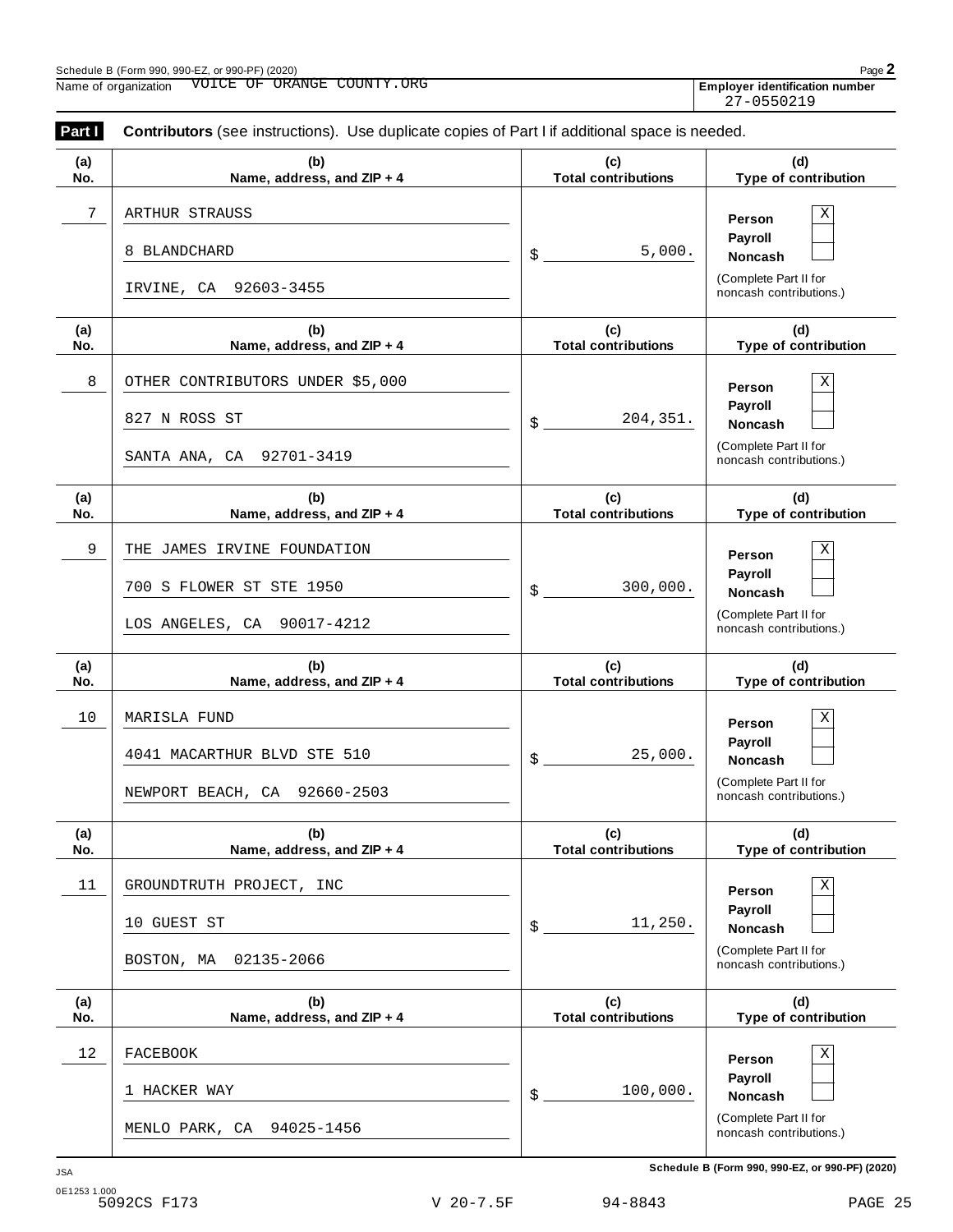Schedule B (Form 990, 990-EZ, or 990-PF) (2020)

Name of organization VOICE OF ORANGE COUNTY.ORG

**Employer identification number** 27-0550219

**Part I** **Contributors** (see instructions). Use duplicate copies of Part I if additional space is needed.

| (a) No. | (b) Name, address, and ZIP + 4 | (c) Total contributions | (d) Type of contribution |
|---|---|---|---|
| 7 | ARTHUR STRAUSS<br>8 BLANDCHARD<br>IRVINE, CA 92603-3455 | $ 5,000. | Person [X]<br>Payroll [ ]<br>Noncash [ ]<br>(Complete Part II for noncash contributions.) |
| 8 | OTHER CONTRIBUTORS UNDER $5,000<br>827 N ROSS ST<br>SANTA ANA, CA 92701-3419 | $ 204,351. | Person [X]<br>Payroll [ ]<br>Noncash [ ]<br>(Complete Part II for noncash contributions.) |
| 9 | THE JAMES IRVINE FOUNDATION<br>700 S FLOWER ST STE 1950<br>LOS ANGELES, CA 90017-4212 | $ 300,000. | Person [X]<br>Payroll [ ]<br>Noncash [ ]<br>(Complete Part II for noncash contributions.) |
| 10 | MARISLA FUND<br>4041 MACARTHUR BLVD STE 510<br>NEWPORT BEACH, CA 92660-2503 | $ 25,000. | Person [X]<br>Payroll [ ]<br>Noncash [ ]<br>(Complete Part II for noncash contributions.) |
| 11 | GROUNDTRUTH PROJECT, INC<br>10 GUEST ST<br>BOSTON, MA 02135-2066 | $ 11,250. | Person [X]<br>Payroll [ ]<br>Noncash [ ]<br>(Complete Part II for noncash contributions.) |
| 12 | FACEBOOK<br>1 HACKER WAY<br>MENLO PARK, CA 94025-1456 | $ 100,000. | Person [X]<br>Payroll [ ]<br>Noncash [ ]<br>(Complete Part II for noncash contributions.) |

Schedule B (Form 990, 990-EZ, or 990-PF) (2020)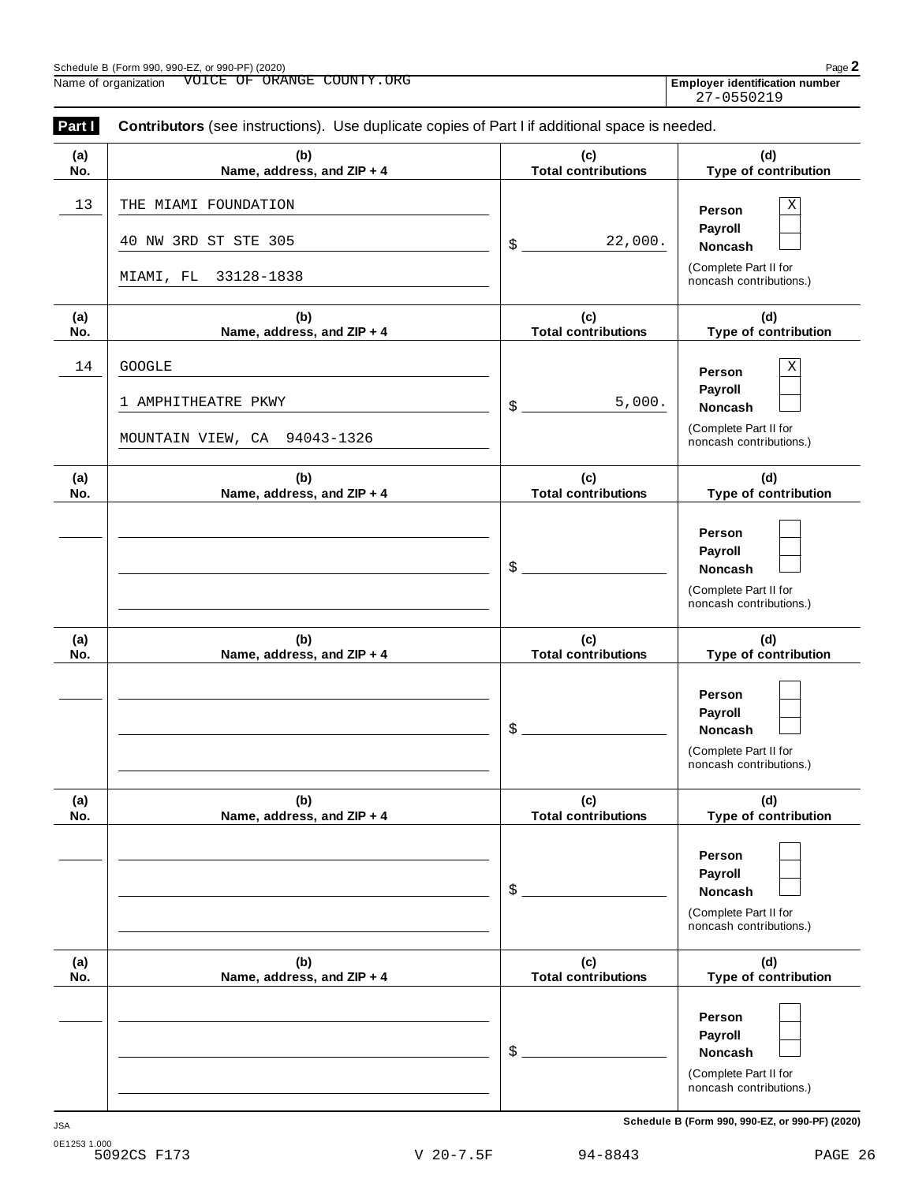Schedule B (Form 990, 990-EZ, or 990-PF) (2020)

Name of organization VOICE OF ORANGE COUNTY.ORG

**Employer identification number** 27-0550219

**Part I** **Contributors** (see instructions). Use duplicate copies of Part I if additional space is needed.

| (a) No. | (b) Name, address, and ZIP + 4 | (c) Total contributions | (d) Type of contribution |
|---|---|---|---|
| 13 | THE MIAMI FOUNDATION<br>40 NW 3RD ST STE 305<br>MIAMI, FL 33128-1838 | $ 22,000. | Person [X]<br>Payroll [ ]<br>Noncash [ ]<br>(Complete Part II for noncash contributions.) |
| 14 | GOOGLE<br>1 AMPHITHEATRE PKWY<br>MOUNTAIN VIEW, CA 94043-1326 | $ 5,000. | Person [X]<br>Payroll [ ]<br>Noncash [ ]<br>(Complete Part II for noncash contributions.) |
| | | $ | Person [ ]<br>Payroll [ ]<br>Noncash [ ]<br>(Complete Part II for noncash contributions.) |
| | | $ | Person [ ]<br>Payroll [ ]<br>Noncash [ ]<br>(Complete Part II for noncash contributions.) |
| | | $ | Person [ ]<br>Payroll [ ]<br>Noncash [ ]<br>(Complete Part II for noncash contributions.) |
| | | $ | Person [ ]<br>Payroll [ ]<br>Noncash [ ]<br>(Complete Part II for noncash contributions.) |

**Schedule B (Form 990, 990-EZ, or 990-PF) (2020)**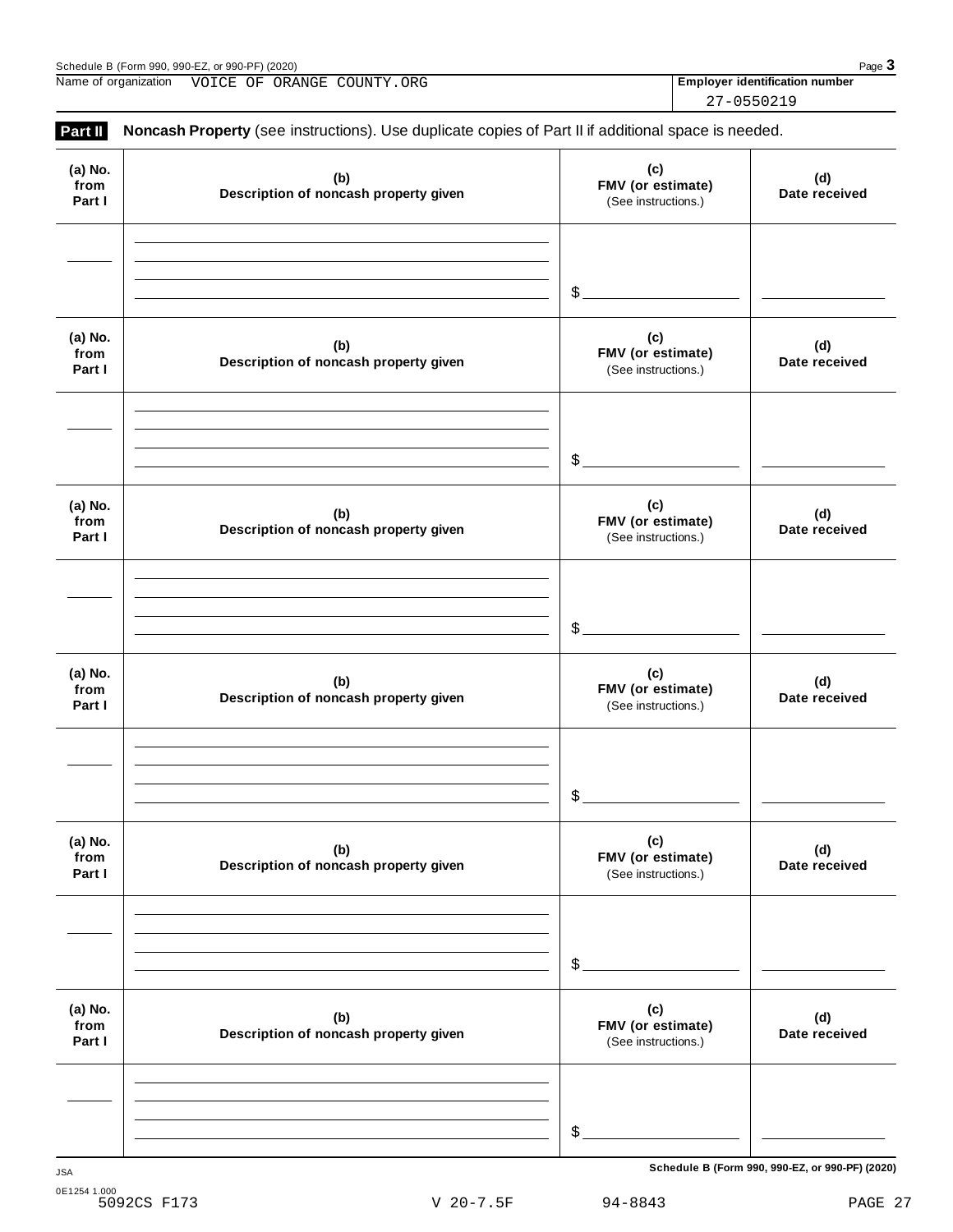Schedule B (Form 990, 990-EZ, or 990-PF) (2020) Page **3**

Name of organization VOICE OF ORANGE COUNTY.ORG

**Employer identification number** 27-0550219

**Part II** **Noncash Property** (see instructions). Use duplicate copies of Part II if additional space is needed.

| (a) No. from Part I | (b) Description of noncash property given | (c) FMV (or estimate) (See instructions.) | (d) Date received |
|---|---|---|---|
| | | $ | |

| (a) No. from Part I | (b) Description of noncash property given | (c) FMV (or estimate) (See instructions.) | (d) Date received |
|---|---|---|---|
| | | $ | |

| (a) No. from Part I | (b) Description of noncash property given | (c) FMV (or estimate) (See instructions.) | (d) Date received |
|---|---|---|---|
| | | $ | |

| (a) No. from Part I | (b) Description of noncash property given | (c) FMV (or estimate) (See instructions.) | (d) Date received |
|---|---|---|---|
| | | $ | |

| (a) No. from Part I | (b) Description of noncash property given | (c) FMV (or estimate) (See instructions.) | (d) Date received |
|---|---|---|---|
| | | $ | |

| (a) No. from Part I | (b) Description of noncash property given | (c) FMV (or estimate) (See instructions.) | (d) Date received |
|---|---|---|---|
| | | $ | |

JSA

**Schedule B (Form 990, 990-EZ, or 990-PF) (2020)**

0E1254 1.000
5092CS F173 V 20-7.5F 94-8843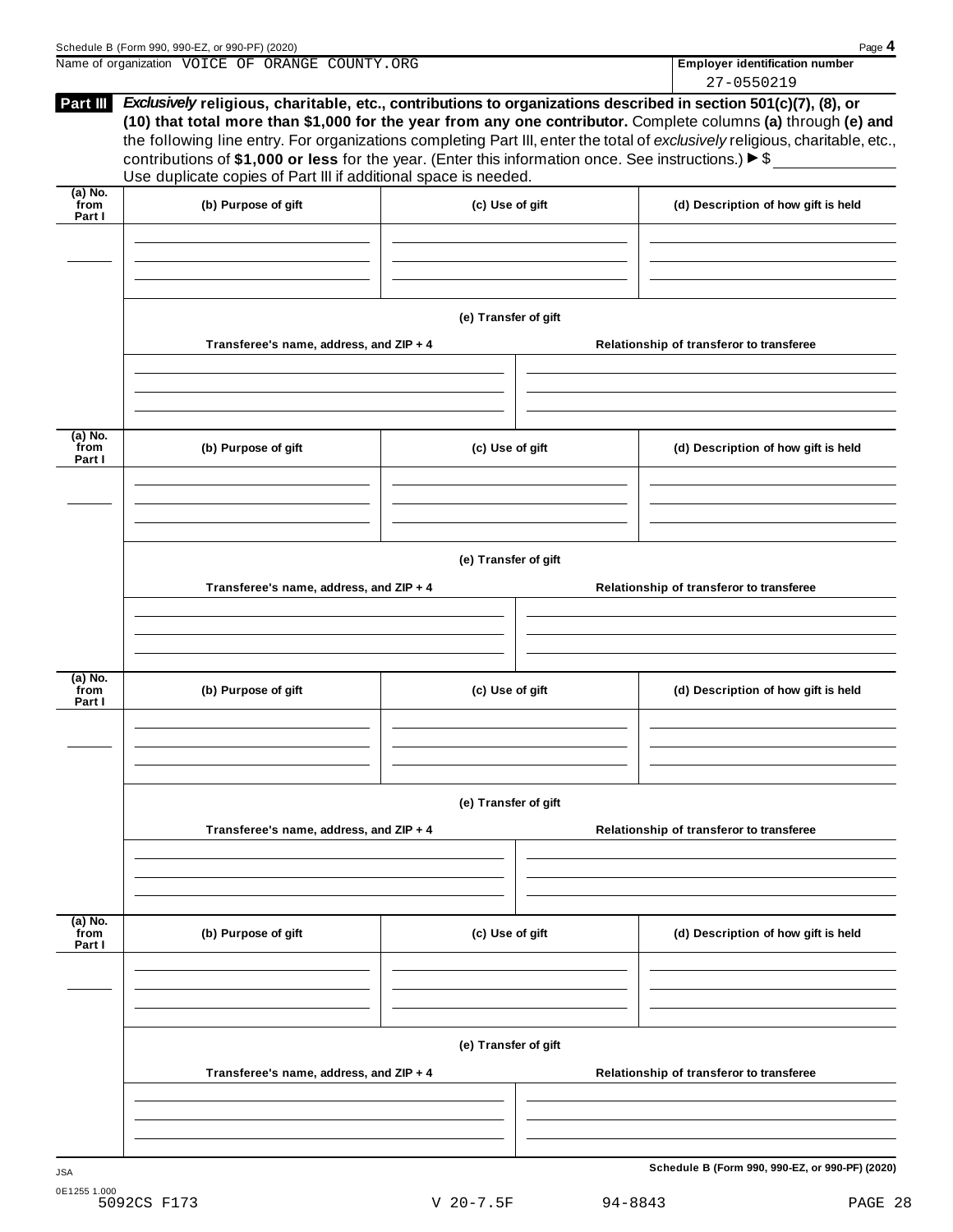Name of organization VOICE OF ORANGE COUNTY.ORG

**Employer identification number**
27-0550219

**Part III** ***Exclusively*** **religious, charitable, etc., contributions to organizations described in section 501(c)(7), (8), or (10) that total more than $1,000 for the year from any one contributor.** Complete columns **(a)** through **(e) and** the following line entry. For organizations completing Part III, enter the total of *exclusively* religious, charitable, etc., contributions of **$1,000 or less** for the year. (Enter this information once. See instructions.) ▶ $ ____________

Use duplicate copies of Part III if additional space is needed.

| (a) No. from Part I | (b) Purpose of gift | (c) Use of gift | (d) Description of how gift is held |
| --- | --- | --- | --- |
| | | | |

**(e) Transfer of gift**

| Transferee's name, address, and ZIP + 4 | Relationship of transferor to transferee |
| --- | --- |
| | |

| (a) No. from Part I | (b) Purpose of gift | (c) Use of gift | (d) Description of how gift is held |
| --- | --- | --- | --- |
| | | | |

**(e) Transfer of gift**

| Transferee's name, address, and ZIP + 4 | Relationship of transferor to transferee |
| --- | --- |
| | |

| (a) No. from Part I | (b) Purpose of gift | (c) Use of gift | (d) Description of how gift is held |
| --- | --- | --- | --- |
| | | | |

**(e) Transfer of gift**

| Transferee's name, address, and ZIP + 4 | Relationship of transferor to transferee |
| --- | --- |
| | |

| (a) No. from Part I | (b) Purpose of gift | (c) Use of gift | (d) Description of how gift is held |
| --- | --- | --- | --- |
| | | | |

**(e) Transfer of gift**

| Transferee's name, address, and ZIP + 4 | Relationship of transferor to transferee |
| --- | --- |
| | |

**Schedule B (Form 990, 990-EZ, or 990-PF) (2020)**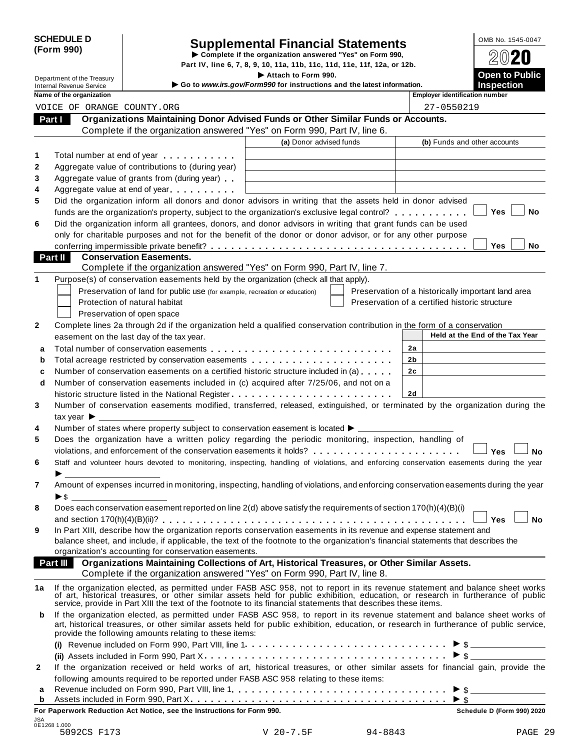**SCHEDULE D (Form 990)**

Department of the Treasury
Internal Revenue Service

# Supplemental Financial Statements

▶ Complete if the organization answered "Yes" on Form 990, Part IV, line 6, 7, 8, 9, 10, 11a, 11b, 11c, 11d, 11e, 11f, 12a, or 12b.

▶ Attach to Form 990.

▶ Go to *www.irs.gov/Form990* for instructions and the latest information.

OMB No. 1545-0047

2020

**Open to Public Inspection**

| Name of the organization | Employer identification number |
|---|---|
| VOICE OF ORANGE COUNTY.ORG | 27-0550219 |

## Part I Organizations Maintaining Donor Advised Funds or Other Similar Funds or Accounts.

Complete if the organization answered "Yes" on Form 990, Part IV, line 6.

| | | (a) Donor advised funds | (b) Funds and other accounts |
|---|---|---|---|
| 1 | Total number at end of year | | |
| 2 | Aggregate value of contributions to (during year) | | |
| 3 | Aggregate value of grants from (during year) | | |
| 4 | Aggregate value at end of year | | |

**5** Did the organization inform all donors and donor advisors in writing that the assets held in donor advised funds are the organization's property, subject to the organization's exclusive legal control? ☐ Yes ☐ No

**6** Did the organization inform all grantees, donors, and donor advisors in writing that grant funds can be used only for charitable purposes and not for the benefit of the donor or donor advisor, or for any other purpose conferring impermissible private benefit? ☐ Yes ☐ No

## Part II Conservation Easements.

Complete if the organization answered "Yes" on Form 990, Part IV, line 7.

**1** Purpose(s) of conservation easements held by the organization (check all that apply).

☐ Preservation of land for public use (for example, recreation or education)
☐ Protection of natural habitat
☐ Preservation of open space
☐ Preservation of a historically important land area
☐ Preservation of a certified historic structure

**2** Complete lines 2a through 2d if the organization held a qualified conservation contribution in the form of a conservation easement on the last day of the tax year.

| | | | Held at the End of the Tax Year |
|---|---|---|---|
| a | Total number of conservation easements | 2a | |
| b | Total acreage restricted by conservation easements | 2b | |
| c | Number of conservation easements on a certified historic structure included in (a) | 2c | |
| d | Number of conservation easements included in (c) acquired after 7/25/06, and not on a historic structure listed in the National Register | 2d | |

**3** Number of conservation easements modified, transferred, released, extinguished, or terminated by the organization during the tax year ▶ ____________

**4** Number of states where property subject to conservation easement is located ▶ ____________

**5** Does the organization have a written policy regarding the periodic monitoring, inspection, handling of violations, and enforcement of the conservation easements it holds? ☐ Yes ☐ No

**6** Staff and volunteer hours devoted to monitoring, inspecting, handling of violations, and enforcing conservation easements during the year ▶ ____________

**7** Amount of expenses incurred in monitoring, inspecting, handling of violations, and enforcing conservation easements during the year ▶ $ ____________

**8** Does each conservation easement reported on line 2(d) above satisfy the requirements of section 170(h)(4)(B)(i) and section 170(h)(4)(B)(ii)? ☐ Yes ☐ No

**9** In Part XIII, describe how the organization reports conservation easements in its revenue and expense statement and balance sheet, and include, if applicable, the text of the footnote to the organization's financial statements that describes the organization's accounting for conservation easements.

## Part III Organizations Maintaining Collections of Art, Historical Treasures, or Other Similar Assets.

Complete if the organization answered "Yes" on Form 990, Part IV, line 8.

**1a** If the organization elected, as permitted under FASB ASC 958, not to report in its revenue statement and balance sheet works of art, historical treasures, or other similar assets held for public exhibition, education, or research in furtherance of public service, provide in Part XIII the text of the footnote to its financial statements that describes these items.

**b** If the organization elected, as permitted under FASB ASC 958, to report in its revenue statement and balance sheet works of art, historical treasures, or other similar assets held for public exhibition, education, or research in furtherance of public service, provide the following amounts relating to these items:

**(i)** Revenue included on Form 990, Part VIII, line 1 ▶ $ ____________

**(ii)** Assets included in Form 990, Part X ▶ $ ____________

**2** If the organization received or held works of art, historical treasures, or other similar assets for financial gain, provide the following amounts required to be reported under FASB ASC 958 relating to these items:

**a** Revenue included on Form 990, Part VIII, line 1 ▶ $ ____________

**b** Assets included in Form 990, Part X ▶ $ ____________

**For Paperwork Reduction Act Notice, see the Instructions for Form 990.** Schedule D (Form 990) 2020

JSA 0E1268 1.000
5092CS F173 V 20-7.5F 94-8843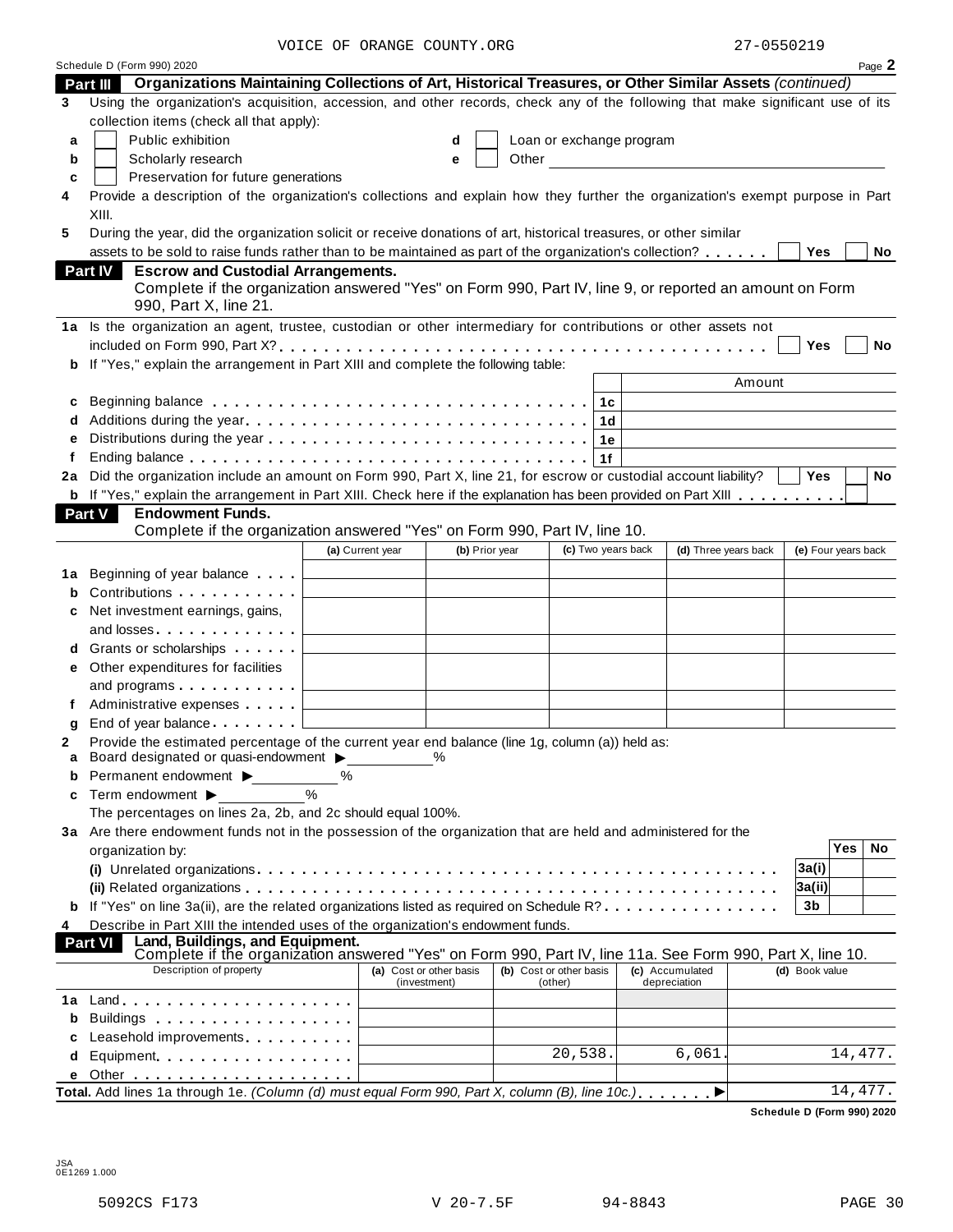VOICE OF ORANGE COUNTY.ORG 27-0550219

Schedule D (Form 990) 2020 Page 2

## Part III Organizations Maintaining Collections of Art, Historical Treasures, or Other Similar Assets *(continued)*

**3** Using the organization's acquisition, accession, and other records, check any of the following that make significant use of its collection items (check all that apply):

**a** ☐ Public exhibition **d** ☐ Loan or exchange program

**b** ☐ Scholarly research **e** ☐ Other

**c** ☐ Preservation for future generations

**4** Provide a description of the organization's collections and explain how they further the organization's exempt purpose in Part XIII.

**5** During the year, did the organization solicit or receive donations of art, historical treasures, or other similar assets to be sold to raise funds rather than to be maintained as part of the organization's collection? ☐ Yes ☐ No

## Part IV Escrow and Custodial Arrangements.

Complete if the organization answered "Yes" on Form 990, Part IV, line 9, or reported an amount on Form 990, Part X, line 21.

**1a** Is the organization an agent, trustee, custodian or other intermediary for contributions or other assets not included on Form 990, Part X? ☐ Yes ☐ No

**b** If "Yes," explain the arrangement in Part XIII and complete the following table:

| | | | Amount |
|---|---|---|---|
| **c** | Beginning balance | 1c | |
| **d** | Additions during the year | 1d | |
| **e** | Distributions during the year | 1e | |
| **f** | Ending balance | 1f | |

**2a** Did the organization include an amount on Form 990, Part X, line 21, for escrow or custodial account liability? ☐ Yes ☐ No

**b** If "Yes," explain the arrangement in Part XIII. Check here if the explanation has been provided on Part XIII ☐

## Part V Endowment Funds.

Complete if the organization answered "Yes" on Form 990, Part IV, line 10.

| | | (a) Current year | (b) Prior year | (c) Two years back | (d) Three years back | (e) Four years back |
|---|---|---|---|---|---|---|
| **1a** | Beginning of year balance | | | | | |
| **b** | Contributions | | | | | |
| **c** | Net investment earnings, gains, and losses | | | | | |
| **d** | Grants or scholarships | | | | | |
| **e** | Other expenditures for facilities and programs | | | | | |
| **f** | Administrative expenses | | | | | |
| **g** | End of year balance | | | | | |

**2** Provide the estimated percentage of the current year end balance (line 1g, column (a)) held as:

**a** Board designated or quasi-endowment ▶ ______ %

**b** Permanent endowment ▶ ______ %

**c** Term endowment ▶ ______ %

The percentages on lines 2a, 2b, and 2c should equal 100%.

**3a** Are there endowment funds not in the possession of the organization that are held and administered for the organization by:

| | | | Yes | No |
|---|---|---|---|---|
| **(i)** | Unrelated organizations | 3a(i) | | |
| **(ii)** | Related organizations | 3a(ii) | | |
| **b** | If "Yes" on line 3a(ii), are the related organizations listed as required on Schedule R? | 3b | | |

**4** Describe in Part XIII the intended uses of the organization's endowment funds.

## Part VI Land, Buildings, and Equipment.

Complete if the organization answered "Yes" on Form 990, Part IV, line 11a. See Form 990, Part X, line 10.

| | Description of property | (a) Cost or other basis (investment) | (b) Cost or other basis (other) | (c) Accumulated depreciation | (d) Book value |
|---|---|---|---|---|---|
| **1a** | Land | | | | |
| **b** | Buildings | | | | |
| **c** | Leasehold improvements | | | | |
| **d** | Equipment | | 20,538. | 6,061. | 14,477. |
| **e** | Other | | | | |
| | **Total.** Add lines 1a through 1e. *(Column (d) must equal Form 990, Part X, column (B), line 10c.)* ▶ | | | | 14,477. |

**Schedule D (Form 990) 2020**

JSA 0E1269 1.000

5092CS F173 V 20-7.5F 94-8843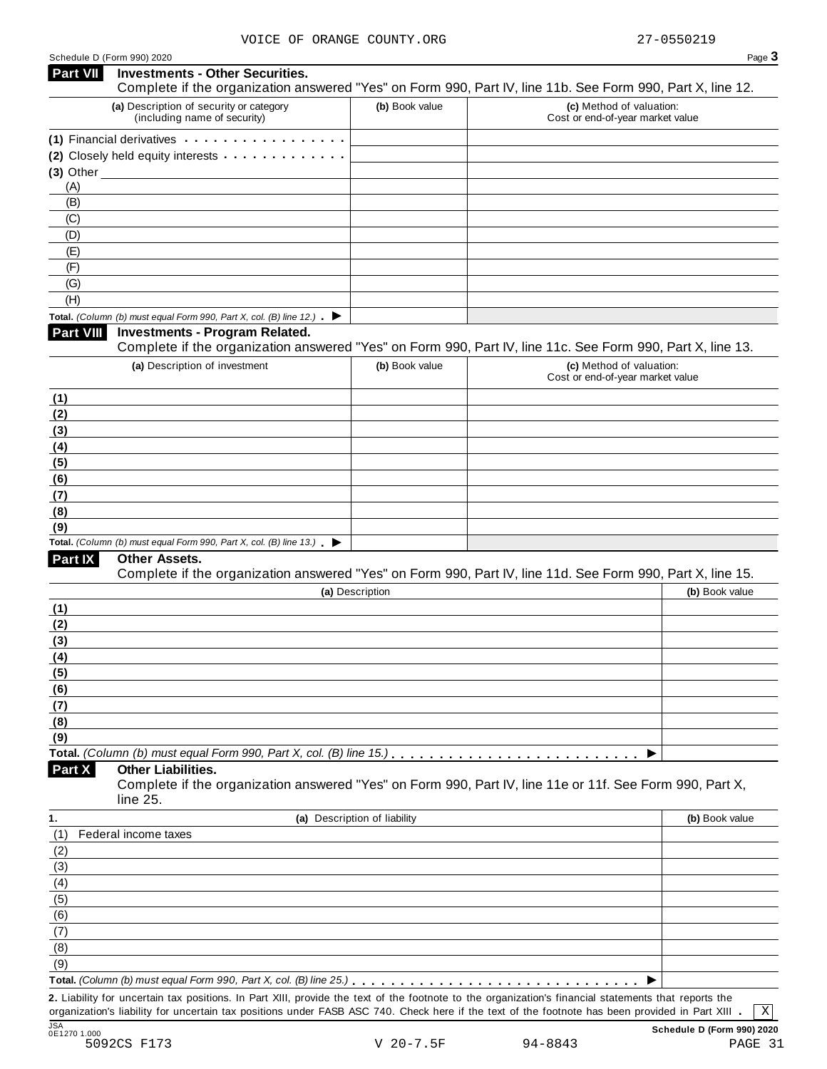VOICE OF ORANGE COUNTY.ORG 27-0550219

Schedule D (Form 990) 2020 Page **3**

## Part VII Investments - Other Securities.

Complete if the organization answered "Yes" on Form 990, Part IV, line 11b. See Form 990, Part X, line 12.

| (a) Description of security or category (including name of security) | (b) Book value | (c) Method of valuation: Cost or end-of-year market value |
|---|---|---|
| (1) Financial derivatives | | |
| (2) Closely held equity interests | | |
| (3) Other | | |
| (A) | | |
| (B) | | |
| (C) | | |
| (D) | | |
| (E) | | |
| (F) | | |
| (G) | | |
| (H) | | |
| **Total.** *(Column (b) must equal Form 990, Part X, col. (B) line 12.)* ▶ | | |

## Part VIII Investments - Program Related.

Complete if the organization answered "Yes" on Form 990, Part IV, line 11c. See Form 990, Part X, line 13.

| (a) Description of investment | (b) Book value | (c) Method of valuation: Cost or end-of-year market value |
|---|---|---|
| (1) | | |
| (2) | | |
| (3) | | |
| (4) | | |
| (5) | | |
| (6) | | |
| (7) | | |
| (8) | | |
| (9) | | |
| **Total.** *(Column (b) must equal Form 990, Part X, col. (B) line 13.)* ▶ | | |

## Part IX Other Assets.

Complete if the organization answered "Yes" on Form 990, Part IV, line 11d. See Form 990, Part X, line 15.

| (a) Description | (b) Book value |
|---|---|
| (1) | |
| (2) | |
| (3) | |
| (4) | |
| (5) | |
| (6) | |
| (7) | |
| (8) | |
| (9) | |
| **Total.** *(Column (b) must equal Form 990, Part X, col. (B) line 15.)* ▶ | |

## Part X Other Liabilities.

Complete if the organization answered "Yes" on Form 990, Part IV, line 11e or 11f. See Form 990, Part X, line 25.

| 1. (a) Description of liability | (b) Book value |
|---|---|
| (1) Federal income taxes | |
| (2) | |
| (3) | |
| (4) | |
| (5) | |
| (6) | |
| (7) | |
| (8) | |
| (9) | |
| **Total.** *(Column (b) must equal Form 990, Part X, col. (B) line 25.)* ▶ | |

**2.** Liability for uncertain tax positions. In Part XIII, provide the text of the footnote to the organization's financial statements that reports the organization's liability for uncertain tax positions under FASB ASC 740. Check here if the text of the footnote has been provided in Part XIII . [X]

JSA 0E1270 1.000 **Schedule D (Form 990) 2020**

5092CS F173 V 20-7.5F 94-8843 PAGE 31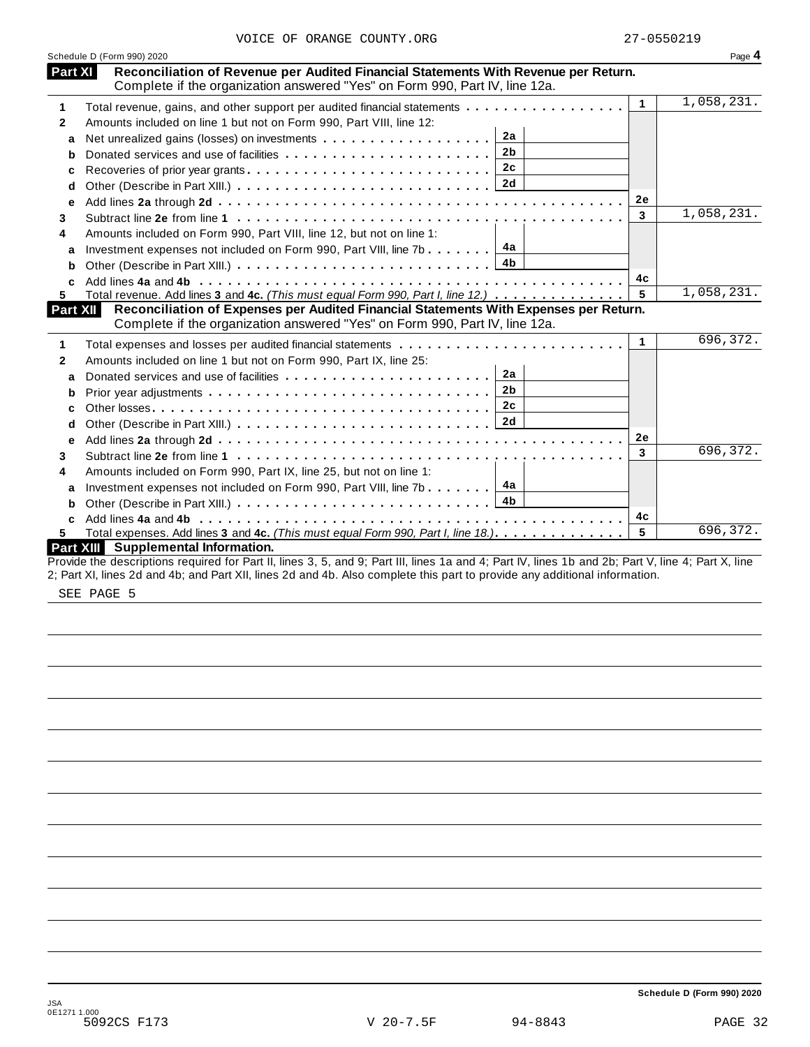VOICE OF ORANGE COUNTY.ORG 27-0550219

Schedule D (Form 990) 2020

## Part XI Reconciliation of Revenue per Audited Financial Statements With Revenue per Return.

Complete if the organization answered "Yes" on Form 990, Part IV, line 12a.

| | | | | | |
|---|---|---|---|---|---|
| 1 | Total revenue, gains, and other support per audited financial statements | | | 1 | 1,058,231. |
| 2 | Amounts included on line 1 but not on Form 990, Part VIII, line 12: | | | | |
| a | Net unrealized gains (losses) on investments | 2a | | | |
| b | Donated services and use of facilities | 2b | | | |
| c | Recoveries of prior year grants | 2c | | | |
| d | Other (Describe in Part XIII.) | 2d | | | |
| e | Add lines **2a** through **2d** | | | 2e | |
| 3 | Subtract line **2e** from line **1** | | | 3 | 1,058,231. |
| 4 | Amounts included on Form 990, Part VIII, line 12, but not on line 1: | | | | |
| a | Investment expenses not included on Form 990, Part VIII, line 7b | 4a | | | |
| b | Other (Describe in Part XIII.) | 4b | | | |
| c | Add lines **4a** and **4b** | | | 4c | |
| 5 | Total revenue. Add lines **3** and **4c.** *(This must equal Form 990, Part I, line 12.)* | | | 5 | 1,058,231. |

## Part XII Reconciliation of Expenses per Audited Financial Statements With Expenses per Return.

Complete if the organization answered "Yes" on Form 990, Part IV, line 12a.

| | | | | | |
|---|---|---|---|---|---|
| 1 | Total expenses and losses per audited financial statements | | | 1 | 696,372. |
| 2 | Amounts included on line 1 but not on Form 990, Part IX, line 25: | | | | |
| a | Donated services and use of facilities | 2a | | | |
| b | Prior year adjustments | 2b | | | |
| c | Other losses | 2c | | | |
| d | Other (Describe in Part XIII.) | 2d | | | |
| e | Add lines **2a** through **2d** | | | 2e | |
| 3 | Subtract line **2e** from line **1** | | | 3 | 696,372. |
| 4 | Amounts included on Form 990, Part IX, line 25, but not on line 1: | | | | |
| a | Investment expenses not included on Form 990, Part VIII, line 7b | 4a | | | |
| b | Other (Describe in Part XIII.) | 4b | | | |
| c | Add lines **4a** and **4b** | | | 4c | |
| 5 | Total expenses. Add lines **3** and **4c.** *(This must equal Form 990, Part I, line 18.)* | | | 5 | 696,372. |

## Part XIII Supplemental Information.

Provide the descriptions required for Part II, lines 3, 5, and 9; Part III, lines 1a and 4; Part IV, lines 1b and 2b; Part V, line 4; Part X, line 2; Part XI, lines 2d and 4b; and Part XII, lines 2d and 4b. Also complete this part to provide any additional information.

SEE PAGE 5

**Schedule D (Form 990) 2020**

JSA
0E1271 1.000
5092CS F173 V 20-7.5F 94-8843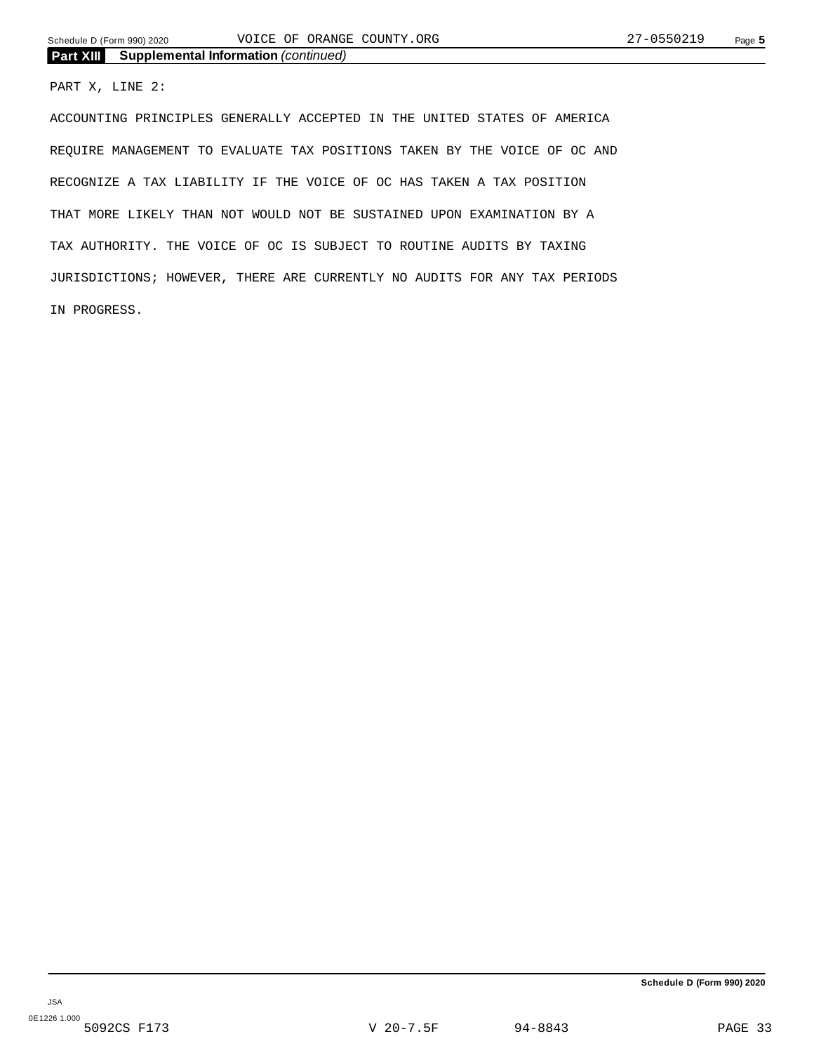## Part XIII Supplemental Information *(continued)*

PART X, LINE 2:

ACCOUNTING PRINCIPLES GENERALLY ACCEPTED IN THE UNITED STATES OF AMERICA REQUIRE MANAGEMENT TO EVALUATE TAX POSITIONS TAKEN BY THE VOICE OF OC AND RECOGNIZE A TAX LIABILITY IF THE VOICE OF OC HAS TAKEN A TAX POSITION THAT MORE LIKELY THAN NOT WOULD NOT BE SUSTAINED UPON EXAMINATION BY A TAX AUTHORITY. THE VOICE OF OC IS SUBJECT TO ROUTINE AUDITS BY TAXING JURISDICTIONS; HOWEVER, THERE ARE CURRENTLY NO AUDITS FOR ANY TAX PERIODS IN PROGRESS.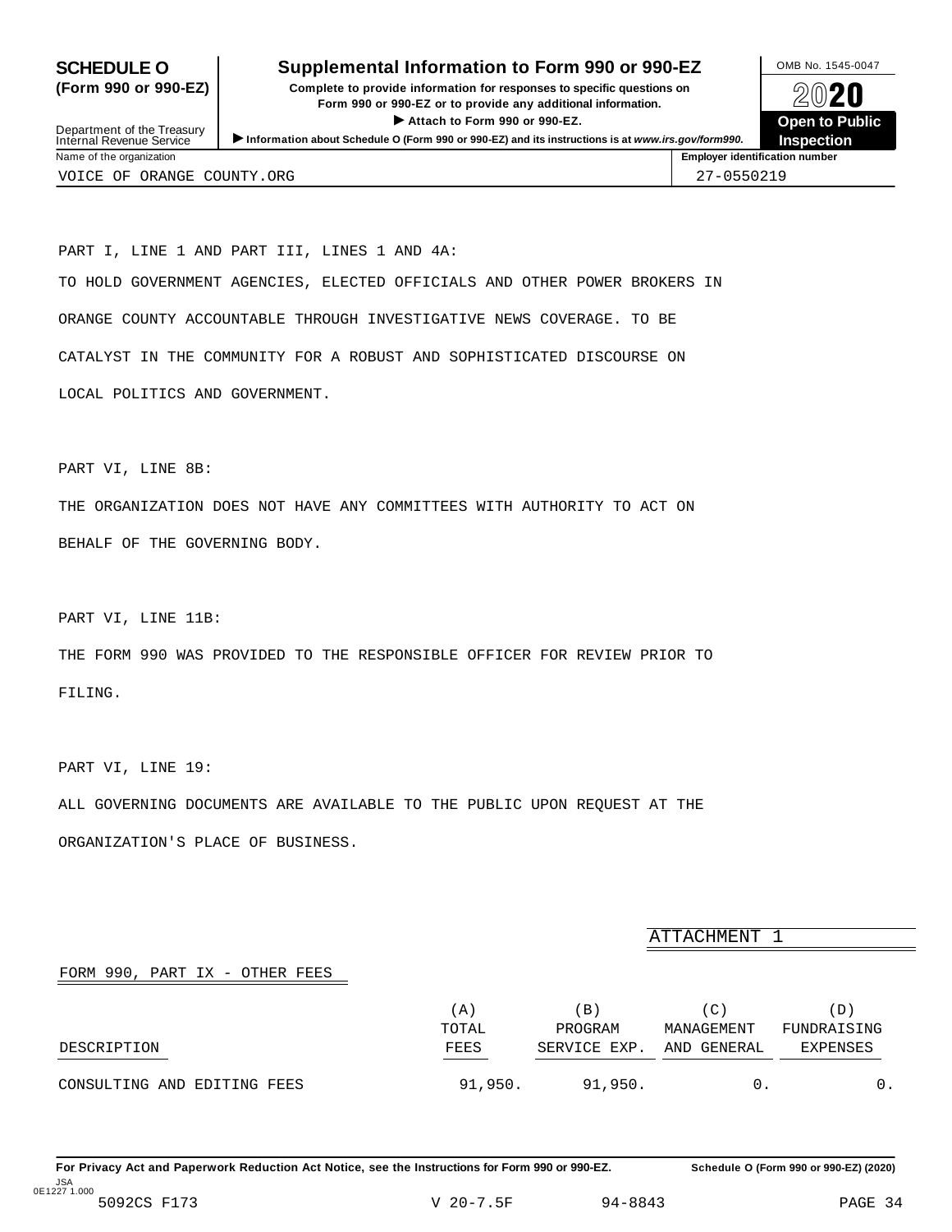# SCHEDULE O (Form 990 or 990-EZ)

## Supplemental Information to Form 990 or 990-EZ

**Complete to provide information for responses to specific questions on Form 990 or 990-EZ or to provide any additional information.**

**▶ Attach to Form 990 or 990-EZ.**

▶ Information about Schedule O (Form 990 or 990-EZ) and its instructions is at *www.irs.gov/form990.*

Department of the Treasury
Internal Revenue Service

OMB No. 1545-0047

**2020**

**Open to Public Inspection**

| Name of the organization | Employer identification number |
|---|---|
| VOICE OF ORANGE COUNTY.ORG | 27-0550219 |

PART I, LINE 1 AND PART III, LINES 1 AND 4A:

TO HOLD GOVERNMENT AGENCIES, ELECTED OFFICIALS AND OTHER POWER BROKERS IN ORANGE COUNTY ACCOUNTABLE THROUGH INVESTIGATIVE NEWS COVERAGE. TO BE CATALYST IN THE COMMUNITY FOR A ROBUST AND SOPHISTICATED DISCOURSE ON LOCAL POLITICS AND GOVERNMENT.

PART VI, LINE 8B:

THE ORGANIZATION DOES NOT HAVE ANY COMMITTEES WITH AUTHORITY TO ACT ON BEHALF OF THE GOVERNING BODY.

PART VI, LINE 11B:

THE FORM 990 WAS PROVIDED TO THE RESPONSIBLE OFFICER FOR REVIEW PRIOR TO FILING.

PART VI, LINE 19:

ALL GOVERNING DOCUMENTS ARE AVAILABLE TO THE PUBLIC UPON REQUEST AT THE ORGANIZATION'S PLACE OF BUSINESS.

ATTACHMENT 1

FORM 990, PART IX - OTHER FEES

| DESCRIPTION | (A) TOTAL FEES | (B) PROGRAM SERVICE EXP. | (C) MANAGEMENT AND GENERAL | (D) FUNDRAISING EXPENSES |
|---|---|---|---|---|
| CONSULTING AND EDITING FEES | 91,950. | 91,950. | 0. | 0. |

**For Privacy Act and Paperwork Reduction Act Notice, see the Instructions for Form 990 or 990-EZ.** **Schedule O (Form 990 or 990-EZ) (2020)**

JSA 0E1227 1.000

5092CS F173 V 20-7.5F 94-8843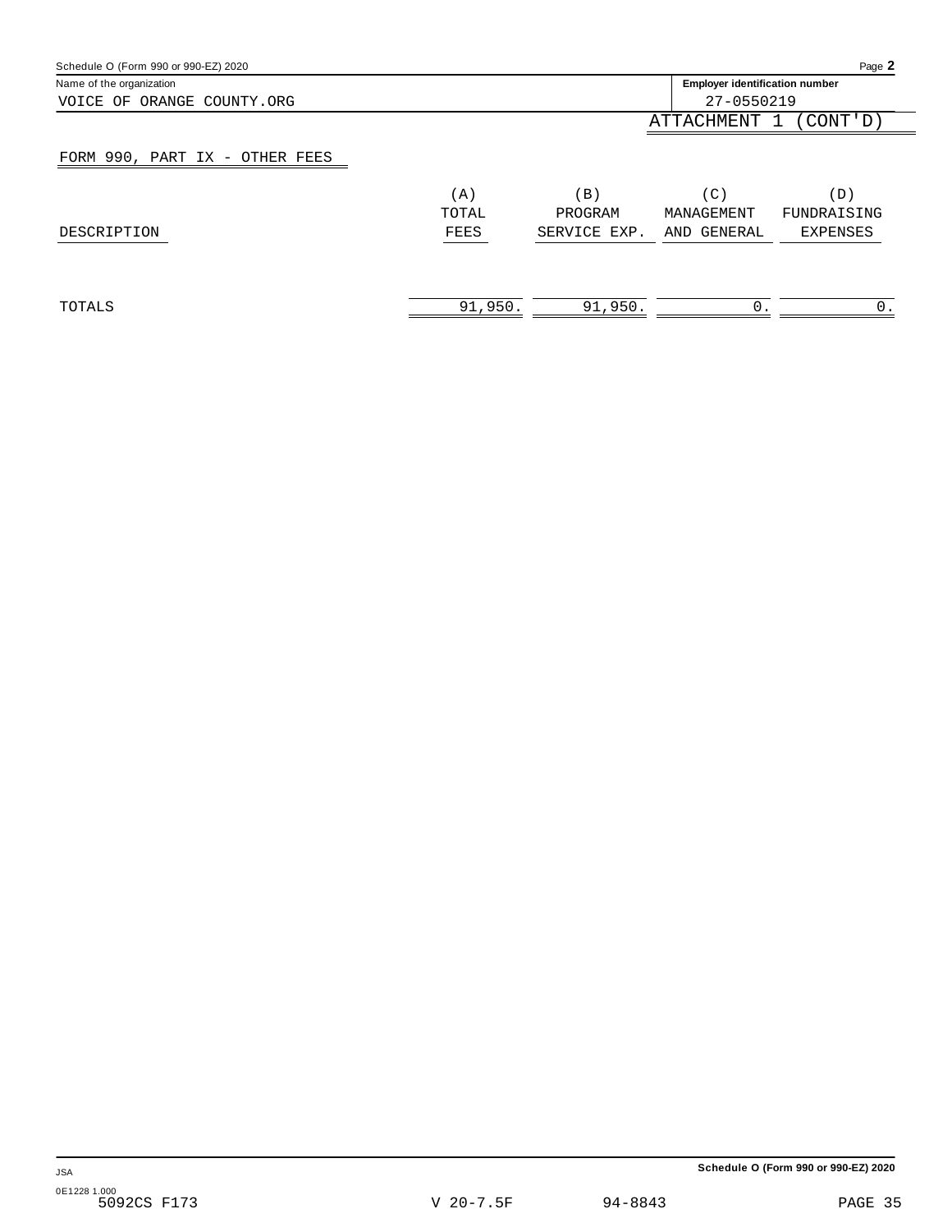Name of the organization: VOICE OF ORANGE COUNTY.ORG

Employer identification number: 27-0550219

ATTACHMENT 1 (CONT'D)

## FORM 990, PART IX - OTHER FEES

| DESCRIPTION | (A) TOTAL FEES | (B) PROGRAM SERVICE EXP. | (C) MANAGEMENT AND GENERAL | (D) FUNDRAISING EXPENSES |
|---|---|---|---|---|
| TOTALS | 91,950. | 91,950. | 0. | 0. |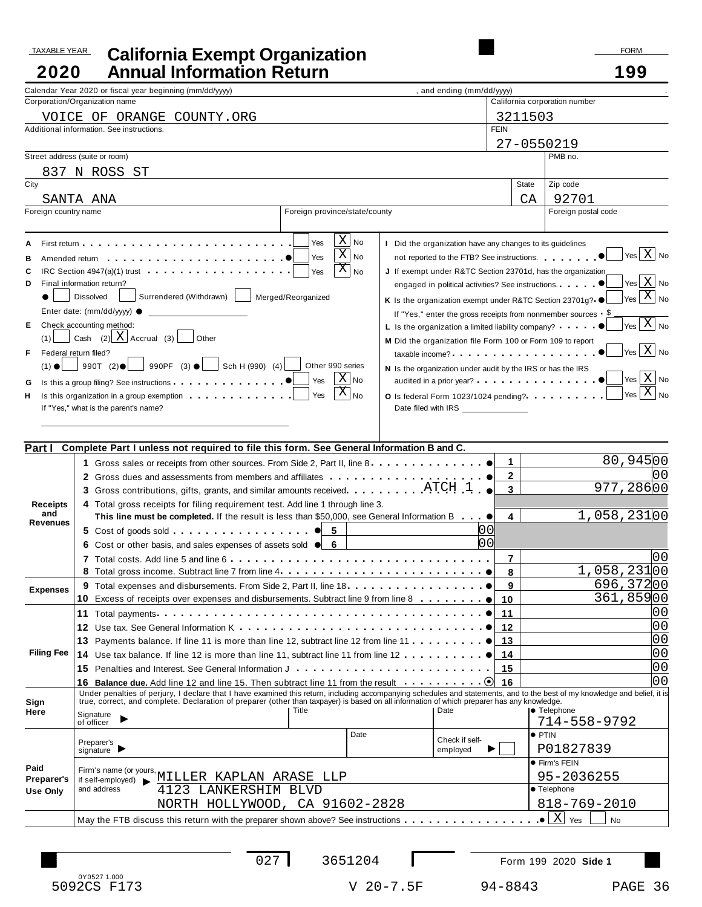TAXABLE YEAR **2020**

# California Exempt Organization Annual Information Return

FORM **199**

Calendar Year 2020 or fiscal year beginning (mm/dd/yyyy) , and ending (mm/dd/yyyy) .

| Corporation/Organization name | California corporation number |
|---|---|
| VOICE OF ORANGE COUNTY.ORG | 3211503 |
| Additional information. See instructions. | FEIN |
| | 27-0550219 |

| Street address (suite or room) | | PMB no. |
|---|---|---|
| 837 N ROSS ST | | |
| **City** | **State** | **Zip code** |
| SANTA ANA | CA | 92701 |
| Foreign country name | Foreign province/state/county | Foreign postal code |

**A** First return . . . Yes [ ] No [X]

**B** Amended return . . . Yes [ ] No [X]

**C** IRC Section 4947(a)(1) trust . . . Yes [ ] No [X]

**D** Final information return?
[ ] Dissolved [ ] Surrendered (Withdrawn) [ ] Merged/Reorganized
Enter date: (mm/dd/yyyy)

**E** Check accounting method:
(1) [ ] Cash (2) [X] Accrual (3) [ ] Other

**F** Federal return filed?
(1) [ ] 990T (2) [ ] 990PF (3) [ ] Sch H (990) (4) [ ] Other 990 series

**G** Is this a group filing? See instructions . . . Yes [ ] No [X]

**H** Is this organization in a group exemption . . . Yes [ ] No [X]
If "Yes," what is the parent's name?

**I** Did the organization have any changes to its guidelines not reported to the FTB? See instructions. . . . Yes [ ] No [X]

**J** If exempt under R&TC Section 23701d, has the organization engaged in political activities? See instructions. . . . Yes [ ] No [X]

**K** Is the organization exempt under R&TC Section 23701g? . . . Yes [ ] No [X]
If "Yes," enter the gross receipts from nonmember sources . $

**L** Is the organization a limited liability company? . . . Yes [ ] No [X]

**M** Did the organization file Form 100 or Form 109 to report taxable income? . . . Yes [ ] No [X]

**N** Is the organization under audit by the IRS or has the IRS audited in a prior year? . . . Yes [ ] No [X]

**O** Is federal Form 1023/1024 pending? . . . Yes [ ] No [X]
Date filed with IRS

## Part I Complete Part I unless not required to file this form. See General Information B and C.

| Section | Line | Description | | | No. | Amount |
|---|---|---|---|---|---|---|
| Receipts and Revenues | 1 | Gross sales or receipts from other sources. From Side 2, Part II, line 8 | | | 1 | 80,945 00 |
| | 2 | Gross dues and assessments from members and affiliates | | | 2 | 00 |
| | 3 | Gross contributions, gifts, grants, and similar amounts received. ATCH 1 | | | 3 | 977,286 00 |
| | 4 | Total gross receipts for filing requirement test. Add line 1 through line 3. **This line must be completed.** If the result is less than $50,000, see General Information B | | | 4 | 1,058,231 00 |
| | 5 | Cost of goods sold | 5 | 00 | | |
| | 6 | Cost or other basis, and sales expenses of assets sold | 6 | 00 | | |
| | 7 | Total costs. Add line 5 and line 6 | | | 7 | 00 |
| | 8 | Total gross income. Subtract line 7 from line 4 | | | 8 | 1,058,231 00 |
| Expenses | 9 | Total expenses and disbursements. From Side 2, Part II, line 18 | | | 9 | 696,372 00 |
| | 10 | Excess of receipts over expenses and disbursements. Subtract line 9 from line 8 | | | 10 | 361,859 00 |
| Filing Fee | 11 | Total payments | | | 11 | 00 |
| | 12 | Use tax. See General Information K | | | 12 | 00 |
| | 13 | Payments balance. If line 11 is more than line 12, subtract line 12 from line 11 | | | 13 | 00 |
| | 14 | Use tax balance. If line 12 is more than line 11, subtract line 11 from line 12 | | | 14 | 00 |
| | 15 | Penalties and Interest. See General Information J | | | 15 | 00 |
| | 16 | **Balance due.** Add line 12 and line 15. Then subtract line 11 from the result | | | 16 | 00 |

**Sign Here**

Under penalties of perjury, I declare that I have examined this return, including accompanying schedules and statements, and to the best of my knowledge and belief, it is true, correct, and complete. Declaration of preparer (other than taxpayer) is based on all information of which preparer has any knowledge.

| Signature of officer | Title | Date | Telephone |
|---|---|---|---|
| | | | 714-558-9792 |

**Paid Preparer's Use Only**

| Preparer's signature | Date | Check if self-employed [ ] | PTIN |
|---|---|---|---|
| | | | P01827839 |
| Firm's name (or yours, if self-employed) and address | MILLER KAPLAN ARASE LLP | | Firm's FEIN: 95-2036255 |
| | 4123 LANKERSHIM BLVD | | Telephone |
| | NORTH HOLLYWOOD, CA 91602-2828 | | 818-769-2010 |

May the FTB discuss this return with the preparer shown above? See instructions . . . [X] Yes [ ] No

027 3651204 Form 199 2020 Side 1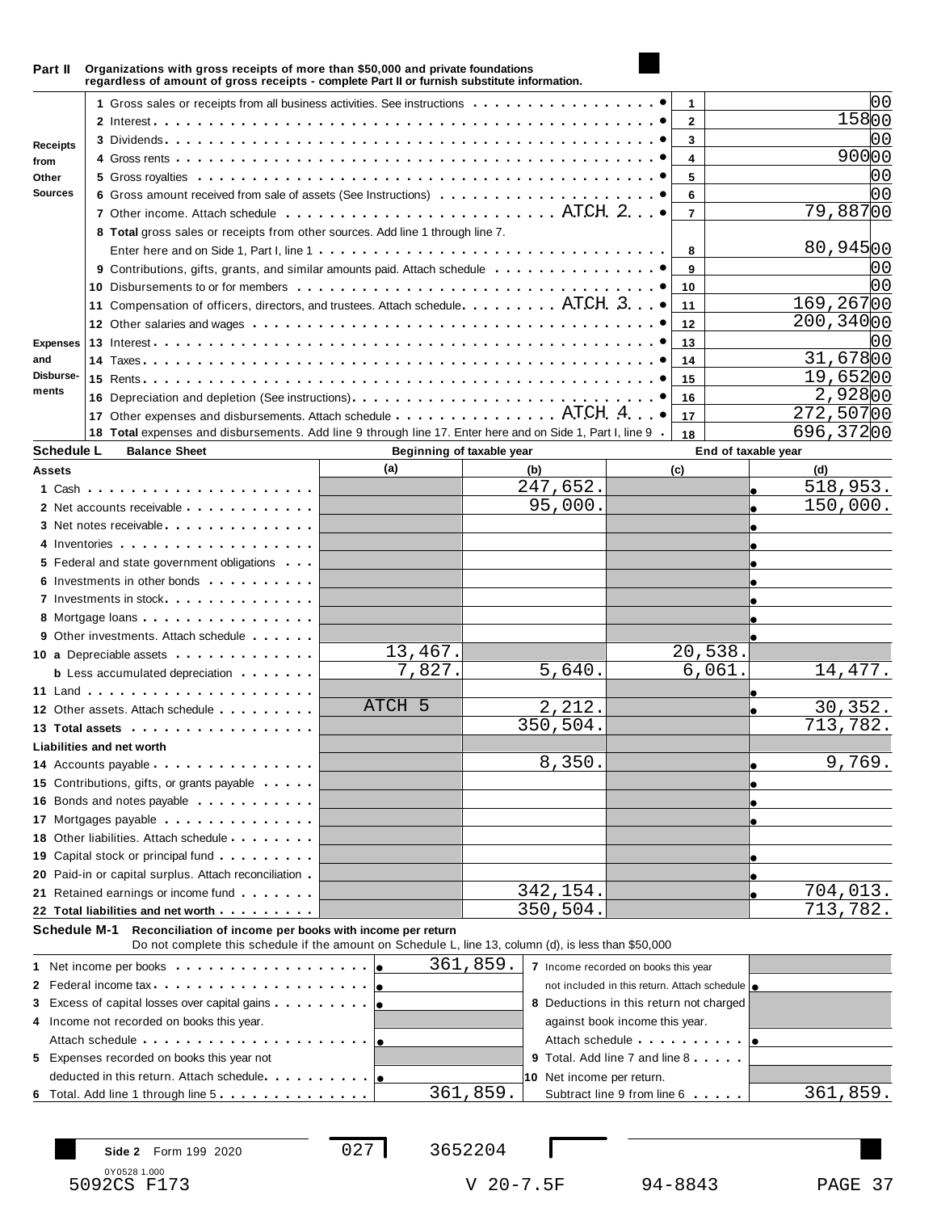## Part II Organizations with gross receipts of more than $50,000 and private foundations regardless of amount of gross receipts - complete Part II or furnish substitute information.

| Section | Line | Description | No. | Amount |
|---|---|---|---|---|
| Receipts from Other Sources | 1 | Gross sales or receipts from all business activities. See instructions | 1 | 00 |
| | 2 | Interest | 2 | 158 00 |
| | 3 | Dividends | 3 | 00 |
| | 4 | Gross rents | 4 | 900 00 |
| | 5 | Gross royalties | 5 | 00 |
| | 6 | Gross amount received from sale of assets (See Instructions) | 6 | 00 |
| | 7 | Other income. Attach schedule ATCH 2 | 7 | 79,887 00 |
| | 8 | **Total** gross sales or receipts from other sources. Add line 1 through line 7. Enter here and on Side 1, Part I, line 1 | 8 | 80,945 00 |
| Expenses and Disbursements | 9 | Contributions, gifts, grants, and similar amounts paid. Attach schedule | 9 | 00 |
| | 10 | Disbursements to or for members | 10 | 00 |
| | 11 | Compensation of officers, directors, and trustees. Attach schedule ATCH 3 | 11 | 169,267 00 |
| | 12 | Other salaries and wages | 12 | 200,340 00 |
| | 13 | Interest | 13 | 00 |
| | 14 | Taxes | 14 | 31,678 00 |
| | 15 | Rents | 15 | 19,652 00 |
| | 16 | Depreciation and depletion (See instructions) | 16 | 2,928 00 |
| | 17 | Other expenses and disbursements. Attach schedule ATCH 4 | 17 | 272,507 00 |
| | 18 | **Total** expenses and disbursements. Add line 9 through line 17. Enter here and on Side 1, Part I, line 9 | 18 | 696,372 00 |

## Schedule L Balance Sheet

| | Beginning of taxable year (a) | (b) | End of taxable year (c) | (d) |
|---|---|---|---|---|
| **Assets** | | | | |
| 1 Cash | | 247,652. | | 518,953. |
| 2 Net accounts receivable | | 95,000. | | 150,000. |
| 3 Net notes receivable | | | | |
| 4 Inventories | | | | |
| 5 Federal and state government obligations | | | | |
| 6 Investments in other bonds | | | | |
| 7 Investments in stock | | | | |
| 8 Mortgage loans | | | | |
| 9 Other investments. Attach schedule | | | | |
| 10 a Depreciable assets | 13,467. | | 20,538. | |
| b Less accumulated depreciation | 7,827. | 5,640. | 6,061. | 14,477. |
| 11 Land | | | | |
| 12 Other assets. Attach schedule | ATCH 5 | 2,212. | | 30,352. |
| 13 **Total assets** | | 350,504. | | 713,782. |
| **Liabilities and net worth** | | | | |
| 14 Accounts payable | | 8,350. | | 9,769. |
| 15 Contributions, gifts, or grants payable | | | | |
| 16 Bonds and notes payable | | | | |
| 17 Mortgages payable | | | | |
| 18 Other liabilities. Attach schedule | | | | |
| 19 Capital stock or principal fund | | | | |
| 20 Paid-in or capital surplus. Attach reconciliation | | | | |
| 21 Retained earnings or income fund | | 342,154. | | 704,013. |
| 22 **Total liabilities and net worth** | | 350,504. | | 713,782. |

## Schedule M-1 Reconciliation of income per books with income per return

Do not complete this schedule if the amount on Schedule L, line 13, column (d), is less than $50,000

| Line | Amount | Line | Amount |
|---|---|---|---|
| 1 Net income per books | 361,859. | 7 Income recorded on books this year not included in this return. Attach schedule | |
| 2 Federal income tax | | 8 Deductions in this return not charged against book income this year. Attach schedule | |
| 3 Excess of capital losses over capital gains | | 9 Total. Add line 7 and line 8 | |
| 4 Income not recorded on books this year. Attach schedule | | 10 Net income per return. Subtract line 9 from line 6 | 361,859. |
| 5 Expenses recorded on books this year not deducted in this return. Attach schedule. | | | |
| 6 Total. Add line 1 through line 5 | 361,859. | | |

Side 2 Form 199 2020 027 3652204

0Y0528 1.000
5092CS F173 V 20-7.5F 94-8843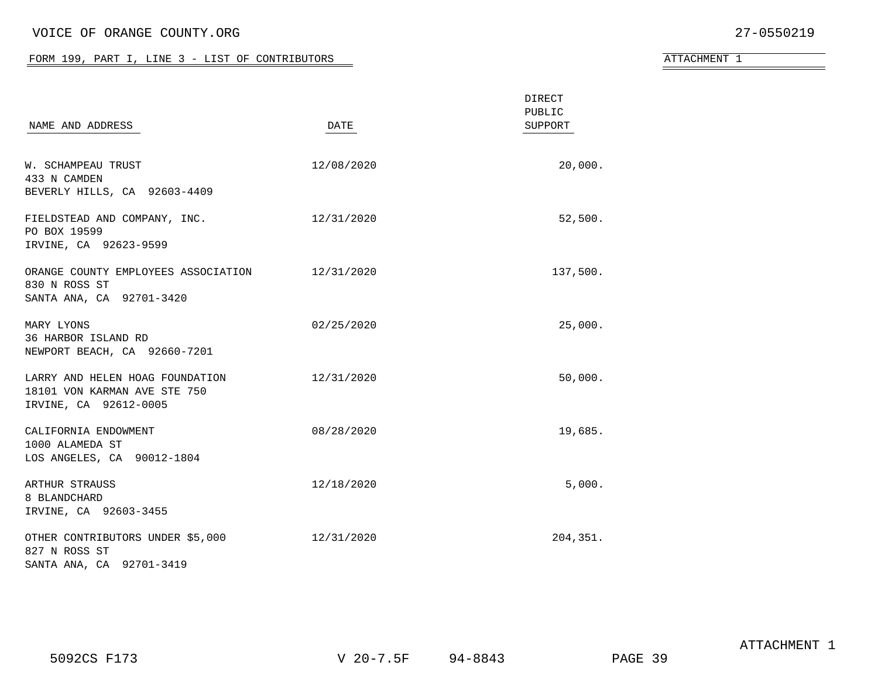VOICE OF ORANGE COUNTY.ORG

27-0550219

FORM 199, PART I, LINE 3 - LIST OF CONTRIBUTORS

ATTACHMENT 1

| NAME AND ADDRESS | DATE | DIRECT PUBLIC SUPPORT |
|---|---|---|
| W. SCHAMPEAU TRUST<br>433 N CAMDEN<br>BEVERLY HILLS, CA 92603-4409 | 12/08/2020 | 20,000. |
| FIELDSTEAD AND COMPANY, INC.<br>PO BOX 19599<br>IRVINE, CA 92623-9599 | 12/31/2020 | 52,500. |
| ORANGE COUNTY EMPLOYEES ASSOCIATION<br>830 N ROSS ST<br>SANTA ANA, CA 92701-3420 | 12/31/2020 | 137,500. |
| MARY LYONS<br>36 HARBOR ISLAND RD<br>NEWPORT BEACH, CA 92660-7201 | 02/25/2020 | 25,000. |
| LARRY AND HELEN HOAG FOUNDATION<br>18101 VON KARMAN AVE STE 750<br>IRVINE, CA 92612-0005 | 12/31/2020 | 50,000. |
| CALIFORNIA ENDOWMENT<br>1000 ALAMEDA ST<br>LOS ANGELES, CA 90012-1804 | 08/28/2020 | 19,685. |
| ARTHUR STRAUSS<br>8 BLANDCHARD<br>IRVINE, CA 92603-3455 | 12/18/2020 | 5,000. |
| OTHER CONTRIBUTORS UNDER $5,000<br>827 N ROSS ST<br>SANTA ANA, CA 92701-3419 | 12/31/2020 | 204,351. |

ATTACHMENT 1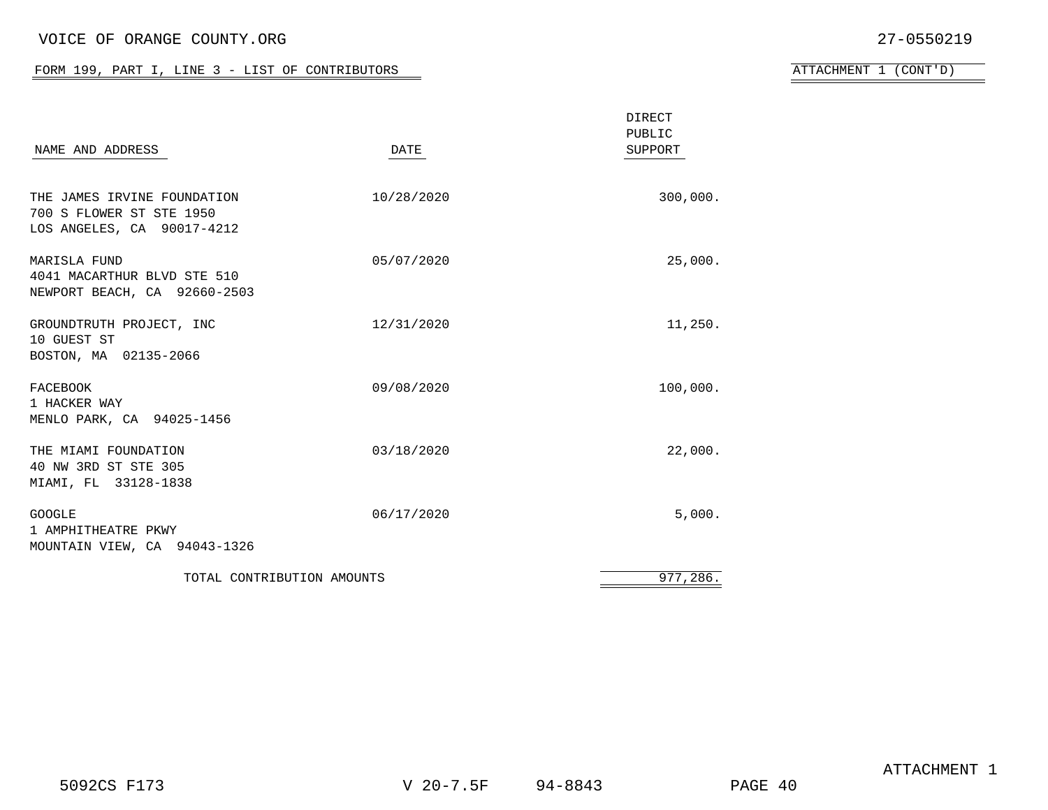VOICE OF ORANGE COUNTY.ORG 27-0550219

FORM 199, PART I, LINE 3 - LIST OF CONTRIBUTORS

ATTACHMENT 1 (CONT'D)

| NAME AND ADDRESS | DATE | DIRECT PUBLIC SUPPORT |
|---|---|---|
| THE JAMES IRVINE FOUNDATION<br>700 S FLOWER ST STE 1950<br>LOS ANGELES, CA 90017-4212 | 10/28/2020 | 300,000. |
| MARISLA FUND<br>4041 MACARTHUR BLVD STE 510<br>NEWPORT BEACH, CA 92660-2503 | 05/07/2020 | 25,000. |
| GROUNDTRUTH PROJECT, INC<br>10 GUEST ST<br>BOSTON, MA 02135-2066 | 12/31/2020 | 11,250. |
| FACEBOOK<br>1 HACKER WAY<br>MENLO PARK, CA 94025-1456 | 09/08/2020 | 100,000. |
| THE MIAMI FOUNDATION<br>40 NW 3RD ST STE 305<br>MIAMI, FL 33128-1838 | 03/18/2020 | 22,000. |
| GOOGLE<br>1 AMPHITHEATRE PKWY<br>MOUNTAIN VIEW, CA 94043-1326 | 06/17/2020 | 5,000. |
| TOTAL CONTRIBUTION AMOUNTS | | 977,286. |

ATTACHMENT 1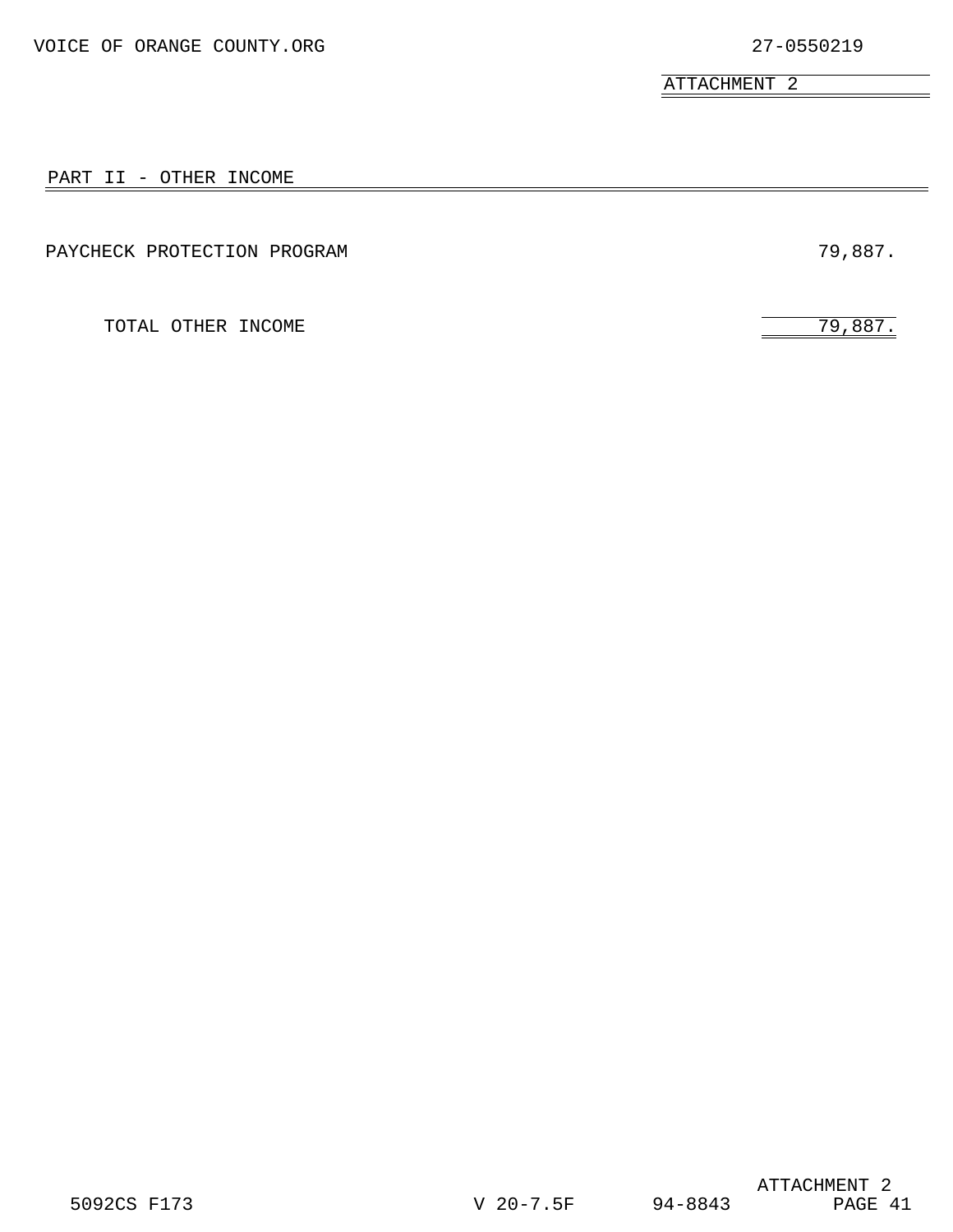VOICE OF ORANGE COUNTY.ORG 27-0550219

ATTACHMENT 2

## PART II - OTHER INCOME

| | |
|---|---|
| PAYCHECK PROTECTION PROGRAM | 79,887. |
| TOTAL OTHER INCOME | 79,887. |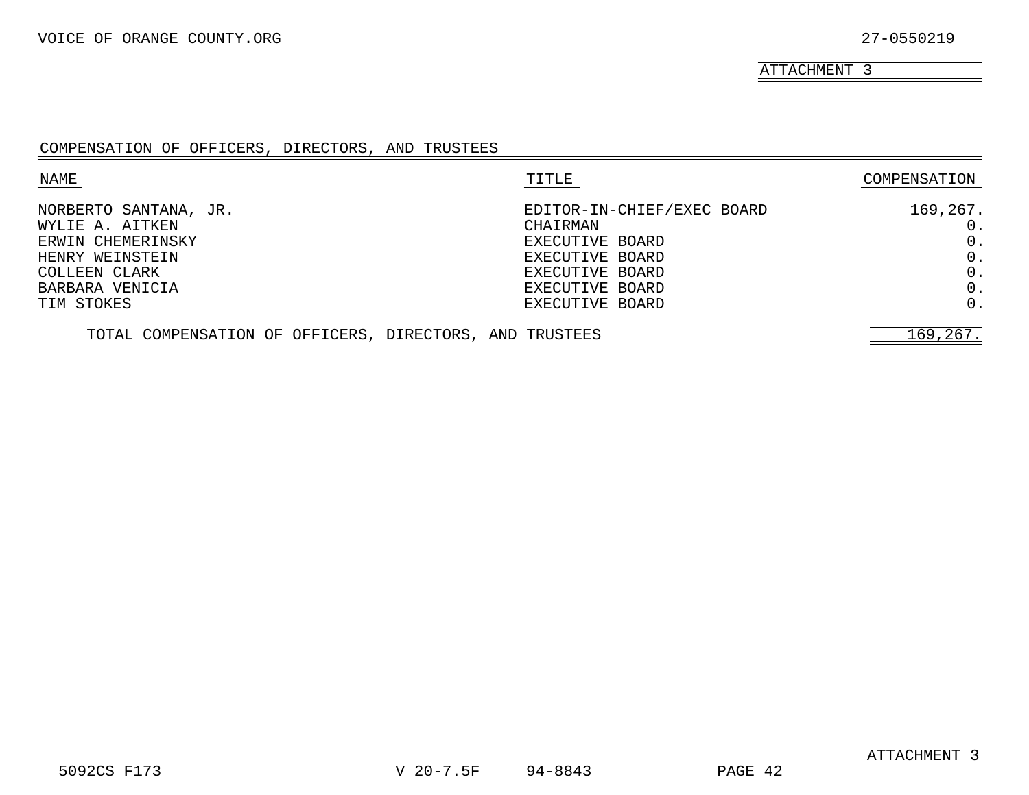VOICE OF ORANGE COUNTY.ORG 27-0550219

ATTACHMENT 3

## COMPENSATION OF OFFICERS, DIRECTORS, AND TRUSTEES

| NAME | TITLE | COMPENSATION |
|---|---|---|
| NORBERTO SANTANA, JR. | EDITOR-IN-CHIEF/EXEC BOARD | 169,267. |
| WYLIE A. AITKEN | CHAIRMAN | 0. |
| ERWIN CHEMERINSKY | EXECUTIVE BOARD | 0. |
| HENRY WEINSTEIN | EXECUTIVE BOARD | 0. |
| COLLEEN CLARK | EXECUTIVE BOARD | 0. |
| BARBARA VENICIA | EXECUTIVE BOARD | 0. |
| TIM STOKES | EXECUTIVE BOARD | 0. |
| TOTAL COMPENSATION OF OFFICERS, DIRECTORS, AND TRUSTEES | | 169,267. |

ATTACHMENT 3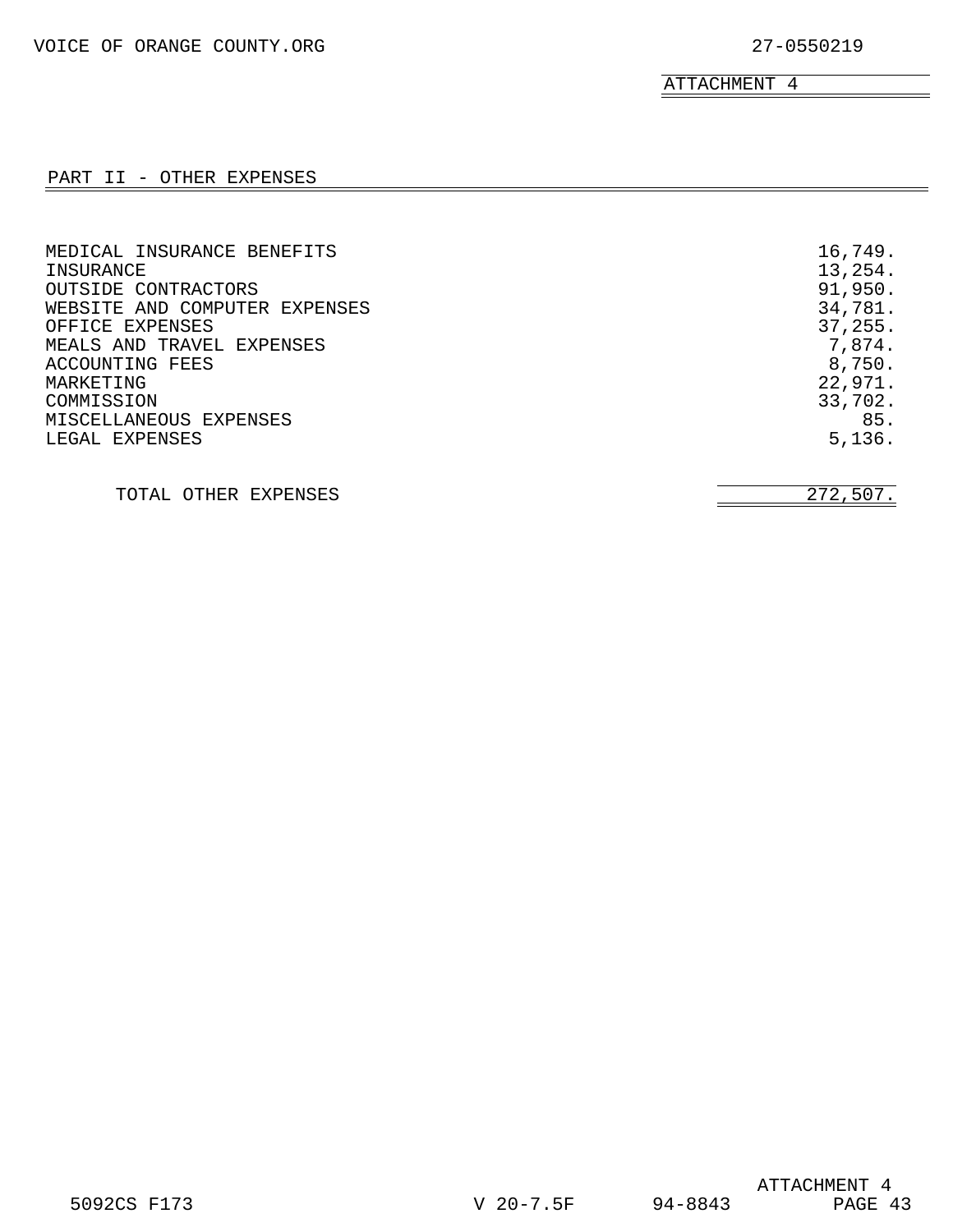VOICE OF ORANGE COUNTY.ORG 27-0550219

ATTACHMENT 4

## PART II - OTHER EXPENSES

| | |
|---|---:|
| MEDICAL INSURANCE BENEFITS | 16,749. |
| INSURANCE | 13,254. |
| OUTSIDE CONTRACTORS | 91,950. |
| WEBSITE AND COMPUTER EXPENSES | 34,781. |
| OFFICE EXPENSES | 37,255. |
| MEALS AND TRAVEL EXPENSES | 7,874. |
| ACCOUNTING FEES | 8,750. |
| MARKETING | 22,971. |
| COMMISSION | 33,702. |
| MISCELLANEOUS EXPENSES | 85. |
| LEGAL EXPENSES | 5,136. |
| TOTAL OTHER EXPENSES | 272,507. |

5092CS F173 V 20-7.5F 94-8843 ATTACHMENT 4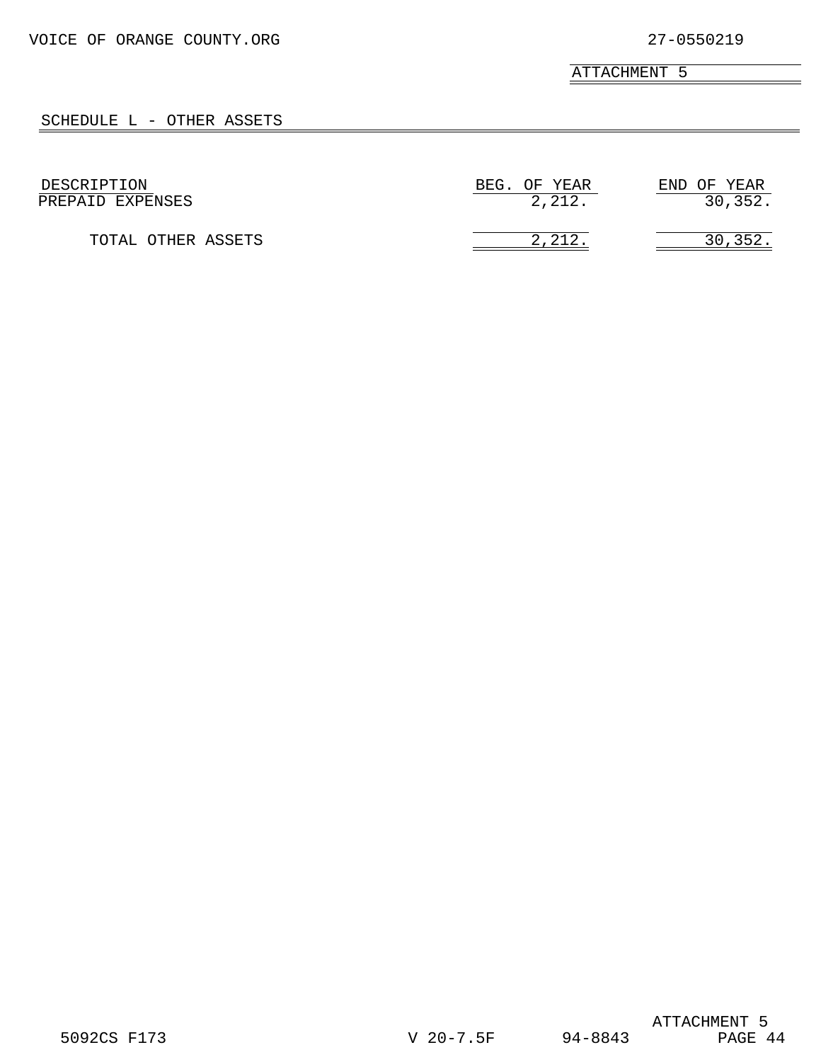VOICE OF ORANGE COUNTY.ORG 27-0550219

ATTACHMENT 5

## SCHEDULE L - OTHER ASSETS

| DESCRIPTION | BEG. OF YEAR | END OF YEAR |
|---|---|---|
| PREPAID EXPENSES | 2,212. | 30,352. |
| TOTAL OTHER ASSETS | 2,212. | 30,352. |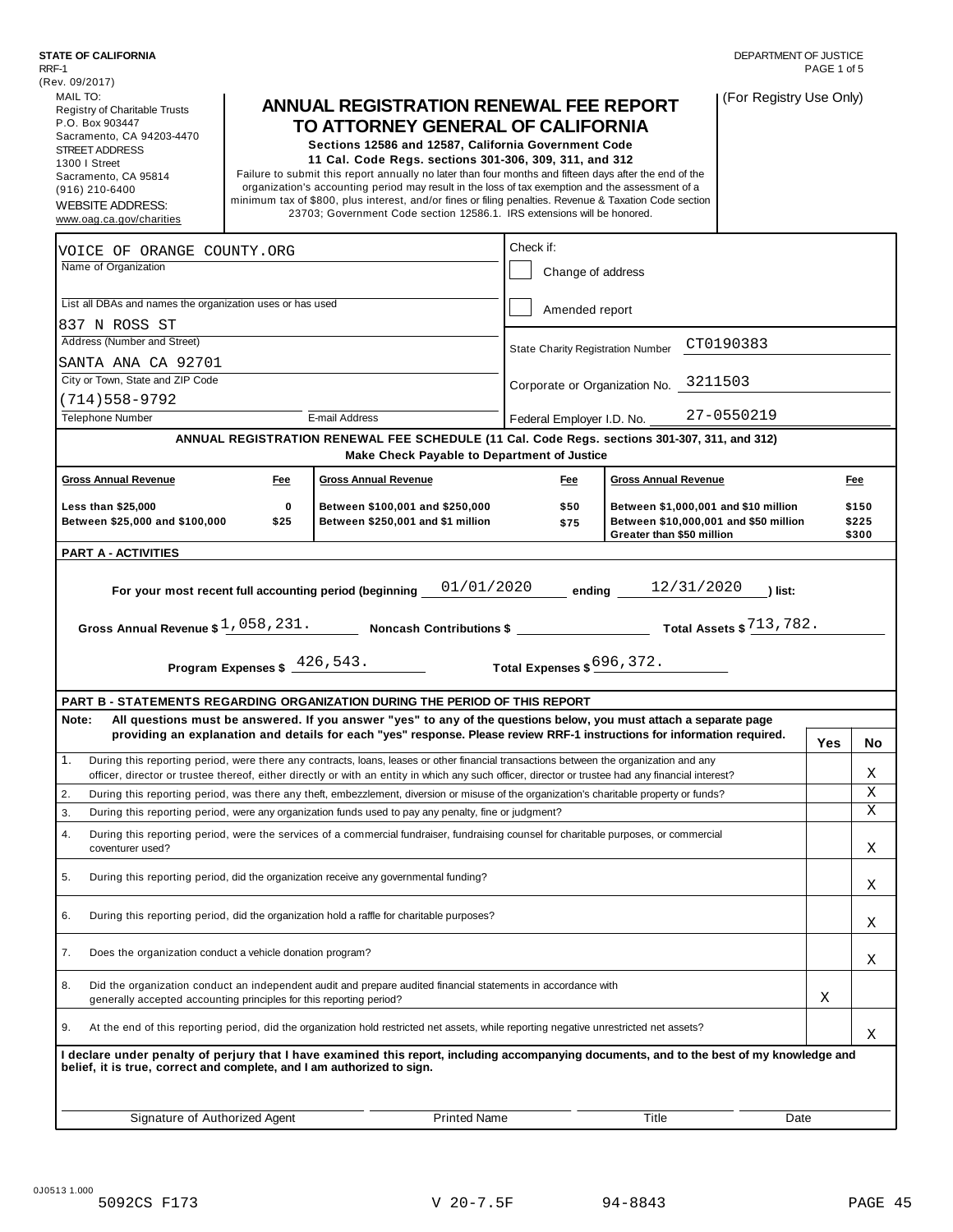STATE OF CALIFORNIA
RRF-1
(Rev. 09/2017)

DEPARTMENT OF JUSTICE

MAIL TO:
Registry of Charitable Trusts
P.O. Box 903447
Sacramento, CA 94203-4470
STREET ADDRESS
1300 I Street
Sacramento, CA 95814
(916) 210-6400
WEBSITE ADDRESS:
www.oag.ca.gov/charities

# ANNUAL REGISTRATION RENEWAL FEE REPORT TO ATTORNEY GENERAL OF CALIFORNIA

**Sections 12586 and 12587, California Government Code**
**11 Cal. Code Regs. sections 301-306, 309, 311, and 312**

Failure to submit this report annually no later than four months and fifteen days after the end of the organization's accounting period may result in the loss of tax exemption and the assessment of a minimum tax of $800, plus interest, and/or fines or filing penalties. Revenue & Taxation Code section 23703; Government Code section 12586.1. IRS extensions will be honored.

(For Registry Use Only)

| | |
|---|---|
| Name of Organization: VOICE OF ORANGE COUNTY.ORG | Check if: ☐ Change of address |
| List all DBAs and names the organization uses or has used: | ☐ Amended report |
| Address (Number and Street): 837 N ROSS ST | State Charity Registration Number: CT0190383 |
| City or Town, State and ZIP Code: SANTA ANA CA 92701 | Corporate or Organization No.: 3211503 |
| Telephone Number: (714)558-9792 &nbsp;&nbsp; E-mail Address: | Federal Employer I.D. No.: 27-0550219 |

**ANNUAL REGISTRATION RENEWAL FEE SCHEDULE (11 Cal. Code Regs. sections 301-307, 311, and 312)**
**Make Check Payable to Department of Justice**

| Gross Annual Revenue | Fee | Gross Annual Revenue | Fee | Gross Annual Revenue | Fee |
|---|---|---|---|---|---|
| Less than $25,000 | 0 | Between $100,001 and $250,000 | $50 | Between $1,000,001 and $10 million | $150 |
| Between $25,000 and $100,000 | $25 | Between $250,001 and $1 million | $75 | Between $10,000,001 and $50 million | $225 |
| | | | | Greater than $50 million | $300 |

**PART A - ACTIVITIES**

For your most recent full accounting period (beginning 01/01/2020 ending 12/31/2020) list:

Gross Annual Revenue $ 1,058,231. &nbsp;&nbsp; Noncash Contributions $ &nbsp;&nbsp; Total Assets $ 713,782.

Program Expenses $ 426,543. &nbsp;&nbsp; Total Expenses $ 696,372.

**PART B - STATEMENTS REGARDING ORGANIZATION DURING THE PERIOD OF THIS REPORT**

**Note: All questions must be answered. If you answer "yes" to any of the questions below, you must attach a separate page providing an explanation and details for each "yes" response. Please review RRF-1 instructions for information required.**

| | Question | Yes | No |
|---|---|---|---|
| 1. | During this reporting period, were there any contracts, loans, leases or other financial transactions between the organization and any officer, director or trustee thereof, either directly or with an entity in which any such officer, director or trustee had any financial interest? | | X |
| 2. | During this reporting period, was there any theft, embezzlement, diversion or misuse of the organization's charitable property or funds? | | X |
| 3. | During this reporting period, were any organization funds used to pay any penalty, fine or judgment? | | X |
| 4. | During this reporting period, were the services of a commercial fundraiser, fundraising counsel for charitable purposes, or commercial coventurer used? | | X |
| 5. | During this reporting period, did the organization receive any governmental funding? | | X |
| 6. | During this reporting period, did the organization hold a raffle for charitable purposes? | | X |
| 7. | Does the organization conduct a vehicle donation program? | | X |
| 8. | Did the organization conduct an independent audit and prepare audited financial statements in accordance with generally accepted accounting principles for this reporting period? | X | |
| 9. | At the end of this reporting period, did the organization hold restricted net assets, while reporting negative unrestricted net assets? | | X |

**I declare under penalty of perjury that I have examined this report, including accompanying documents, and to the best of my knowledge and belief, it is true, correct and complete, and I am authorized to sign.**

| Signature of Authorized Agent | Printed Name | Title | Date |
|---|---|---|---|
| | | | |

0J0513 1.000
5092CS F173 &nbsp;&nbsp; V 20-7.5F &nbsp;&nbsp; 94-8843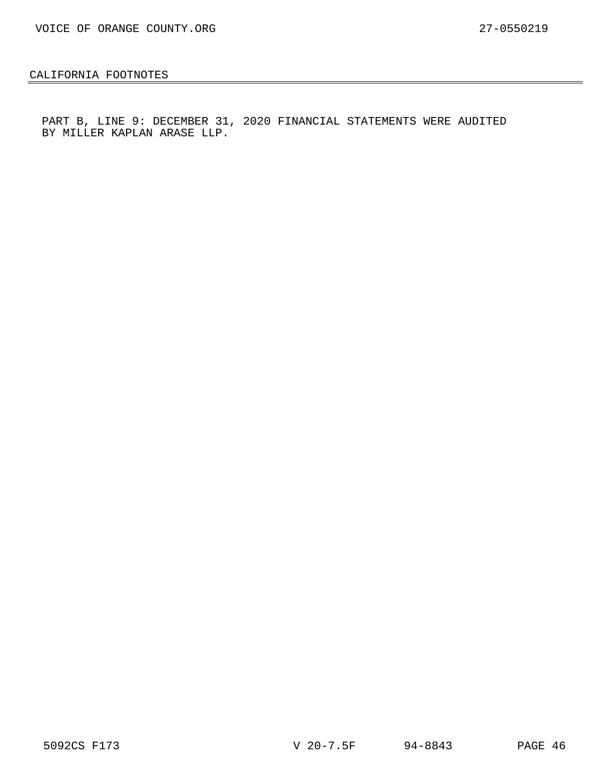## CALIFORNIA FOOTNOTES

PART B, LINE 9: DECEMBER 31, 2020 FINANCIAL STATEMENTS WERE AUDITED BY MILLER KAPLAN ARASE LLP.